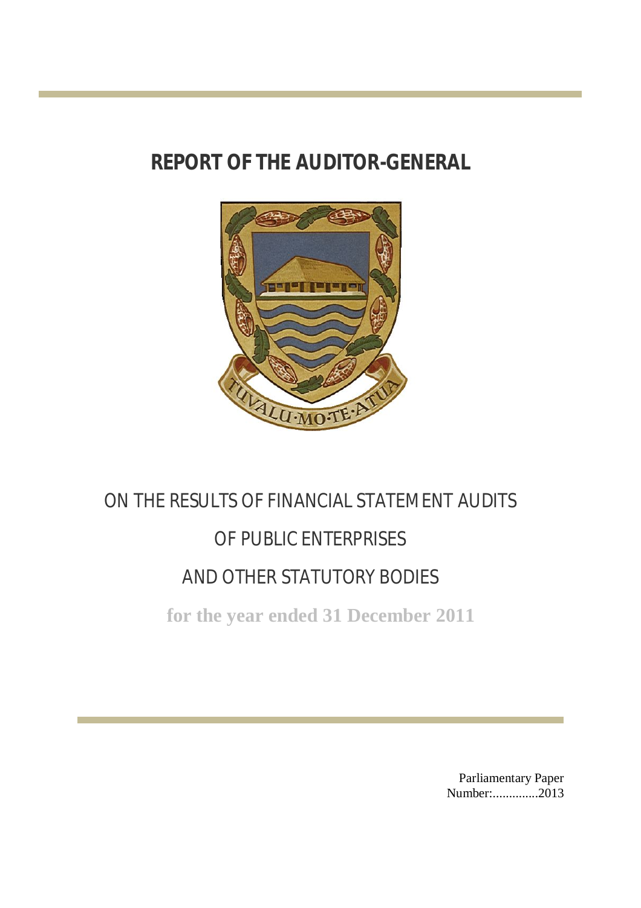# REPORT OF THE AUDITOR-GENERAL

## ON THE RESULTS OF FINANCIAL STATEMENT AUDITS OF PUBLIC ENTERPRISES AND OTHER STATUTORY BODIES

**for the year ended 31 December 2011**

Parliamentary Paper Number:..............2013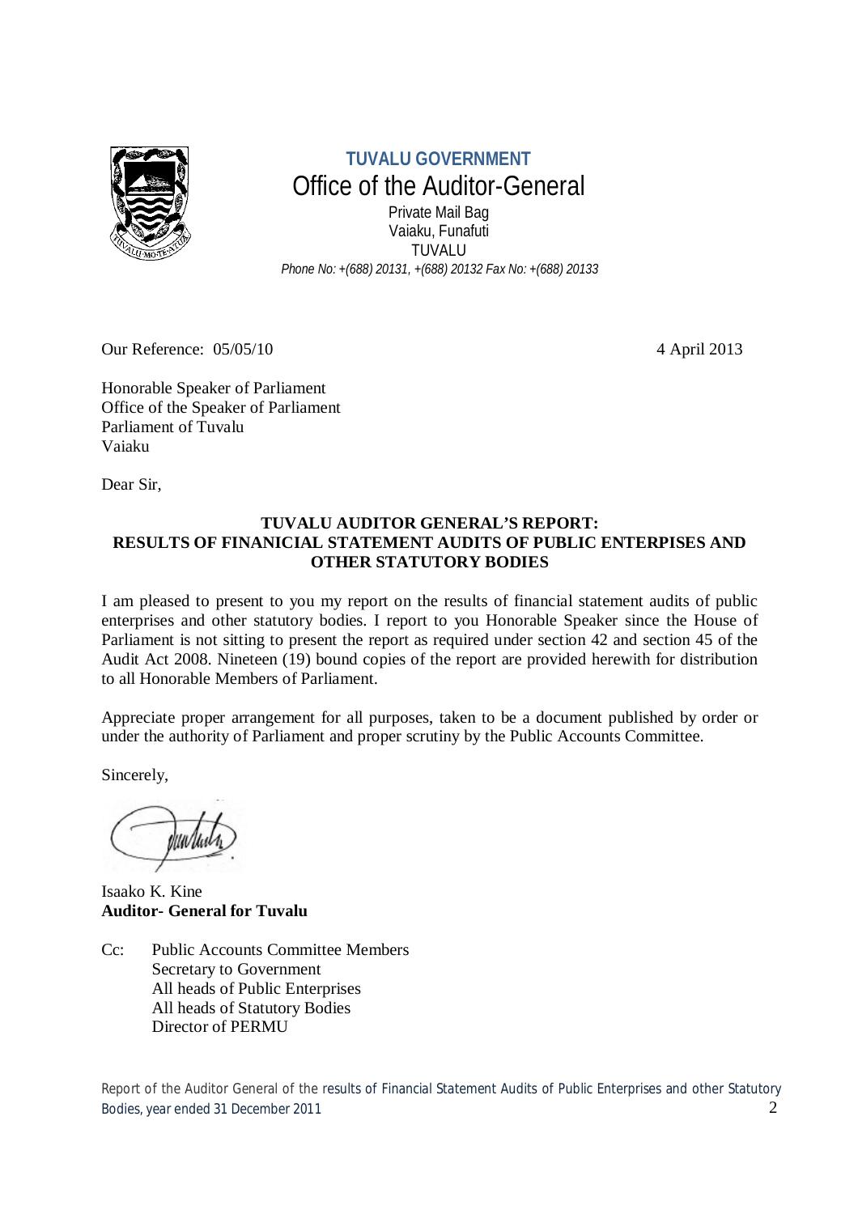**TUVALU GOVERNMENT**

Office of the Auditor-General

Private Mail Bag
Vaiaku, Funafuti
TUVALU

*Phone No: +(688) 20131, +(688) 20132 Fax No: +(688) 20133*

Our Reference: 05/05/10 4 April 2013

Honorable Speaker of Parliament
Office of the Speaker of Parliament
Parliament of Tuvalu
Vaiaku

Dear Sir,

**TUVALU AUDITOR GENERAL'S REPORT:
RESULTS OF FINANICIAL STATEMENT AUDITS OF PUBLIC ENTERPISES AND OTHER STATUTORY BODIES**

I am pleased to present to you my report on the results of financial statement audits of public enterprises and other statutory bodies. I report to you Honorable Speaker since the House of Parliament is not sitting to present the report as required under section 42 and section 45 of the Audit Act 2008. Nineteen (19) bound copies of the report are provided herewith for distribution to all Honorable Members of Parliament.

Appreciate proper arrangement for all purposes, taken to be a document published by order or under the authority of Parliament and proper scrutiny by the Public Accounts Committee.

Sincerely,

Isaako K. Kine
**Auditor- General for Tuvalu**

Cc: Public Accounts Committee Members
Secretary to Government
All heads of Public Enterprises
All heads of Statutory Bodies
Director of PERMU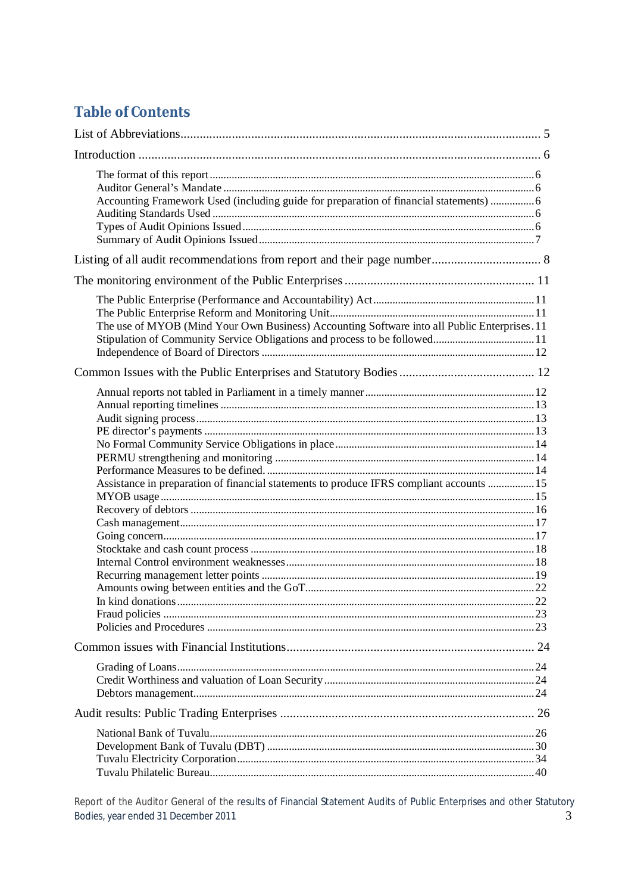# Table of Contents

List of Abbreviations .......... 5

Introduction .......... 6

- The format of this report .......... 6
- Auditor General's Mandate .......... 6
- Accounting Framework Used (including guide for preparation of financial statements) .......... 6
- Auditing Standards Used .......... 6
- Types of Audit Opinions Issued .......... 6
- Summary of Audit Opinions Issued .......... 7

Listing of all audit recommendations from report and their page number .......... 8

The monitoring environment of the Public Enterprises .......... 11

- The Public Enterprise (Performance and Accountability) Act .......... 11
- The Public Enterprise Reform and Monitoring Unit .......... 11
- The use of MYOB (Mind Your Own Business) Accounting Software into all Public Enterprises .......... 11
- Stipulation of Community Service Obligations and process to be followed .......... 11
- Independence of Board of Directors .......... 12

Common Issues with the Public Enterprises and Statutory Bodies .......... 12

- Annual reports not tabled in Parliament in a timely manner .......... 12
- Annual reporting timelines .......... 13
- Audit signing process .......... 13
- PE director's payments .......... 13
- No Formal Community Service Obligations in place .......... 14
- PERMU strengthening and monitoring .......... 14
- Performance Measures to be defined. .......... 14
- Assistance in preparation of financial statements to produce IFRS compliant accounts .......... 15
- MYOB usage .......... 15
- Recovery of debtors .......... 16
- Cash management .......... 17
- Going concern .......... 17
- Stocktake and cash count process .......... 18
- Internal Control environment weaknesses .......... 18
- Recurring management letter points .......... 19
- Amounts owing between entities and the GoT .......... 22
- In kind donations .......... 22
- Fraud policies .......... 23
- Policies and Procedures .......... 23

Common issues with Financial Institutions .......... 24

- Grading of Loans .......... 24
- Credit Worthiness and valuation of Loan Security .......... 24
- Debtors management .......... 24

Audit results: Public Trading Enterprises .......... 26

- National Bank of Tuvalu .......... 26
- Development Bank of Tuvalu (DBT) .......... 30
- Tuvalu Electricity Corporation .......... 34
- Tuvalu Philatelic Bureau .......... 40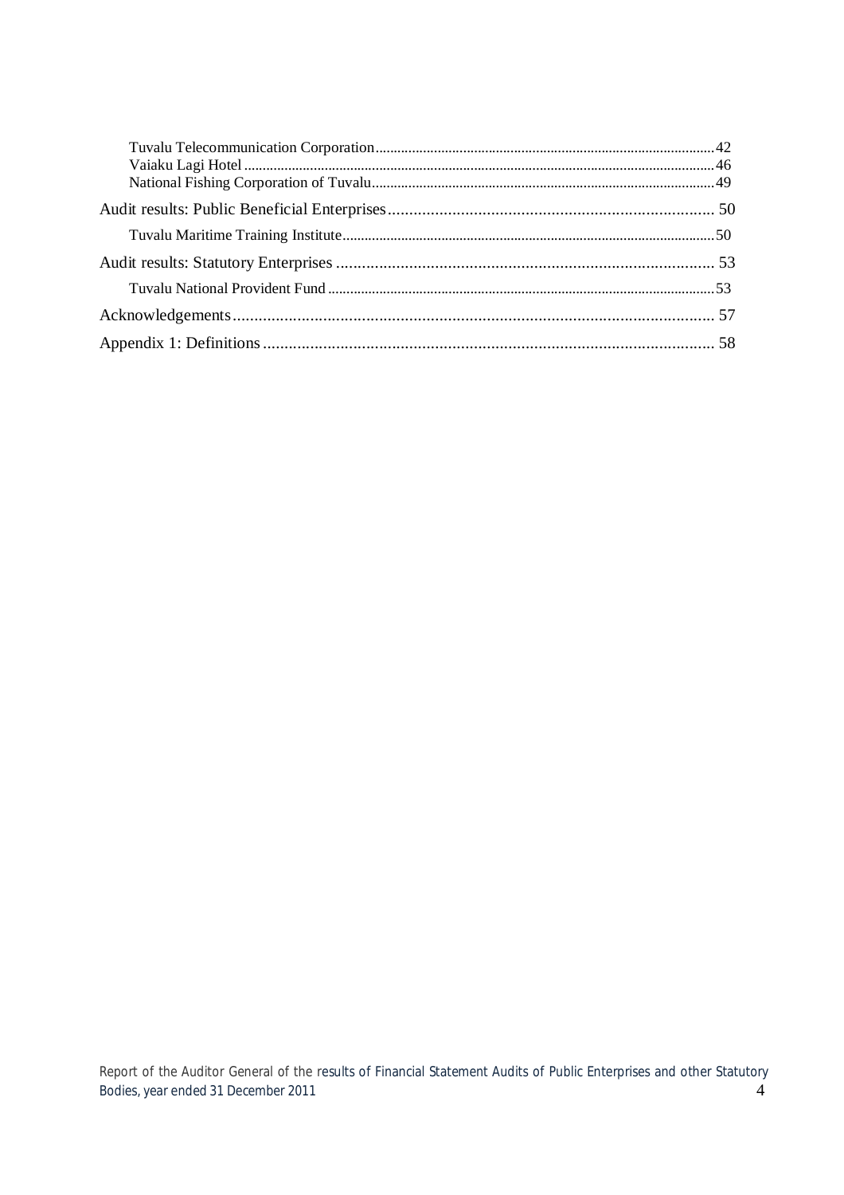Tuvalu Telecommunication Corporation....................................................................................42
Vaiaku Lagi Hotel ..........................................................................................................................46
National Fishing Corporation of Tuvalu.......................................................................................49

Audit results: Public Beneficial Enterprises........................................................................ 50

Tuvalu Maritime Training Institute................................................................................................50

Audit results: Statutory Enterprises .................................................................................... 53

Tuvalu National Provident Fund ...................................................................................................53

Acknowledgements............................................................................................................... 57

Appendix 1: Definitions ....................................................................................................... 58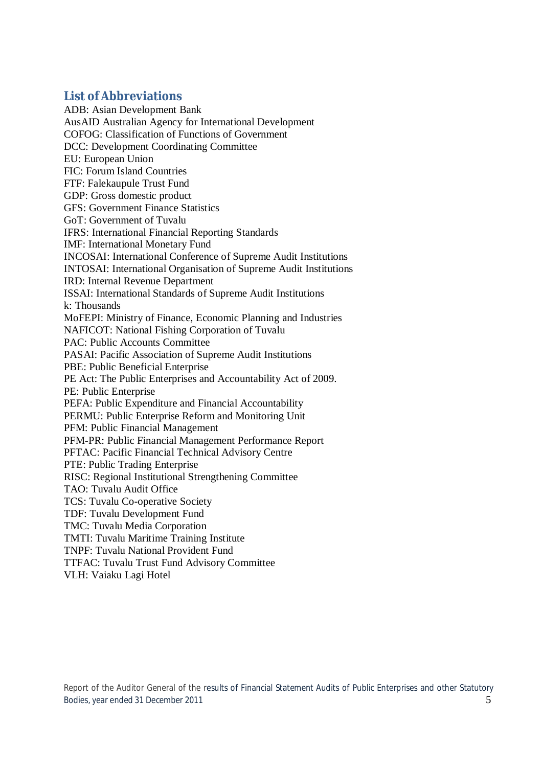## List of Abbreviations

ADB: Asian Development Bank
AusAID Australian Agency for International Development
COFOG: Classification of Functions of Government
DCC: Development Coordinating Committee
EU: European Union
FIC: Forum Island Countries
FTF: Falekaupule Trust Fund
GDP: Gross domestic product
GFS: Government Finance Statistics
GoT: Government of Tuvalu
IFRS: International Financial Reporting Standards
IMF: International Monetary Fund
INCOSAI: International Conference of Supreme Audit Institutions
INTOSAI: International Organisation of Supreme Audit Institutions
IRD: Internal Revenue Department
ISSAI: International Standards of Supreme Audit Institutions
k: Thousands
MoFEPI: Ministry of Finance, Economic Planning and Industries
NAFICOT: National Fishing Corporation of Tuvalu
PAC: Public Accounts Committee
PASAI: Pacific Association of Supreme Audit Institutions
PBE: Public Beneficial Enterprise
PE Act: The Public Enterprises and Accountability Act of 2009.
PE: Public Enterprise
PEFA: Public Expenditure and Financial Accountability
PERMU: Public Enterprise Reform and Monitoring Unit
PFM: Public Financial Management
PFM-PR: Public Financial Management Performance Report
PFTAC: Pacific Financial Technical Advisory Centre
PTE: Public Trading Enterprise
RISC: Regional Institutional Strengthening Committee
TAO: Tuvalu Audit Office
TCS: Tuvalu Co-operative Society
TDF: Tuvalu Development Fund
TMC: Tuvalu Media Corporation
TMTI: Tuvalu Maritime Training Institute
TNPF: Tuvalu National Provident Fund
TTFAC: Tuvalu Trust Fund Advisory Committee
VLH: Vaiaku Lagi Hotel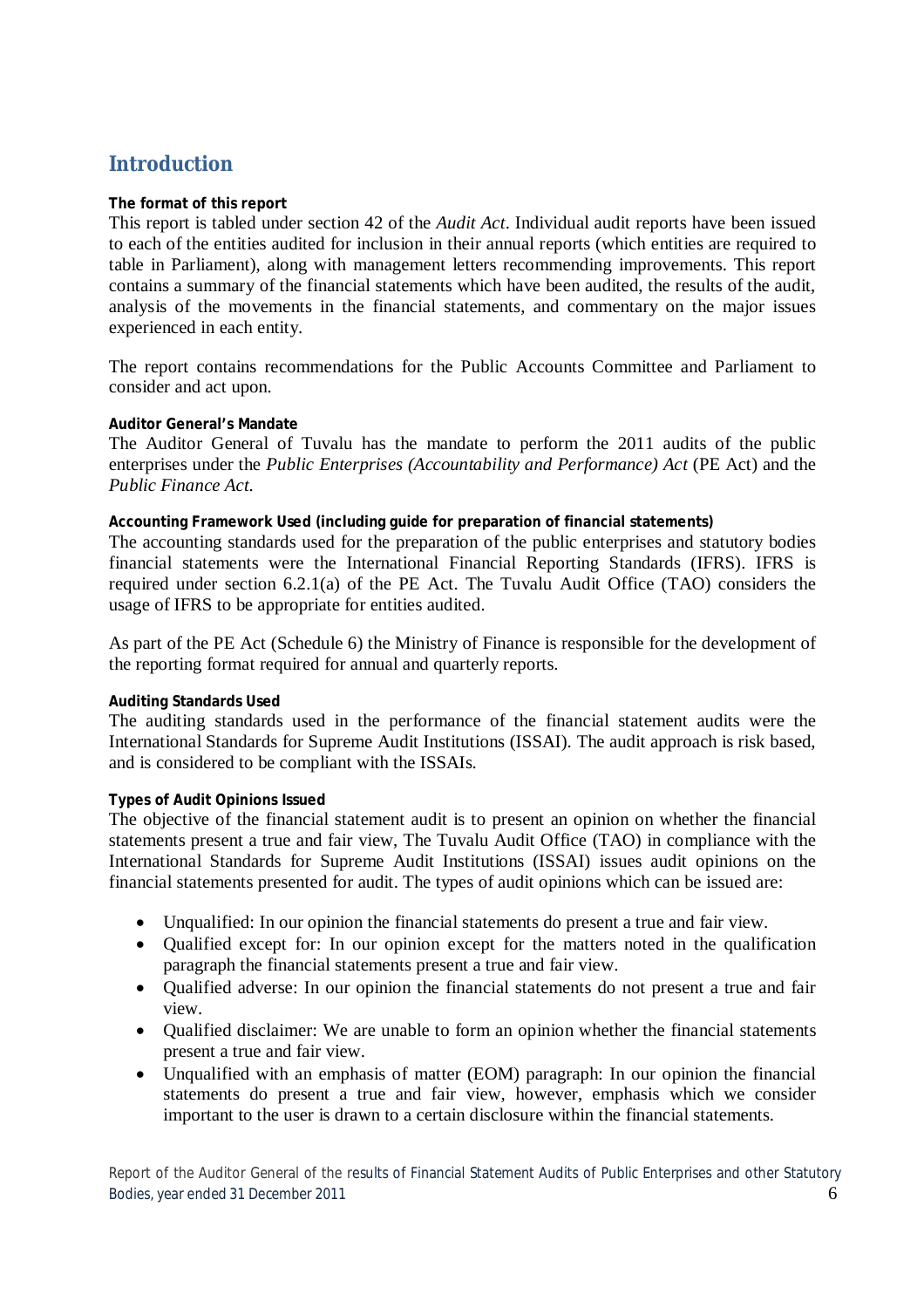## Introduction

**The format of this report**

This report is tabled under section 42 of the *Audit Act*. Individual audit reports have been issued to each of the entities audited for inclusion in their annual reports (which entities are required to table in Parliament), along with management letters recommending improvements. This report contains a summary of the financial statements which have been audited, the results of the audit, analysis of the movements in the financial statements, and commentary on the major issues experienced in each entity.

The report contains recommendations for the Public Accounts Committee and Parliament to consider and act upon.

**Auditor General's Mandate**

The Auditor General of Tuvalu has the mandate to perform the 2011 audits of the public enterprises under the *Public Enterprises (Accountability and Performance) Act* (PE Act) and the *Public Finance Act.*

**Accounting Framework Used (including guide for preparation of financial statements)**

The accounting standards used for the preparation of the public enterprises and statutory bodies financial statements were the International Financial Reporting Standards (IFRS). IFRS is required under section 6.2.1(a) of the PE Act. The Tuvalu Audit Office (TAO) considers the usage of IFRS to be appropriate for entities audited.

As part of the PE Act (Schedule 6) the Ministry of Finance is responsible for the development of the reporting format required for annual and quarterly reports.

**Auditing Standards Used**

The auditing standards used in the performance of the financial statement audits were the International Standards for Supreme Audit Institutions (ISSAI). The audit approach is risk based, and is considered to be compliant with the ISSAIs.

**Types of Audit Opinions Issued**

The objective of the financial statement audit is to present an opinion on whether the financial statements present a true and fair view, The Tuvalu Audit Office (TAO) in compliance with the International Standards for Supreme Audit Institutions (ISSAI) issues audit opinions on the financial statements presented for audit. The types of audit opinions which can be issued are:

- Unqualified: In our opinion the financial statements do present a true and fair view.
- Qualified except for: In our opinion except for the matters noted in the qualification paragraph the financial statements present a true and fair view.
- Qualified adverse: In our opinion the financial statements do not present a true and fair view.
- Qualified disclaimer: We are unable to form an opinion whether the financial statements present a true and fair view.
- Unqualified with an emphasis of matter (EOM) paragraph: In our opinion the financial statements do present a true and fair view, however, emphasis which we consider important to the user is drawn to a certain disclosure within the financial statements.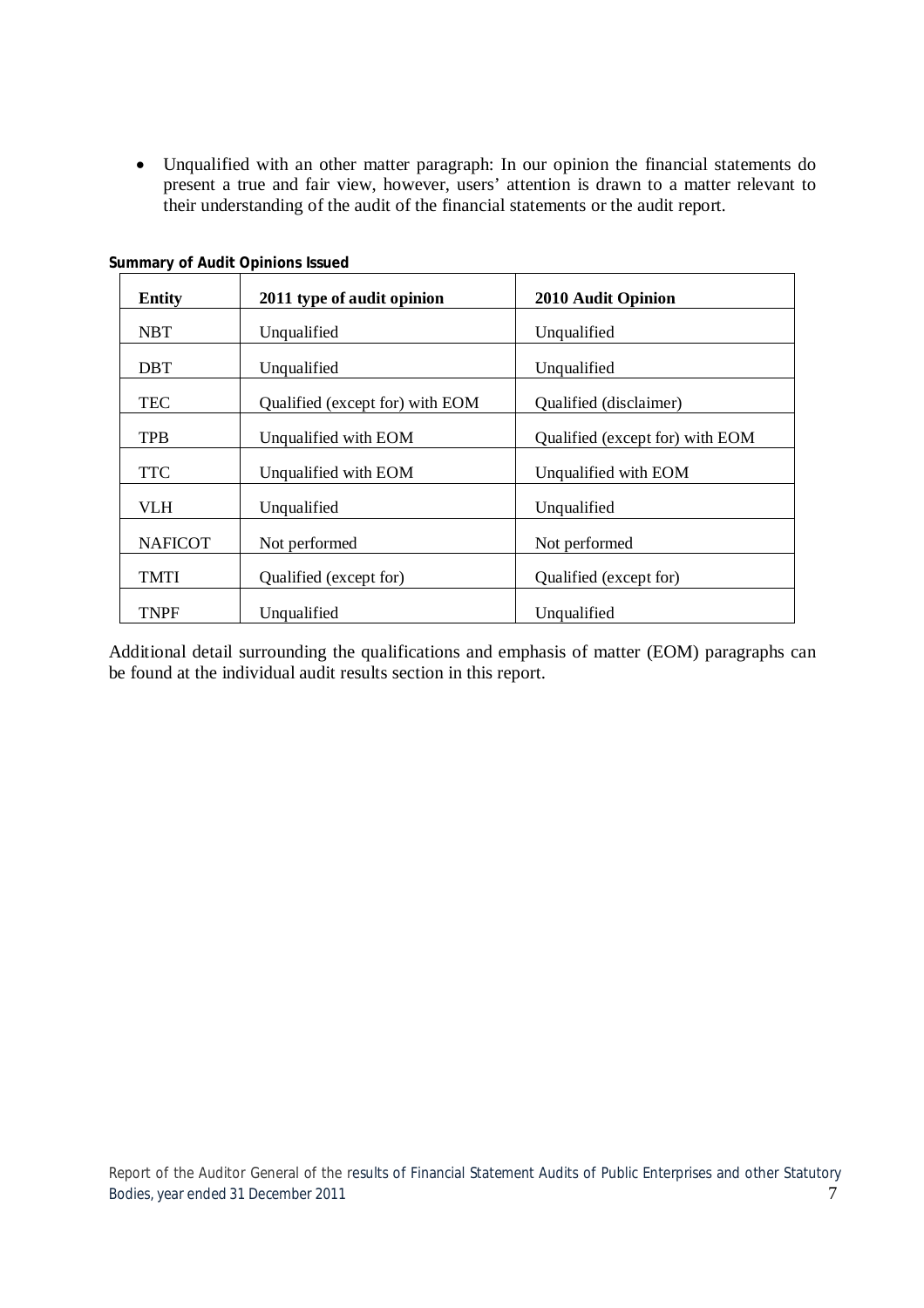- Unqualified with an other matter paragraph: In our opinion the financial statements do present a true and fair view, however, users' attention is drawn to a matter relevant to their understanding of the audit of the financial statements or the audit report.

**Summary of Audit Opinions Issued**

| Entity | 2011 type of audit opinion | 2010 Audit Opinion |
|---|---|---|
| NBT | Unqualified | Unqualified |
| DBT | Unqualified | Unqualified |
| TEC | Qualified (except for) with EOM | Qualified (disclaimer) |
| TPB | Unqualified with EOM | Qualified (except for) with EOM |
| TTC | Unqualified with EOM | Unqualified with EOM |
| VLH | Unqualified | Unqualified |
| NAFICOT | Not performed | Not performed |
| TMTI | Qualified (except for) | Qualified (except for) |
| TNPF | Unqualified | Unqualified |

Additional detail surrounding the qualifications and emphasis of matter (EOM) paragraphs can be found at the individual audit results section in this report.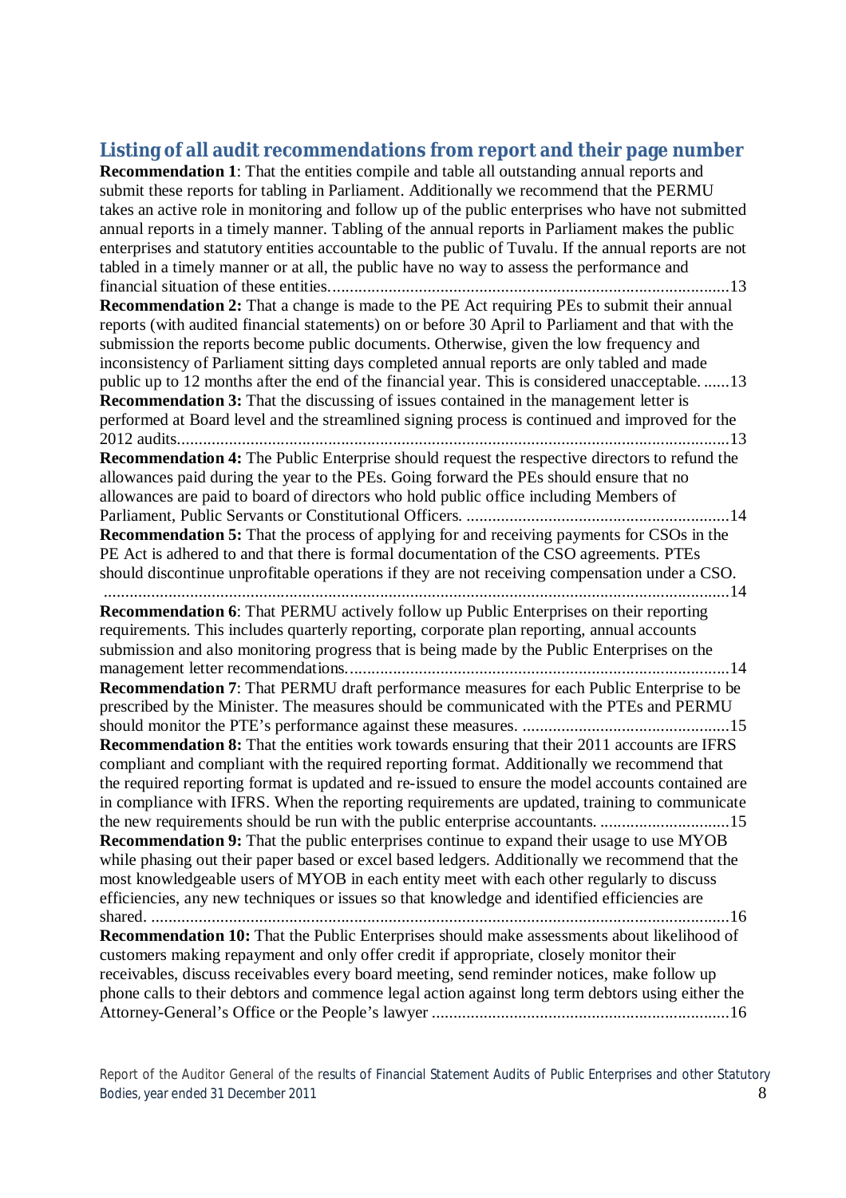## Listing of all audit recommendations from report and their page number

**Recommendation 1**: That the entities compile and table all outstanding annual reports and submit these reports for tabling in Parliament. Additionally we recommend that the PERMU takes an active role in monitoring and follow up of the public enterprises who have not submitted annual reports in a timely manner. Tabling of the annual reports in Parliament makes the public enterprises and statutory entities accountable to the public of Tuvalu. If the annual reports are not tabled in a timely manner or at all, the public have no way to assess the performance and financial situation of these entities..............................................................................................13

**Recommendation 2:** That a change is made to the PE Act requiring PEs to submit their annual reports (with audited financial statements) on or before 30 April to Parliament and that with the submission the reports become public documents. Otherwise, given the low frequency and inconsistency of Parliament sitting days completed annual reports are only tabled and made public up to 12 months after the end of the financial year. This is considered unacceptable. ......13

**Recommendation 3:** That the discussing of issues contained in the management letter is performed at Board level and the streamlined signing process is continued and improved for the 2012 audits...................................................................................................................13

**Recommendation 4:** The Public Enterprise should request the respective directors to refund the allowances paid during the year to the PEs. Going forward the PEs should ensure that no allowances are paid to board of directors who hold public office including Members of Parliament, Public Servants or Constitutional Officers. .............................................................14

**Recommendation 5:** That the process of applying for and receiving payments for CSOs in the PE Act is adhered to and that there is formal documentation of the CSO agreements. PTEs should discontinue unprofitable operations if they are not receiving compensation under a CSO. ..................................................................................................................................14

**Recommendation 6**: That PERMU actively follow up Public Enterprises on their reporting requirements. This includes quarterly reporting, corporate plan reporting, annual accounts submission and also monitoring progress that is being made by the Public Enterprises on the management letter recommendations.........................................................................................14

**Recommendation 7**: That PERMU draft performance measures for each Public Enterprise to be prescribed by the Minister. The measures should be communicated with the PTEs and PERMU should monitor the PTE's performance against these measures. ................................................15

**Recommendation 8:** That the entities work towards ensuring that their 2011 accounts are IFRS compliant and compliant with the required reporting format. Additionally we recommend that the required reporting format is updated and re-issued to ensure the model accounts contained are in compliance with IFRS. When the reporting requirements are updated, training to communicate the new requirements should be run with the public enterprise accountants. ..............................15

**Recommendation 9:** That the public enterprises continue to expand their usage to use MYOB while phasing out their paper based or excel based ledgers. Additionally we recommend that the most knowledgeable users of MYOB in each entity meet with each other regularly to discuss efficiencies, any new techniques or issues so that knowledge and identified efficiencies are shared. .......................................................................................................................................16

**Recommendation 10:** That the Public Enterprises should make assessments about likelihood of customers making repayment and only offer credit if appropriate, closely monitor their receivables, discuss receivables every board meeting, send reminder notices, make follow up phone calls to their debtors and commence legal action against long term debtors using either the Attorney-General's Office or the People's lawyer .....................................................................16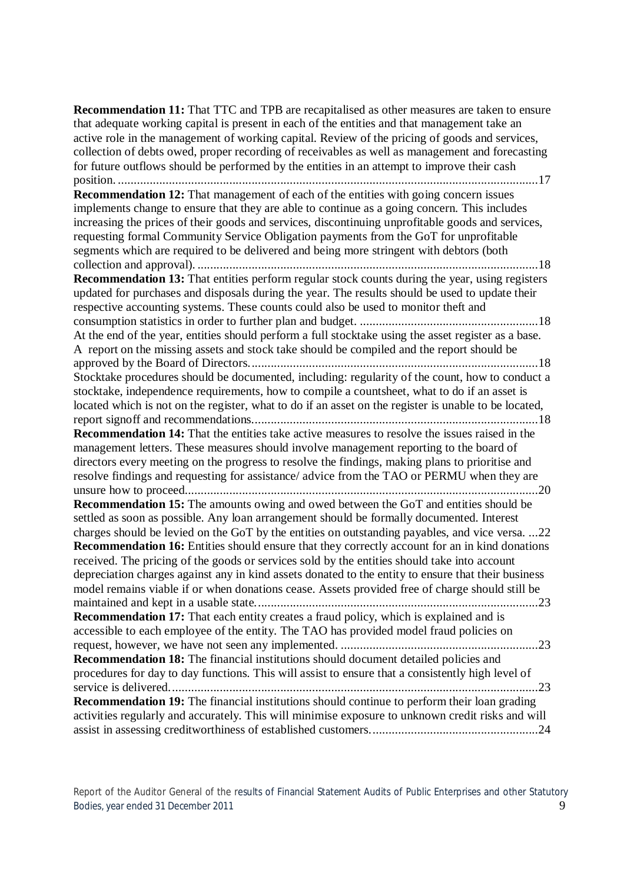**Recommendation 11:** That TTC and TPB are recapitalised as other measures are taken to ensure that adequate working capital is present in each of the entities and that management take an active role in the management of working capital. Review of the pricing of goods and services, collection of debts owed, proper recording of receivables as well as management and forecasting for future outflows should be performed by the entities in an attempt to improve their cash position. ....................................................................................................................................17

**Recommendation 12:** That management of each of the entities with going concern issues implements change to ensure that they are able to continue as a going concern. This includes increasing the prices of their goods and services, discontinuing unprofitable goods and services, requesting formal Community Service Obligation payments from the GoT for unprofitable segments which are required to be delivered and being more stringent with debtors (both collection and approval). ..........................................................................................................18

**Recommendation 13:** That entities perform regular stock counts during the year, using registers updated for purchases and disposals during the year. The results should be used to update their respective accounting systems. These counts could also be used to monitor theft and consumption statistics in order to further plan and budget. ........................................................18

At the end of the year, entities should perform a full stocktake using the asset register as a base. A report on the missing assets and stock take should be compiled and the report should be approved by the Board of Directors.........................................................................................18

Stocktake procedures should be documented, including: regularity of the count, how to conduct a stocktake, independence requirements, how to compile a countsheet, what to do if an asset is located which is not on the register, what to do if an asset on the register is unable to be located, report signoff and recommendations.........................................................................................18

**Recommendation 14:** That the entities take active measures to resolve the issues raised in the management letters. These measures should involve management reporting to the board of directors every meeting on the progress to resolve the findings, making plans to prioritise and resolve findings and requesting for assistance/ advice from the TAO or PERMU when they are unsure how to proceed..............................................................................................................20

**Recommendation 15:** The amounts owing and owed between the GoT and entities should be settled as soon as possible. Any loan arrangement should be formally documented. Interest charges should be levied on the GoT by the entities on outstanding payables, and vice versa. ...22

**Recommendation 16:** Entities should ensure that they correctly account for an in kind donations received. The pricing of the goods or services sold by the entities should take into account depreciation charges against any in kind assets donated to the entity to ensure that their business model remains viable if or when donations cease. Assets provided free of charge should still be maintained and kept in a usable state.......................................................................................23

**Recommendation 17:** That each entity creates a fraud policy, which is explained and is accessible to each employee of the entity. The TAO has provided model fraud policies on request, however, we have not seen any implemented. .............................................................23

**Recommendation 18:** The financial institutions should document detailed policies and procedures for day to day functions. This will assist to ensure that a consistently high level of service is delivered...................................................................................................................23

**Recommendation 19:** The financial institutions should continue to perform their loan grading activities regularly and accurately. This will minimise exposure to unknown credit risks and will assist in assessing creditworthiness of established customers....................................................24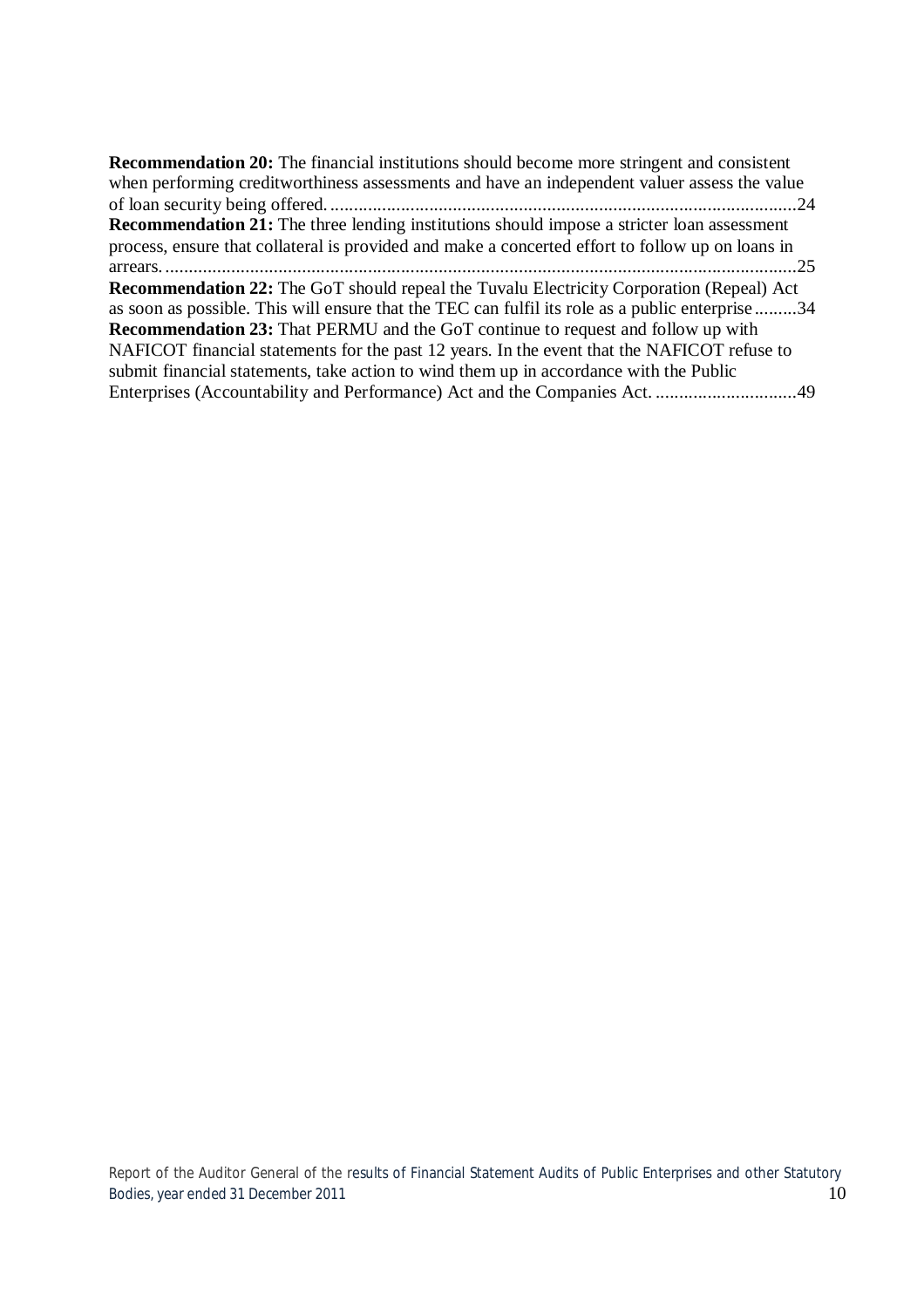**Recommendation 20:** The financial institutions should become more stringent and consistent when performing creditworthiness assessments and have an independent valuer assess the value of loan security being offered. ....................................................................................................24

**Recommendation 21:** The three lending institutions should impose a stricter loan assessment process, ensure that collateral is provided and make a concerted effort to follow up on loans in arrears. .......................................................................................................................................25

**Recommendation 22:** The GoT should repeal the Tuvalu Electricity Corporation (Repeal) Act as soon as possible. This will ensure that the TEC can fulfil its role as a public enterprise .........34

**Recommendation 23:** That PERMU and the GoT continue to request and follow up with NAFICOT financial statements for the past 12 years. In the event that the NAFICOT refuse to submit financial statements, take action to wind them up in accordance with the Public Enterprises (Accountability and Performance) Act and the Companies Act. ..............................49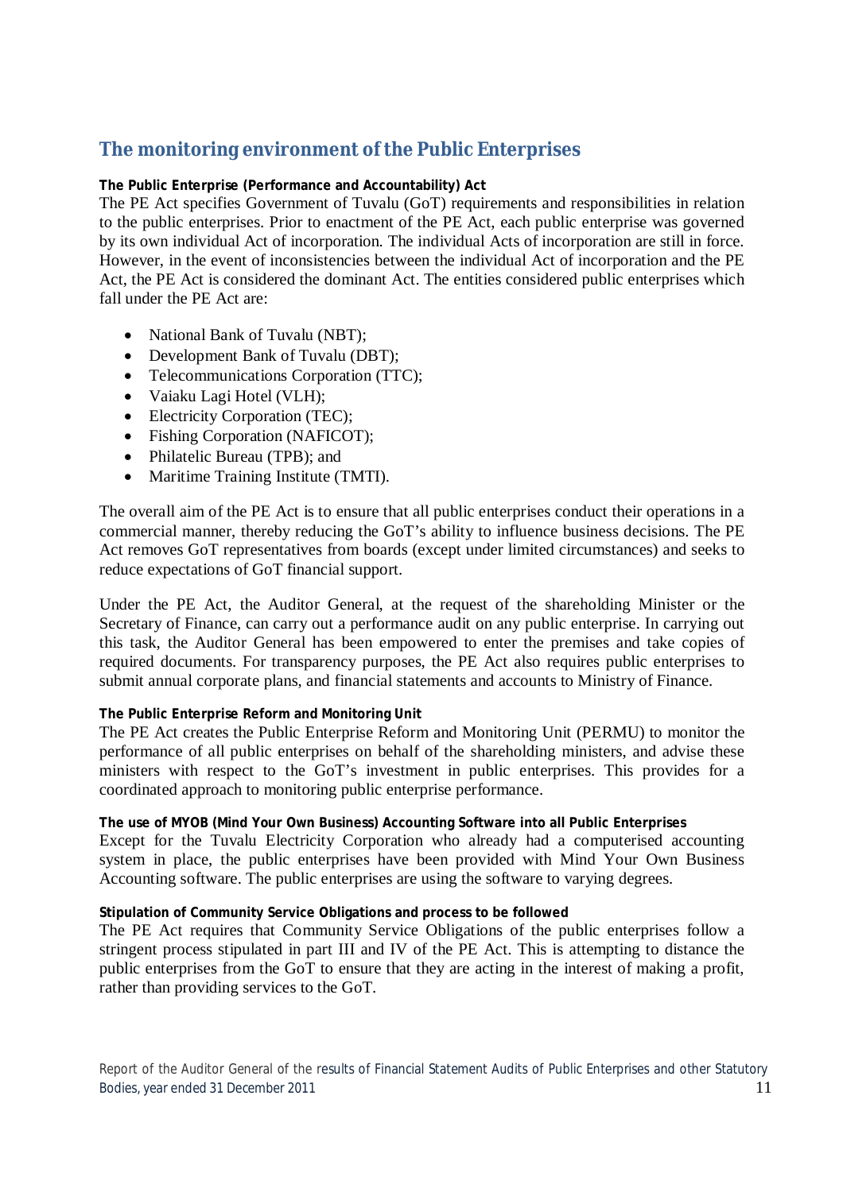## The monitoring environment of the Public Enterprises

**The Public Enterprise (Performance and Accountability) Act**

The PE Act specifies Government of Tuvalu (GoT) requirements and responsibilities in relation to the public enterprises. Prior to enactment of the PE Act, each public enterprise was governed by its own individual Act of incorporation. The individual Acts of incorporation are still in force. However, in the event of inconsistencies between the individual Act of incorporation and the PE Act, the PE Act is considered the dominant Act. The entities considered public enterprises which fall under the PE Act are:

- National Bank of Tuvalu (NBT);
- Development Bank of Tuvalu (DBT);
- Telecommunications Corporation (TTC);
- Vaiaku Lagi Hotel (VLH);
- Electricity Corporation (TEC);
- Fishing Corporation (NAFICOT);
- Philatelic Bureau (TPB); and
- Maritime Training Institute (TMTI).

The overall aim of the PE Act is to ensure that all public enterprises conduct their operations in a commercial manner, thereby reducing the GoT's ability to influence business decisions. The PE Act removes GoT representatives from boards (except under limited circumstances) and seeks to reduce expectations of GoT financial support.

Under the PE Act, the Auditor General, at the request of the shareholding Minister or the Secretary of Finance, can carry out a performance audit on any public enterprise. In carrying out this task, the Auditor General has been empowered to enter the premises and take copies of required documents. For transparency purposes, the PE Act also requires public enterprises to submit annual corporate plans, and financial statements and accounts to Ministry of Finance.

**The Public Enterprise Reform and Monitoring Unit**

The PE Act creates the Public Enterprise Reform and Monitoring Unit (PERMU) to monitor the performance of all public enterprises on behalf of the shareholding ministers, and advise these ministers with respect to the GoT's investment in public enterprises. This provides for a coordinated approach to monitoring public enterprise performance.

**The use of MYOB (Mind Your Own Business) Accounting Software into all Public Enterprises**

Except for the Tuvalu Electricity Corporation who already had a computerised accounting system in place, the public enterprises have been provided with Mind Your Own Business Accounting software. The public enterprises are using the software to varying degrees.

**Stipulation of Community Service Obligations and process to be followed**

The PE Act requires that Community Service Obligations of the public enterprises follow a stringent process stipulated in part III and IV of the PE Act. This is attempting to distance the public enterprises from the GoT to ensure that they are acting in the interest of making a profit, rather than providing services to the GoT.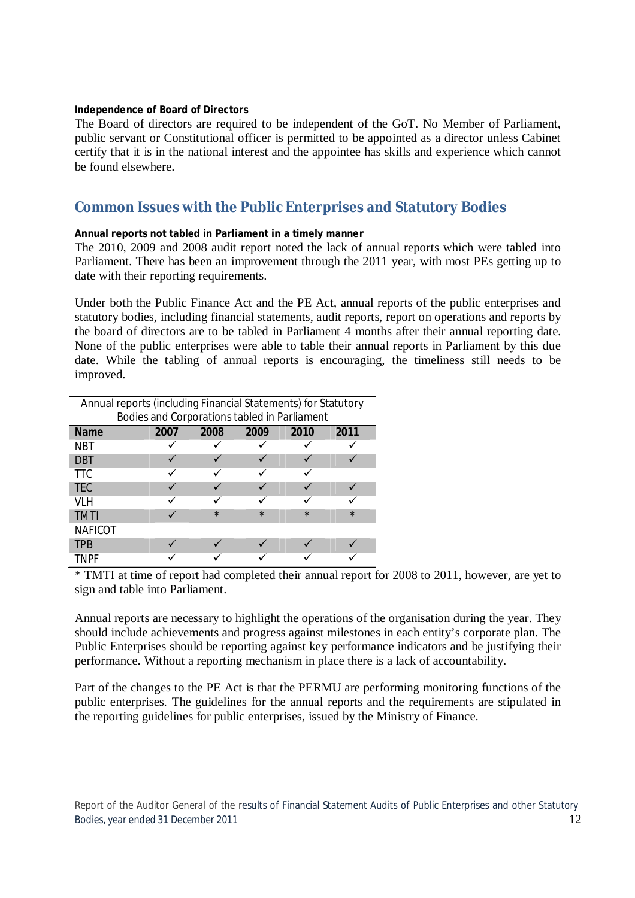**Independence of Board of Directors**

The Board of directors are required to be independent of the GoT. No Member of Parliament, public servant or Constitutional officer is permitted to be appointed as a director unless Cabinet certify that it is in the national interest and the appointee has skills and experience which cannot be found elsewhere.

## Common Issues with the Public Enterprises and Statutory Bodies

**Annual reports not tabled in Parliament in a timely manner**

The 2010, 2009 and 2008 audit report noted the lack of annual reports which were tabled into Parliament. There has been an improvement through the 2011 year, with most PEs getting up to date with their reporting requirements.

Under both the Public Finance Act and the PE Act, annual reports of the public enterprises and statutory bodies, including financial statements, audit reports, report on operations and reports by the board of directors are to be tabled in Parliament 4 months after their annual reporting date. None of the public enterprises were able to table their annual reports in Parliament by this due date. While the tabling of annual reports is encouraging, the timeliness still needs to be improved.

Annual reports (including Financial Statements) for Statutory Bodies and Corporations tabled in Parliament

| Name | 2007 | 2008 | 2009 | 2010 | 2011 |
|---|---|---|---|---|---|
| NBT | ✓ | ✓ | ✓ | ✓ | ✓ |
| DBT | ✓ | ✓ | ✓ | ✓ | ✓ |
| TTC | ✓ | ✓ | ✓ | ✓ | |
| TEC | ✓ | ✓ | ✓ | ✓ | ✓ |
| VLH | ✓ | ✓ | ✓ | ✓ | ✓ |
| TMTI | ✓ | * | * | * | * |
| NAFICOT | | | | | |
| TPB | ✓ | ✓ | ✓ | ✓ | ✓ |
| TNPF | ✓ | ✓ | ✓ | ✓ | ✓ |

* TMTI at time of report had completed their annual report for 2008 to 2011, however, are yet to sign and table into Parliament.

Annual reports are necessary to highlight the operations of the organisation during the year. They should include achievements and progress against milestones in each entity's corporate plan. The Public Enterprises should be reporting against key performance indicators and be justifying their performance. Without a reporting mechanism in place there is a lack of accountability.

Part of the changes to the PE Act is that the PERMU are performing monitoring functions of the public enterprises. The guidelines for the annual reports and the requirements are stipulated in the reporting guidelines for public enterprises, issued by the Ministry of Finance.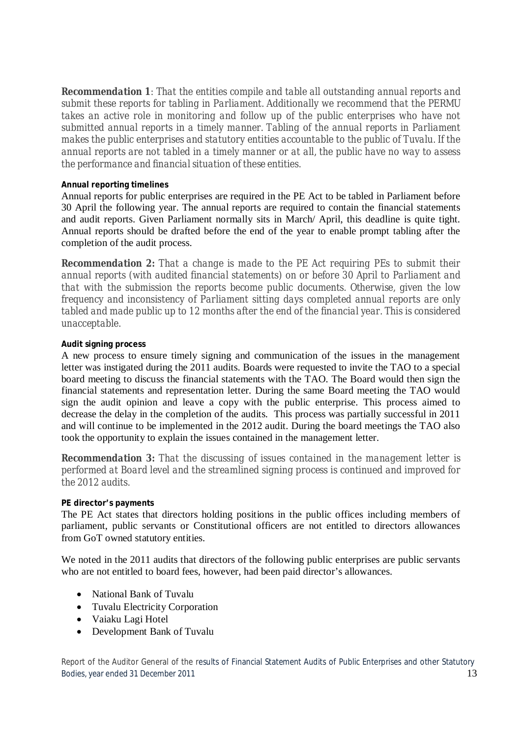**Recommendation 1**: *That the entities compile and table all outstanding annual reports and submit these reports for tabling in Parliament. Additionally we recommend that the PERMU takes an active role in monitoring and follow up of the public enterprises who have not submitted annual reports in a timely manner. Tabling of the annual reports in Parliament makes the public enterprises and statutory entities accountable to the public of Tuvalu. If the annual reports are not tabled in a timely manner or at all, the public have no way to assess the performance and financial situation of these entities.*

**Annual reporting timelines**

Annual reports for public enterprises are required in the PE Act to be tabled in Parliament before 30 April the following year. The annual reports are required to contain the financial statements and audit reports. Given Parliament normally sits in March/ April, this deadline is quite tight. Annual reports should be drafted before the end of the year to enable prompt tabling after the completion of the audit process.

**Recommendation 2:** *That a change is made to the PE Act requiring PEs to submit their annual reports (with audited financial statements) on or before 30 April to Parliament and that with the submission the reports become public documents. Otherwise, given the low frequency and inconsistency of Parliament sitting days completed annual reports are only tabled and made public up to 12 months after the end of the financial year. This is considered unacceptable.*

**Audit signing process**

A new process to ensure timely signing and communication of the issues in the management letter was instigated during the 2011 audits. Boards were requested to invite the TAO to a special board meeting to discuss the financial statements with the TAO. The Board would then sign the financial statements and representation letter. During the same Board meeting the TAO would sign the audit opinion and leave a copy with the public enterprise. This process aimed to decrease the delay in the completion of the audits. This process was partially successful in 2011 and will continue to be implemented in the 2012 audit. During the board meetings the TAO also took the opportunity to explain the issues contained in the management letter.

**Recommendation 3:** *That the discussing of issues contained in the management letter is performed at Board level and the streamlined signing process is continued and improved for the 2012 audits.*

**PE director's payments**

The PE Act states that directors holding positions in the public offices including members of parliament, public servants or Constitutional officers are not entitled to directors allowances from GoT owned statutory entities.

We noted in the 2011 audits that directors of the following public enterprises are public servants who are not entitled to board fees, however, had been paid director's allowances.

- National Bank of Tuvalu
- Tuvalu Electricity Corporation
- Vaiaku Lagi Hotel
- Development Bank of Tuvalu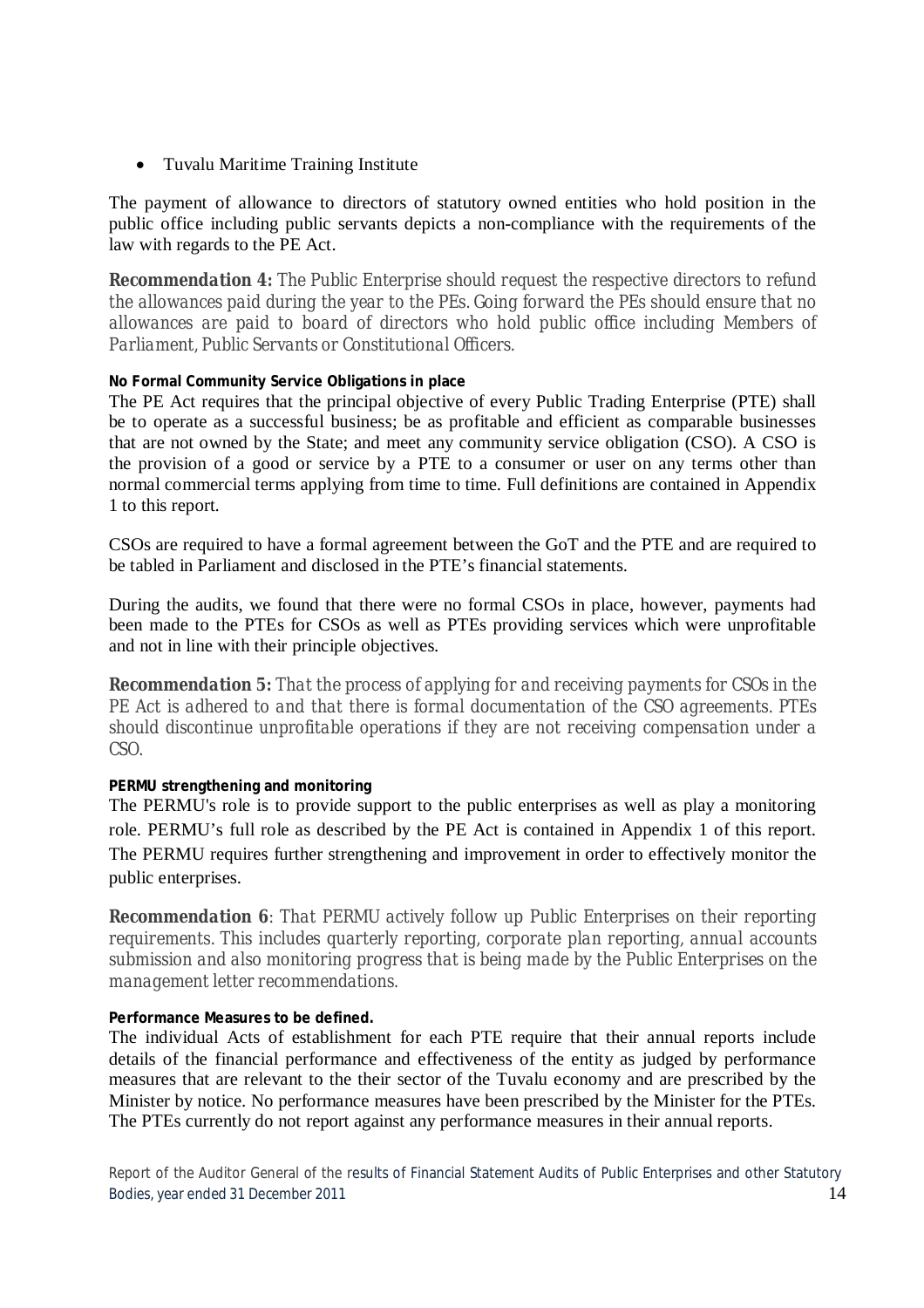- Tuvalu Maritime Training Institute

The payment of allowance to directors of statutory owned entities who hold position in the public office including public servants depicts a non-compliance with the requirements of the law with regards to the PE Act.

***Recommendation 4:*** *The Public Enterprise should request the respective directors to refund the allowances paid during the year to the PEs. Going forward the PEs should ensure that no allowances are paid to board of directors who hold public office including Members of Parliament, Public Servants or Constitutional Officers.*

**No Formal Community Service Obligations in place**

The PE Act requires that the principal objective of every Public Trading Enterprise (PTE) shall be to operate as a successful business; be as profitable and efficient as comparable businesses that are not owned by the State; and meet any community service obligation (CSO). A CSO is the provision of a good or service by a PTE to a consumer or user on any terms other than normal commercial terms applying from time to time. Full definitions are contained in Appendix 1 to this report.

CSOs are required to have a formal agreement between the GoT and the PTE and are required to be tabled in Parliament and disclosed in the PTE's financial statements.

During the audits, we found that there were no formal CSOs in place, however, payments had been made to the PTEs for CSOs as well as PTEs providing services which were unprofitable and not in line with their principle objectives.

***Recommendation 5:*** *That the process of applying for and receiving payments for CSOs in the PE Act is adhered to and that there is formal documentation of the CSO agreements. PTEs should discontinue unprofitable operations if they are not receiving compensation under a CSO.*

**PERMU strengthening and monitoring**

The PERMU's role is to provide support to the public enterprises as well as play a monitoring role. PERMU's full role as described by the PE Act is contained in Appendix 1 of this report. The PERMU requires further strengthening and improvement in order to effectively monitor the public enterprises.

***Recommendation 6****: That PERMU actively follow up Public Enterprises on their reporting requirements. This includes quarterly reporting, corporate plan reporting, annual accounts submission and also monitoring progress that is being made by the Public Enterprises on the management letter recommendations.*

**Performance Measures to be defined.**

The individual Acts of establishment for each PTE require that their annual reports include details of the financial performance and effectiveness of the entity as judged by performance measures that are relevant to the their sector of the Tuvalu economy and are prescribed by the Minister by notice. No performance measures have been prescribed by the Minister for the PTEs. The PTEs currently do not report against any performance measures in their annual reports.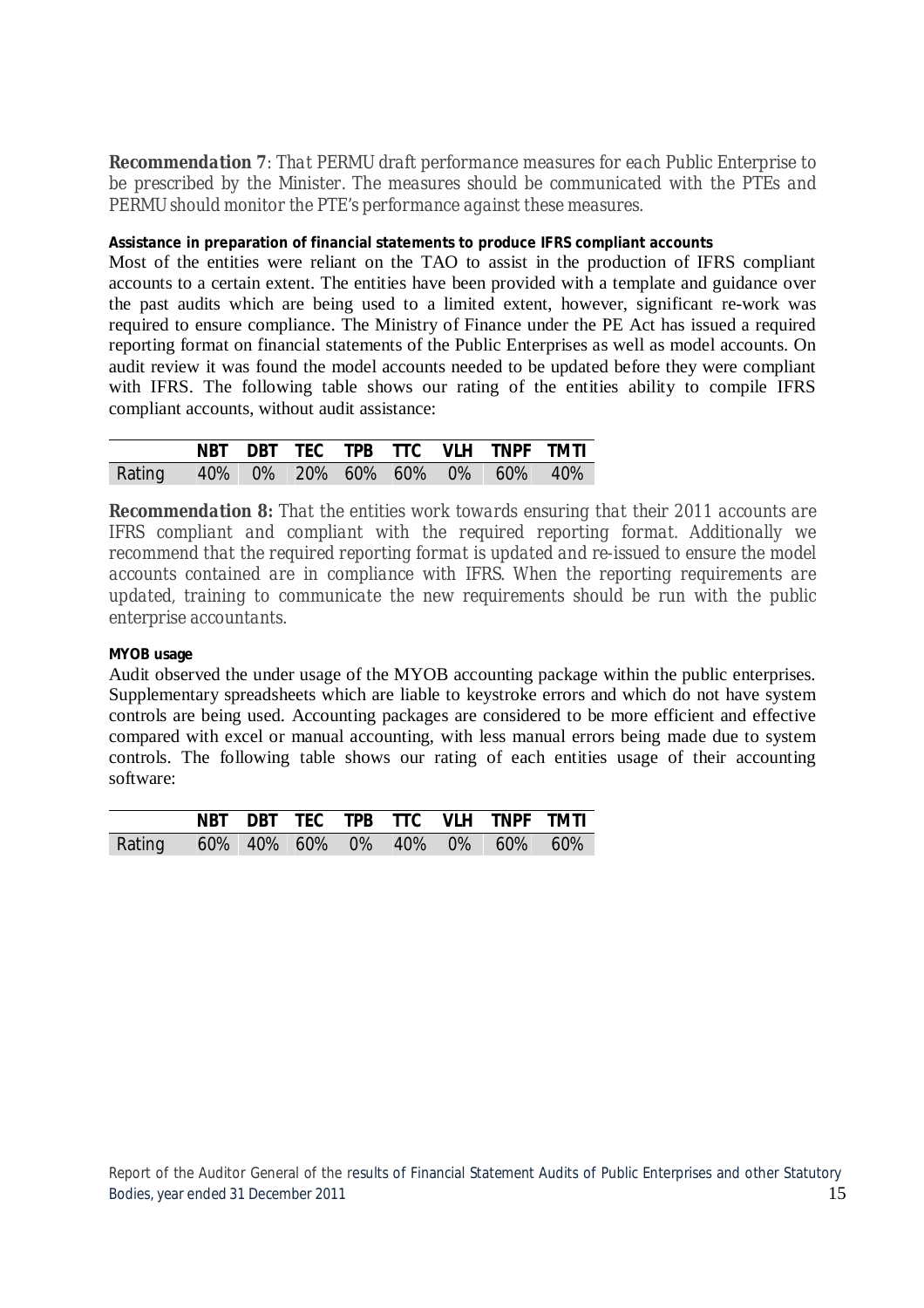**Recommendation 7**: *That PERMU draft performance measures for each Public Enterprise to be prescribed by the Minister. The measures should be communicated with the PTEs and PERMU should monitor the PTE's performance against these measures.*

**Assistance in preparation of financial statements to produce IFRS compliant accounts**

Most of the entities were reliant on the TAO to assist in the production of IFRS compliant accounts to a certain extent. The entities have been provided with a template and guidance over the past audits which are being used to a limited extent, however, significant re-work was required to ensure compliance. The Ministry of Finance under the PE Act has issued a required reporting format on financial statements of the Public Enterprises as well as model accounts. On audit review it was found the model accounts needed to be updated before they were compliant with IFRS. The following table shows our rating of the entities ability to compile IFRS compliant accounts, without audit assistance:

| | NBT | DBT | TEC | TPB | TTC | VLH | TNPF | TMTI |
|---|---|---|---|---|---|---|---|---|
| Rating | 40% | 0% | 20% | 60% | 60% | 0% | 60% | 40% |

**Recommendation 8:** *That the entities work towards ensuring that their 2011 accounts are IFRS compliant and compliant with the required reporting format. Additionally we recommend that the required reporting format is updated and re-issued to ensure the model accounts contained are in compliance with IFRS. When the reporting requirements are updated, training to communicate the new requirements should be run with the public enterprise accountants.*

**MYOB usage**

Audit observed the under usage of the MYOB accounting package within the public enterprises. Supplementary spreadsheets which are liable to keystroke errors and which do not have system controls are being used. Accounting packages are considered to be more efficient and effective compared with excel or manual accounting, with less manual errors being made due to system controls. The following table shows our rating of each entities usage of their accounting software:

| | NBT | DBT | TEC | TPB | TTC | VLH | TNPF | TMTI |
|---|---|---|---|---|---|---|---|---|
| Rating | 60% | 40% | 60% | 0% | 40% | 0% | 60% | 60% |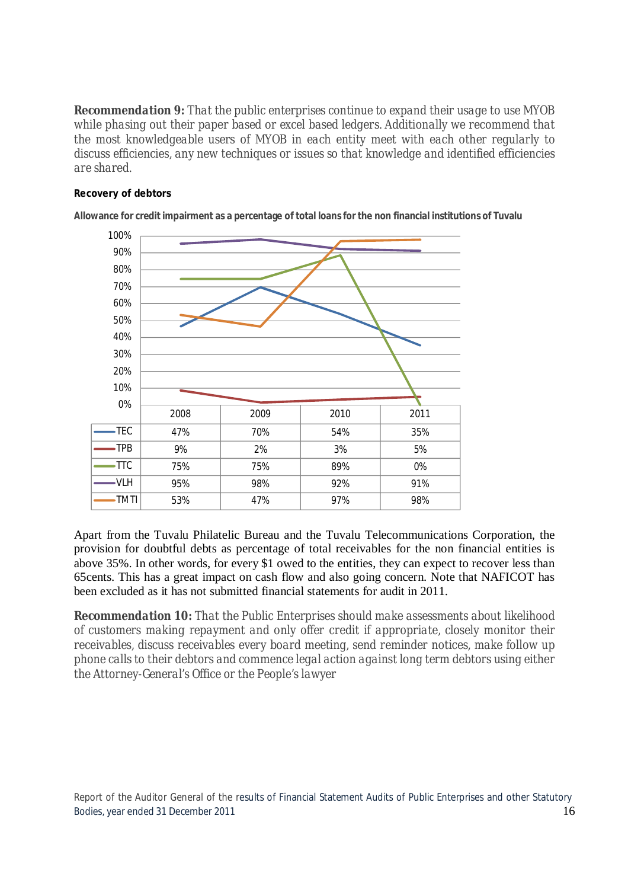**Recommendation 9:** That the public enterprises continue to expand their usage to use MYOB while phasing out their paper based or excel based ledgers. Additionally we recommend that the most knowledgeable users of MYOB in each entity meet with each other regularly to discuss efficiencies, any new techniques or issues so that knowledge and identified efficiencies are shared.

**Recovery of debtors**

**Allowance for credit impairment as a percentage of total loans for the non financial institutions of Tuvalu**

| | 2008 | 2009 | 2010 | 2011 |
|---|---|---|---|---|
| TEC | 47% | 70% | 54% | 35% |
| TPB | 9% | 2% | 3% | 5% |
| TTC | 75% | 75% | 89% | 0% |
| VLH | 95% | 98% | 92% | 91% |
| TMTI | 53% | 47% | 97% | 98% |

Apart from the Tuvalu Philatelic Bureau and the Tuvalu Telecommunications Corporation, the provision for doubtful debts as percentage of total receivables for the non financial entities is above 35%. In other words, for every $1 owed to the entities, they can expect to recover less than 65cents. This has a great impact on cash flow and also going concern. Note that NAFICOT has been excluded as it has not submitted financial statements for audit in 2011.

**Recommendation 10:** That the Public Enterprises should make assessments about likelihood of customers making repayment and only offer credit if appropriate, closely monitor their receivables, discuss receivables every board meeting, send reminder notices, make follow up phone calls to their debtors and commence legal action against long term debtors using either the Attorney-General's Office or the People's lawyer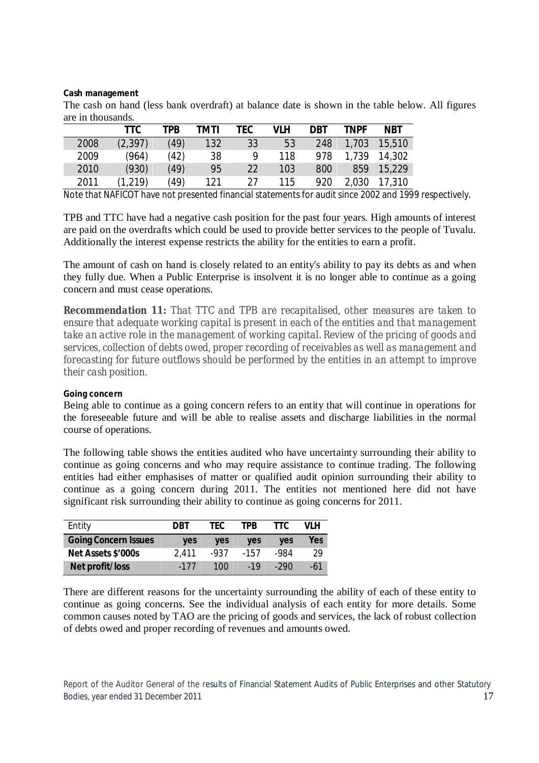**Cash management**

The cash on hand (less bank overdraft) at balance date is shown in the table below. All figures are in thousands.

| | TTC | TPB | TMTI | TEC | VLH | DBT | TNPF | NBT |
|---|---|---|---|---|---|---|---|---|
| 2008 | (2,397) | (49) | 132 | 33 | 53 | 248 | 1,703 | 15,510 |
| 2009 | (964) | (42) | 38 | 9 | 118 | 978 | 1,739 | 14,302 |
| 2010 | (930) | (49) | 95 | 22 | 103 | 800 | 859 | 15,229 |
| 2011 | (1,219) | (49) | 121 | 27 | 115 | 920 | 2,030 | 17,310 |

Note that NAFICOT have not presented financial statements for audit since 2002 and 1999 respectively.

TPB and TTC have had a negative cash position for the past four years. High amounts of interest are paid on the overdrafts which could be used to provide better services to the people of Tuvalu. Additionally the interest expense restricts the ability for the entities to earn a profit.

The amount of cash on hand is closely related to an entity's ability to pay its debts as and when they fully due. When a Public Enterprise is insolvent it is no longer able to continue as a going concern and must cease operations.

**Recommendation 11:** *That TTC and TPB are recapitalised, other measures are taken to ensure that adequate working capital is present in each of the entities and that management take an active role in the management of working capital. Review of the pricing of goods and services, collection of debts owed, proper recording of receivables as well as management and forecasting for future outflows should be performed by the entities in an attempt to improve their cash position.*

**Going concern**

Being able to continue as a going concern refers to an entity that will continue in operations for the foreseeable future and will be able to realise assets and discharge liabilities in the normal course of operations.

The following table shows the entities audited who have uncertainty surrounding their ability to continue as going concerns and who may require assistance to continue trading. The following entities had either emphasises of matter or qualified audit opinion surrounding their ability to continue as a going concern during 2011. The entities not mentioned here did not have significant risk surrounding their ability to continue as going concerns for 2011.

| Entity | DBT | TEC | TPB | TTC | VLH |
|---|---|---|---|---|---|
| **Going Concern Issues** | yes | yes | yes | yes | Yes |
| **Net Assets $'000s** | 2,411 | -937 | -157 | -984 | 29 |
| **Net profit/loss** | -177 | 100 | -19 | -290 | -61 |

There are different reasons for the uncertainty surrounding the ability of each of these entity to continue as going concerns. See the individual analysis of each entity for more details. Some common causes noted by TAO are the pricing of goods and services, the lack of robust collection of debts owed and proper recording of revenues and amounts owed.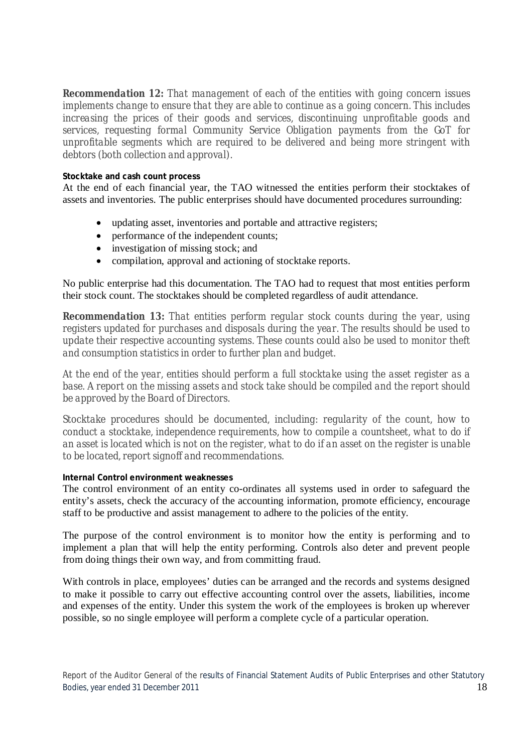**Recommendation 12:** *That management of each of the entities with going concern issues implements change to ensure that they are able to continue as a going concern. This includes increasing the prices of their goods and services, discontinuing unprofitable goods and services, requesting formal Community Service Obligation payments from the GoT for unprofitable segments which are required to be delivered and being more stringent with debtors (both collection and approval).*

#### Stocktake and cash count process

At the end of each financial year, the TAO witnessed the entities perform their stocktakes of assets and inventories. The public enterprises should have documented procedures surrounding:

- updating asset, inventories and portable and attractive registers;
- performance of the independent counts;
- investigation of missing stock; and
- compilation, approval and actioning of stocktake reports.

No public enterprise had this documentation. The TAO had to request that most entities perform their stock count. The stocktakes should be completed regardless of audit attendance.

**Recommendation 13:** *That entities perform regular stock counts during the year, using registers updated for purchases and disposals during the year. The results should be used to update their respective accounting systems. These counts could also be used to monitor theft and consumption statistics in order to further plan and budget.*

*At the end of the year, entities should perform a full stocktake using the asset register as a base. A report on the missing assets and stock take should be compiled and the report should be approved by the Board of Directors.*

*Stocktake procedures should be documented, including: regularity of the count, how to conduct a stocktake, independence requirements, how to compile a countsheet, what to do if an asset is located which is not on the register, what to do if an asset on the register is unable to be located, report signoff and recommendations.*

#### Internal Control environment weaknesses

The control environment of an entity co-ordinates all systems used in order to safeguard the entity's assets, check the accuracy of the accounting information, promote efficiency, encourage staff to be productive and assist management to adhere to the policies of the entity.

The purpose of the control environment is to monitor how the entity is performing and to implement a plan that will help the entity performing. Controls also deter and prevent people from doing things their own way, and from committing fraud.

With controls in place, employees' duties can be arranged and the records and systems designed to make it possible to carry out effective accounting control over the assets, liabilities, income and expenses of the entity. Under this system the work of the employees is broken up wherever possible, so no single employee will perform a complete cycle of a particular operation.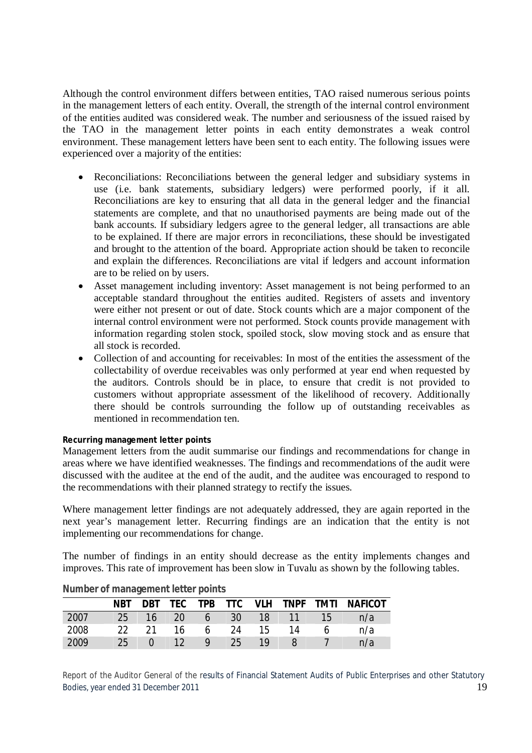Although the control environment differs between entities, TAO raised numerous serious points in the management letters of each entity. Overall, the strength of the internal control environment of the entities audited was considered weak. The number and seriousness of the issued raised by the TAO in the management letter points in each entity demonstrates a weak control environment. These management letters have been sent to each entity. The following issues were experienced over a majority of the entities:

- Reconciliations: Reconciliations between the general ledger and subsidiary systems in use (i.e. bank statements, subsidiary ledgers) were performed poorly, if it all. Reconciliations are key to ensuring that all data in the general ledger and the financial statements are complete, and that no unauthorised payments are being made out of the bank accounts. If subsidiary ledgers agree to the general ledger, all transactions are able to be explained. If there are major errors in reconciliations, these should be investigated and brought to the attention of the board. Appropriate action should be taken to reconcile and explain the differences. Reconciliations are vital if ledgers and account information are to be relied on by users.
- Asset management including inventory: Asset management is not being performed to an acceptable standard throughout the entities audited. Registers of assets and inventory were either not present or out of date. Stock counts which are a major component of the internal control environment were not performed. Stock counts provide management with information regarding stolen stock, spoiled stock, slow moving stock and as ensure that all stock is recorded.
- Collection of and accounting for receivables: In most of the entities the assessment of the collectability of overdue receivables was only performed at year end when requested by the auditors. Controls should be in place, to ensure that credit is not provided to customers without appropriate assessment of the likelihood of recovery. Additionally there should be controls surrounding the follow up of outstanding receivables as mentioned in recommendation ten.

**Recurring management letter points**

Management letters from the audit summarise our findings and recommendations for change in areas where we have identified weaknesses. The findings and recommendations of the audit were discussed with the auditee at the end of the audit, and the auditee was encouraged to respond to the recommendations with their planned strategy to rectify the issues.

Where management letter findings are not adequately addressed, they are again reported in the next year's management letter. Recurring findings are an indication that the entity is not implementing our recommendations for change.

The number of findings in an entity should decrease as the entity implements changes and improves. This rate of improvement has been slow in Tuvalu as shown by the following tables.

**Number of management letter points**

| | NBT | DBT | TEC | TPB | TTC | VLH | TNPF | TMTI | NAFICOT |
|---|---|---|---|---|---|---|---|---|---|
| 2007 | 25 | 16 | 20 | 6 | 30 | 18 | 11 | 15 | n/a |
| 2008 | 22 | 21 | 16 | 6 | 24 | 15 | 14 | 6 | n/a |
| 2009 | 25 | 0 | 12 | 9 | 25 | 19 | 8 | 7 | n/a |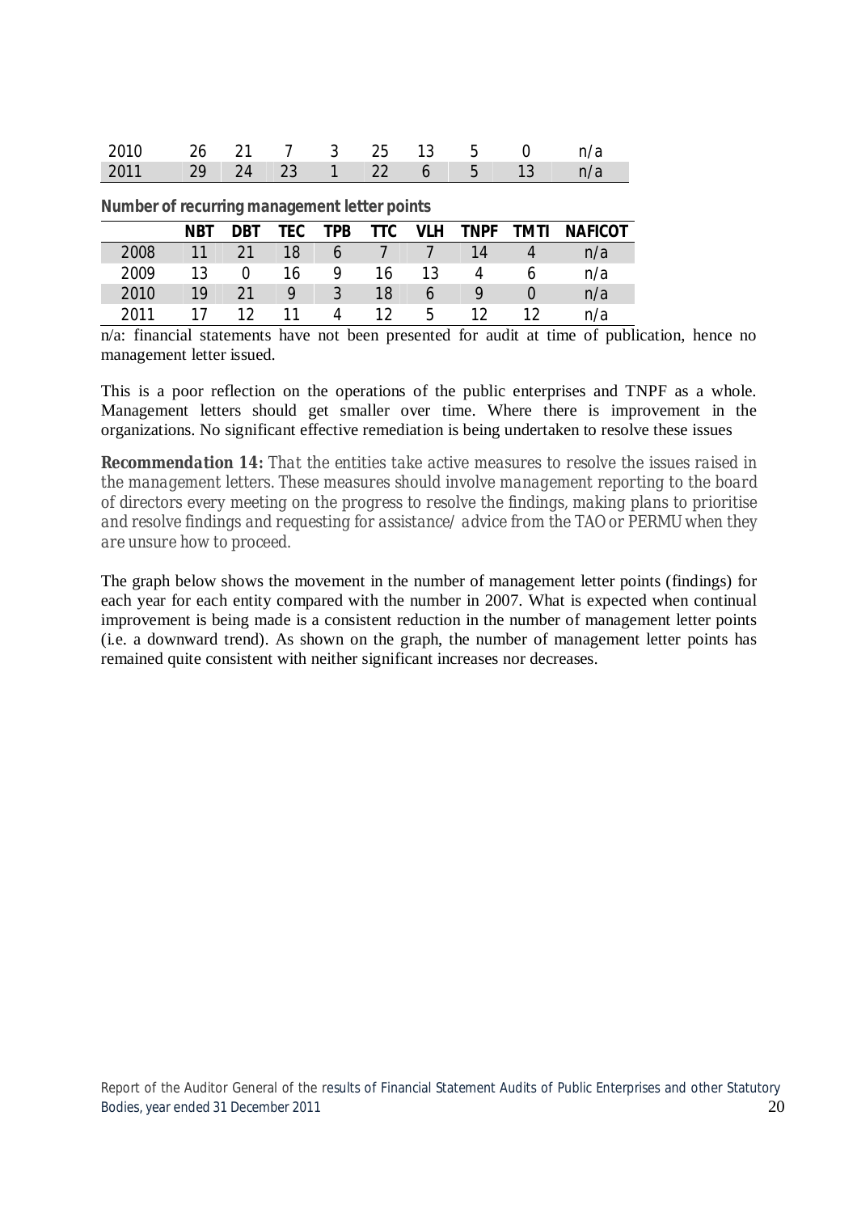| 2010 | 26 | 21 | 7 | 3 | 25 | 13 | 5 | 0 | n/a |
|---|---|---|---|---|---|---|---|---|---|
| 2011 | 29 | 24 | 23 | 1 | 22 | 6 | 5 | 13 | n/a |

**Number of recurring management letter points**

| | NBT | DBT | TEC | TPB | TTC | VLH | TNPF | TMTI | NAFICOT |
|---|---|---|---|---|---|---|---|---|---|
| 2008 | 11 | 21 | 18 | 6 | 7 | 7 | 14 | 4 | n/a |
| 2009 | 13 | 0 | 16 | 9 | 16 | 13 | 4 | 6 | n/a |
| 2010 | 19 | 21 | 9 | 3 | 18 | 6 | 9 | 0 | n/a |
| 2011 | 17 | 12 | 11 | 4 | 12 | 5 | 12 | 12 | n/a |

n/a: financial statements have not been presented for audit at time of publication, hence no management letter issued.

This is a poor reflection on the operations of the public enterprises and TNPF as a whole. Management letters should get smaller over time. Where there is improvement in the organizations. No significant effective remediation is being undertaken to resolve these issues

**Recommendation 14:** *That the entities take active measures to resolve the issues raised in the management letters. These measures should involve management reporting to the board of directors every meeting on the progress to resolve the findings, making plans to prioritise and resolve findings and requesting for assistance/ advice from the TAO or PERMU when they are unsure how to proceed.*

The graph below shows the movement in the number of management letter points (findings) for each year for each entity compared with the number in 2007. What is expected when continual improvement is being made is a consistent reduction in the number of management letter points (i.e. a downward trend). As shown on the graph, the number of management letter points has remained quite consistent with neither significant increases nor decreases.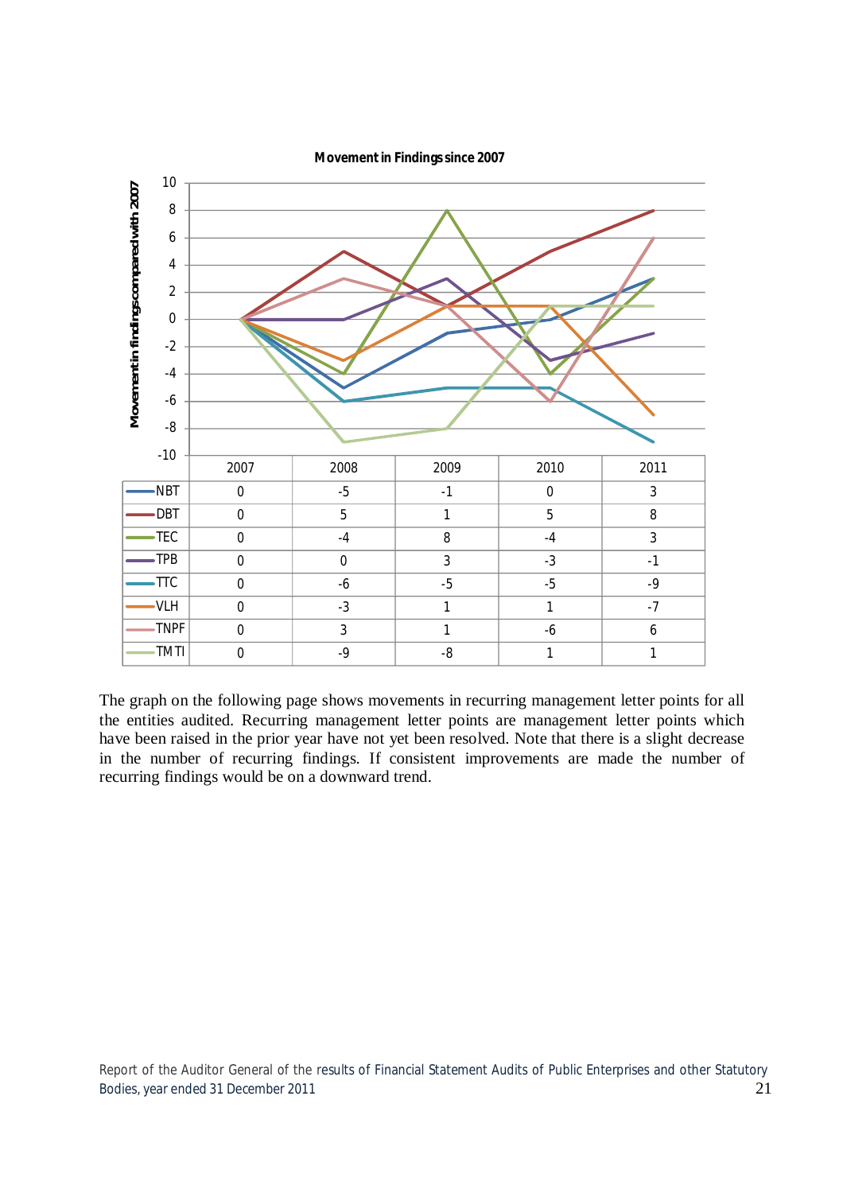**Movement in Findings since 2007**

| | 2007 | 2008 | 2009 | 2010 | 2011 |
|---|---|---|---|---|---|
| NBT | 0 | -5 | -1 | 0 | 3 |
| DBT | 0 | 5 | 1 | 5 | 8 |
| TEC | 0 | -4 | 8 | -4 | 3 |
| TPB | 0 | 0 | 3 | -3 | -1 |
| TTC | 0 | -6 | -5 | -5 | -9 |
| VLH | 0 | -3 | 1 | 1 | -7 |
| TNPF | 0 | 3 | 1 | -6 | 6 |
| TMTI | 0 | -9 | -8 | 1 | 1 |

The graph on the following page shows movements in recurring management letter points for all the entities audited. Recurring management letter points are management letter points which have been raised in the prior year have not yet been resolved. Note that there is a slight decrease in the number of recurring findings. If consistent improvements are made the number of recurring findings would be on a downward trend.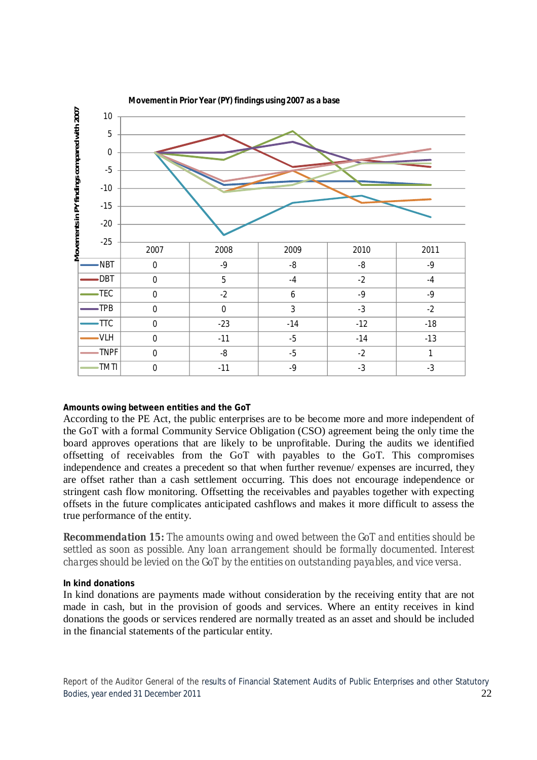**Movement in Prior Year (PY) findings using 2007 as a base**

Movements in PY findings compared with 2007

| | 2007 | 2008 | 2009 | 2010 | 2011 |
|---|---|---|---|---|---|
| NBT | 0 | -9 | -8 | -8 | -9 |
| DBT | 0 | 5 | -4 | -2 | -4 |
| TEC | 0 | -2 | 6 | -9 | -9 |
| TPB | 0 | 0 | 3 | -3 | -2 |
| TTC | 0 | -23 | -14 | -12 | -18 |
| VLH | 0 | -11 | -5 | -14 | -13 |
| TNPF | 0 | -8 | -5 | -2 | 1 |
| TMTI | 0 | -11 | -9 | -3 | -3 |

**Amounts owing between entities and the GoT**

According to the PE Act, the public enterprises are to be become more and more independent of the GoT with a formal Community Service Obligation (CSO) agreement being the only time the board approves operations that are likely to be unprofitable. During the audits we identified offsetting of receivables from the GoT with payables to the GoT. This compromises independence and creates a precedent so that when further revenue/ expenses are incurred, they are offset rather than a cash settlement occurring. This does not encourage independence or stringent cash flow monitoring. Offsetting the receivables and payables together with expecting offsets in the future complicates anticipated cashflows and makes it more difficult to assess the true performance of the entity.

**Recommendation 15:** The amounts owing and owed between the GoT and entities should be settled as soon as possible. Any loan arrangement should be formally documented. Interest charges should be levied on the GoT by the entities on outstanding payables, and vice versa.

**In kind donations**

In kind donations are payments made without consideration by the receiving entity that are not made in cash, but in the provision of goods and services. Where an entity receives in kind donations the goods or services rendered are normally treated as an asset and should be included in the financial statements of the particular entity.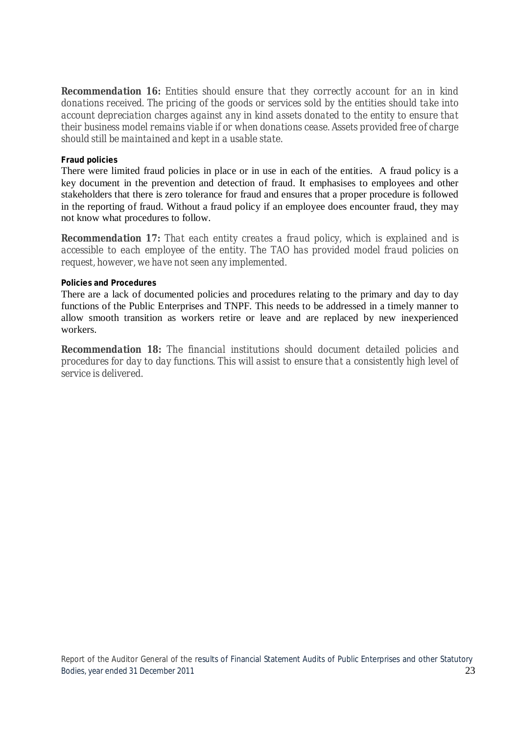**Recommendation 16:** *Entities should ensure that they correctly account for an in kind donations received. The pricing of the goods or services sold by the entities should take into account depreciation charges against any in kind assets donated to the entity to ensure that their business model remains viable if or when donations cease. Assets provided free of charge should still be maintained and kept in a usable state.*

#### Fraud policies

There were limited fraud policies in place or in use in each of the entities. A fraud policy is a key document in the prevention and detection of fraud. It emphasises to employees and other stakeholders that there is zero tolerance for fraud and ensures that a proper procedure is followed in the reporting of fraud. Without a fraud policy if an employee does encounter fraud, they may not know what procedures to follow.

**Recommendation 17:** *That each entity creates a fraud policy, which is explained and is accessible to each employee of the entity. The TAO has provided model fraud policies on request, however, we have not seen any implemented.*

#### Policies and Procedures

There are a lack of documented policies and procedures relating to the primary and day to day functions of the Public Enterprises and TNPF. This needs to be addressed in a timely manner to allow smooth transition as workers retire or leave and are replaced by new inexperienced workers.

**Recommendation 18:** *The financial institutions should document detailed policies and procedures for day to day functions. This will assist to ensure that a consistently high level of service is delivered.*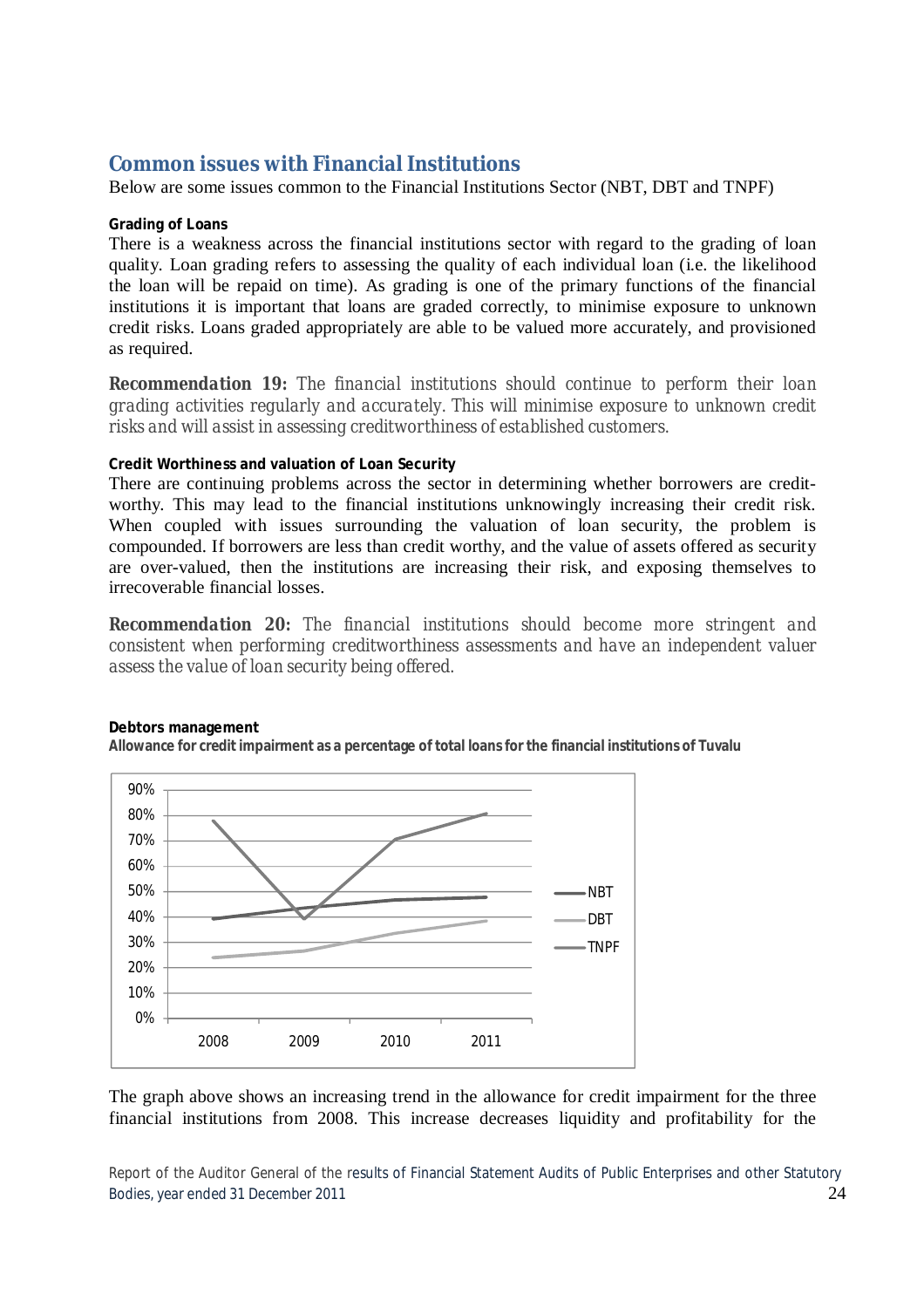## Common issues with Financial Institutions

Below are some issues common to the Financial Institutions Sector (NBT, DBT and TNPF)

**Grading of Loans**

There is a weakness across the financial institutions sector with regard to the grading of loan quality. Loan grading refers to assessing the quality of each individual loan (i.e. the likelihood the loan will be repaid on time). As grading is one of the primary functions of the financial institutions it is important that loans are graded correctly, to minimise exposure to unknown credit risks. Loans graded appropriately are able to be valued more accurately, and provisioned as required.

***Recommendation 19:*** *The financial institutions should continue to perform their loan grading activities regularly and accurately. This will minimise exposure to unknown credit risks and will assist in assessing creditworthiness of established customers.*

**Credit Worthiness and valuation of Loan Security**

There are continuing problems across the sector in determining whether borrowers are credit-worthy. This may lead to the financial institutions unknowingly increasing their credit risk. When coupled with issues surrounding the valuation of loan security, the problem is compounded. If borrowers are less than credit worthy, and the value of assets offered as security are over-valued, then the institutions are increasing their risk, and exposing themselves to irrecoverable financial losses.

***Recommendation 20:*** *The financial institutions should become more stringent and consistent when performing creditworthiness assessments and have an independent valuer assess the value of loan security being offered.*

**Debtors management**

**Allowance for credit impairment as a percentage of total loans for the financial institutions of Tuvalu**

The graph above shows an increasing trend in the allowance for credit impairment for the three financial institutions from 2008. This increase decreases liquidity and profitability for the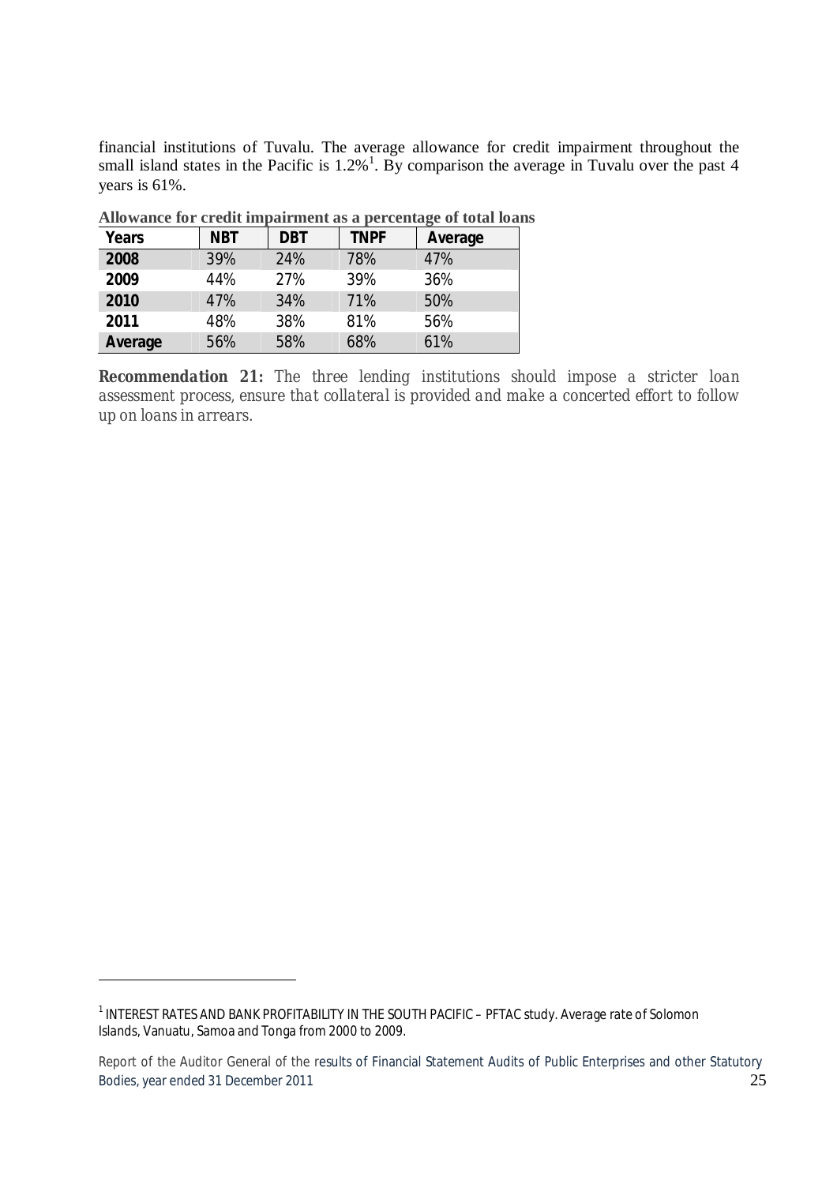financial institutions of Tuvalu. The average allowance for credit impairment throughout the small island states in the Pacific is 1.2%[1]. By comparison the average in Tuvalu over the past 4 years is 61%.

**Allowance for credit impairment as a percentage of total loans**

| Years | NBT | DBT | TNPF | Average |
|---|---|---|---|---|
| **2008** | 39% | 24% | 78% | 47% |
| **2009** | 44% | 27% | 39% | 36% |
| **2010** | 47% | 34% | 71% | 50% |
| **2011** | 48% | 38% | 81% | 56% |
| **Average** | 56% | 58% | 68% | 61% |

***Recommendation 21:*** *The three lending institutions should impose a stricter loan assessment process, ensure that collateral is provided and make a concerted effort to follow up on loans in arrears.*

[1] INTEREST RATES AND BANK PROFITABILITY IN THE SOUTH PACIFIC – PFTAC study. Average rate of Solomon Islands, Vanuatu, Samoa and Tonga from 2000 to 2009.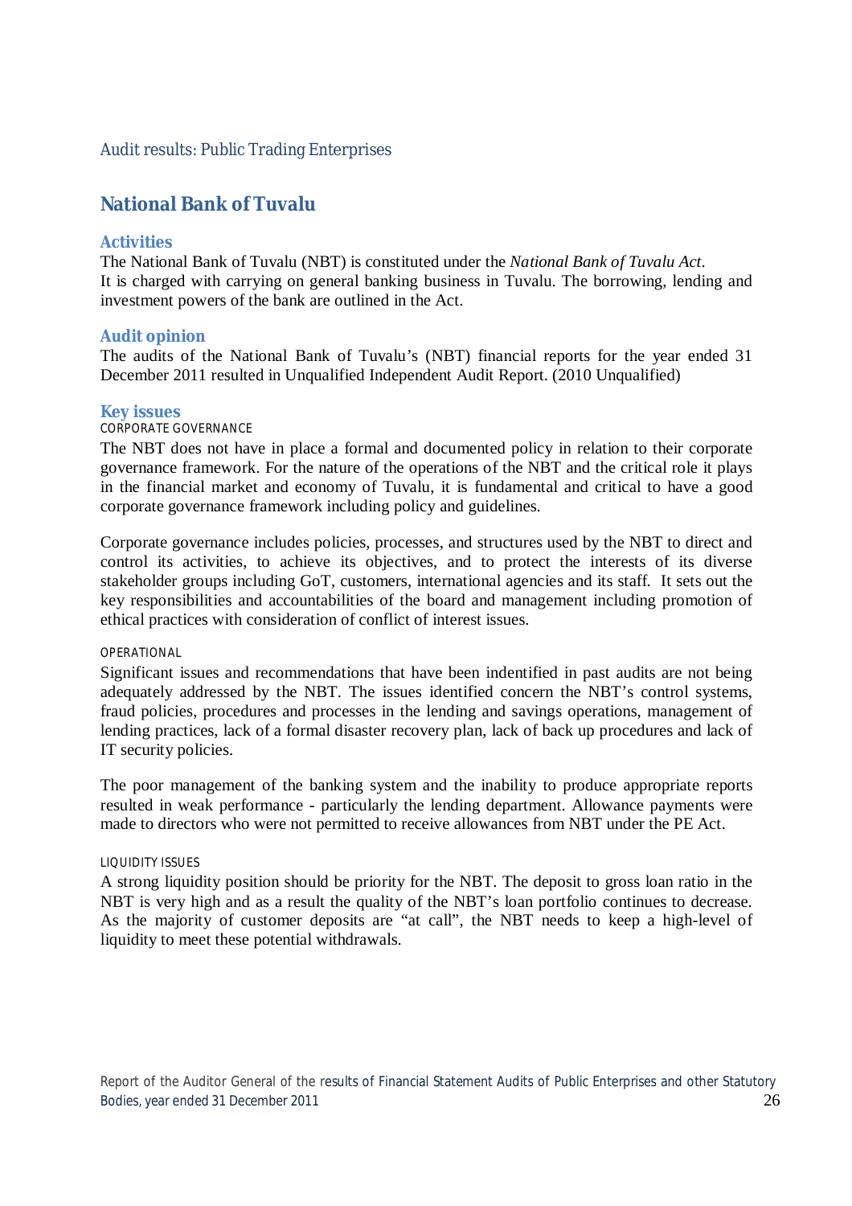Audit results: Public Trading Enterprises

## National Bank of Tuvalu

### Activities

The National Bank of Tuvalu (NBT) is constituted under the *National Bank of Tuvalu Act*. It is charged with carrying on general banking business in Tuvalu. The borrowing, lending and investment powers of the bank are outlined in the Act.

### Audit opinion

The audits of the National Bank of Tuvalu's (NBT) financial reports for the year ended 31 December 2011 resulted in Unqualified Independent Audit Report. (2010 Unqualified)

### Key issues

#### CORPORATE GOVERNANCE

The NBT does not have in place a formal and documented policy in relation to their corporate governance framework. For the nature of the operations of the NBT and the critical role it plays in the financial market and economy of Tuvalu, it is fundamental and critical to have a good corporate governance framework including policy and guidelines.

Corporate governance includes policies, processes, and structures used by the NBT to direct and control its activities, to achieve its objectives, and to protect the interests of its diverse stakeholder groups including GoT, customers, international agencies and its staff. It sets out the key responsibilities and accountabilities of the board and management including promotion of ethical practices with consideration of conflict of interest issues.

#### OPERATIONAL

Significant issues and recommendations that have been indentified in past audits are not being adequately addressed by the NBT. The issues identified concern the NBT's control systems, fraud policies, procedures and processes in the lending and savings operations, management of lending practices, lack of a formal disaster recovery plan, lack of back up procedures and lack of IT security policies.

The poor management of the banking system and the inability to produce appropriate reports resulted in weak performance - particularly the lending department. Allowance payments were made to directors who were not permitted to receive allowances from NBT under the PE Act.

#### LIQUIDITY ISSUES

A strong liquidity position should be priority for the NBT. The deposit to gross loan ratio in the NBT is very high and as a result the quality of the NBT's loan portfolio continues to decrease. As the majority of customer deposits are "at call", the NBT needs to keep a high-level of liquidity to meet these potential withdrawals.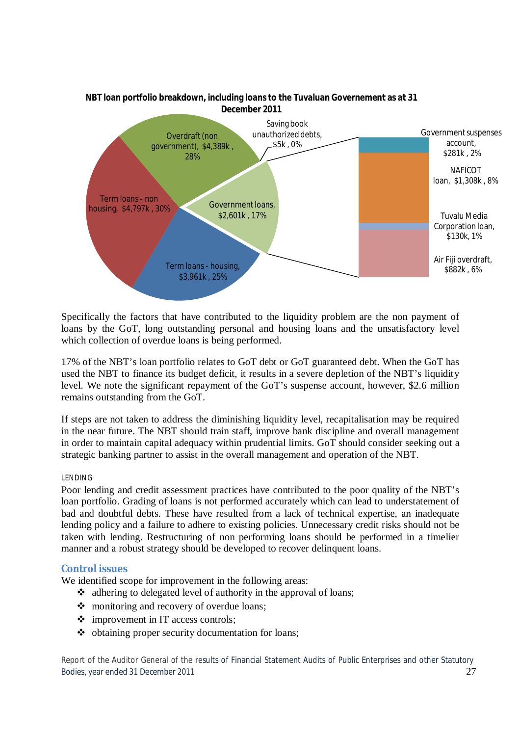**NBT loan portfolio breakdown, including loans to the Tuvaluan Governement as at 31 December 2011**

| Category | Amount | % |
|---|---|---|
| Overdraft (non government) | $4,389k | 28% |
| Term loans - non housing | $4,797k | 30% |
| Term loans - housing | $3,961k | 25% |
| Government loans | $2,601k | 17% |
| Saving book unauthorized debts | $5k | 0% |

Government loans breakdown:

| Category | Amount | % |
|---|---|---|
| Government suspenses account | $281k | 2% |
| NAFICOT loan | $1,308k | 8% |
| Tuvalu Media Corporation loan | $130k | 1% |
| Air Fiji overdraft | $882k | 6% |

Specifically the factors that have contributed to the liquidity problem are the non payment of loans by the GoT, long outstanding personal and housing loans and the unsatisfactory level which collection of overdue loans is being performed.

17% of the NBT's loan portfolio relates to GoT debt or GoT guaranteed debt. When the GoT has used the NBT to finance its budget deficit, it results in a severe depletion of the NBT's liquidity level. We note the significant repayment of the GoT's suspense account, however, $2.6 million remains outstanding from the GoT.

If steps are not taken to address the diminishing liquidity level, recapitalisation may be required in the near future. The NBT should train staff, improve bank discipline and overall management in order to maintain capital adequacy within prudential limits. GoT should consider seeking out a strategic banking partner to assist in the overall management and operation of the NBT.

LENDING

Poor lending and credit assessment practices have contributed to the poor quality of the NBT's loan portfolio. Grading of loans is not performed accurately which can lead to understatement of bad and doubtful debts. These have resulted from a lack of technical expertise, an inadequate lending policy and a failure to adhere to existing policies. Unnecessary credit risks should not be taken with lending. Restructuring of non performing loans should be performed in a timelier manner and a robust strategy should be developed to recover delinquent loans.

### Control issues

We identified scope for improvement in the following areas:

- adhering to delegated level of authority in the approval of loans;
- monitoring and recovery of overdue loans;
- improvement in IT access controls;
- obtaining proper security documentation for loans;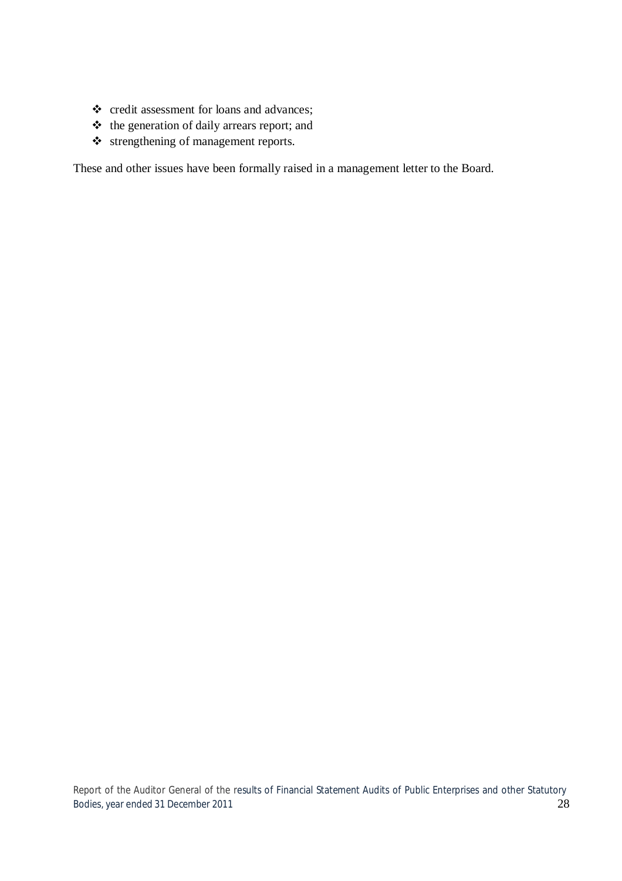- credit assessment for loans and advances;
- the generation of daily arrears report; and
- strengthening of management reports.

These and other issues have been formally raised in a management letter to the Board.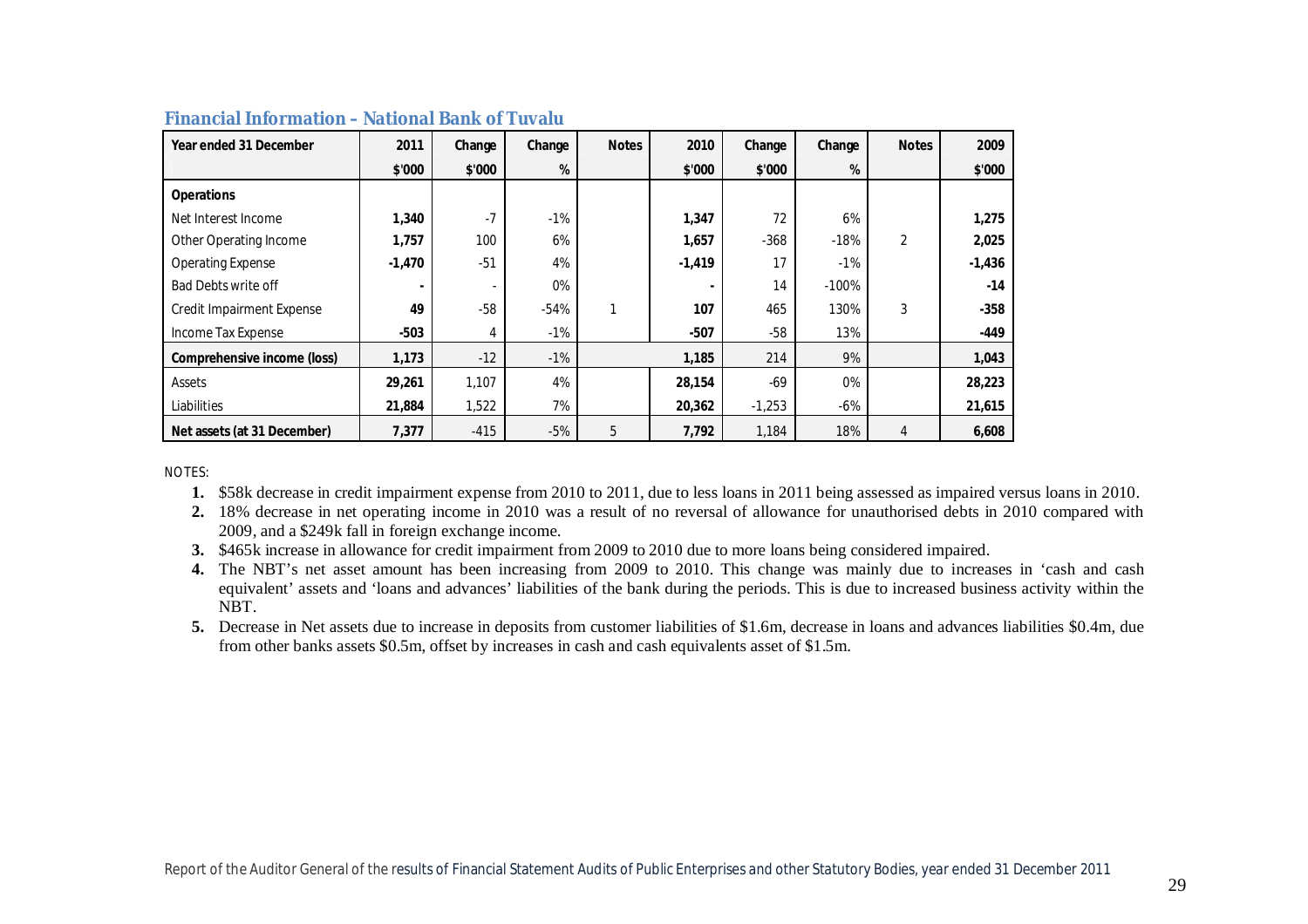## Financial Information – National Bank of Tuvalu

| Year ended 31 December | 2011 | Change | Change | Notes | 2010 | Change | Change | Notes | 2009 |
|---|---|---|---|---|---|---|---|---|---|
| | $'000 | $'000 | % | | $'000 | $'000 | % | | $'000 |
| **Operations** | | | | | | | | | |
| Net Interest Income | **1,340** | -7 | -1% | | **1,347** | 72 | 6% | | **1,275** |
| Other Operating Income | **1,757** | 100 | 6% | | **1,657** | -368 | -18% | 2 | **2,025** |
| Operating Expense | **-1,470** | -51 | 4% | | **-1,419** | 17 | -1% | | **-1,436** |
| Bad Debts write off | **-** | - | 0% | | **-** | 14 | -100% | | **-14** |
| Credit Impairment Expense | **49** | -58 | -54% | 1 | **107** | 465 | 130% | 3 | **-358** |
| Income Tax Expense | **-503** | 4 | -1% | | **-507** | -58 | 13% | | **-449** |
| **Comprehensive income (loss)** | **1,173** | -12 | -1% | | **1,185** | 214 | 9% | | **1,043** |
| Assets | **29,261** | 1,107 | 4% | | **28,154** | -69 | 0% | | **28,223** |
| Liabilities | **21,884** | 1,522 | 7% | | **20,362** | -1,253 | -6% | | **21,615** |
| **Net assets (at 31 December)** | **7,377** | -415 | -5% | 5 | **7,792** | 1,184 | 18% | 4 | **6,608** |

NOTES:

1. $58k decrease in credit impairment expense from 2010 to 2011, due to less loans in 2011 being assessed as impaired versus loans in 2010.
2. 18% decrease in net operating income in 2010 was a result of no reversal of allowance for unauthorised debts in 2010 compared with 2009, and a $249k fall in foreign exchange income.
3. $465k increase in allowance for credit impairment from 2009 to 2010 due to more loans being considered impaired.
4. The NBT's net asset amount has been increasing from 2009 to 2010. This change was mainly due to increases in 'cash and cash equivalent' assets and 'loans and advances' liabilities of the bank during the periods. This is due to increased business activity within the NBT.
5. Decrease in Net assets due to increase in deposits from customer liabilities of $1.6m, decrease in loans and advances liabilities $0.4m, due from other banks assets $0.5m, offset by increases in cash and cash equivalents asset of $1.5m.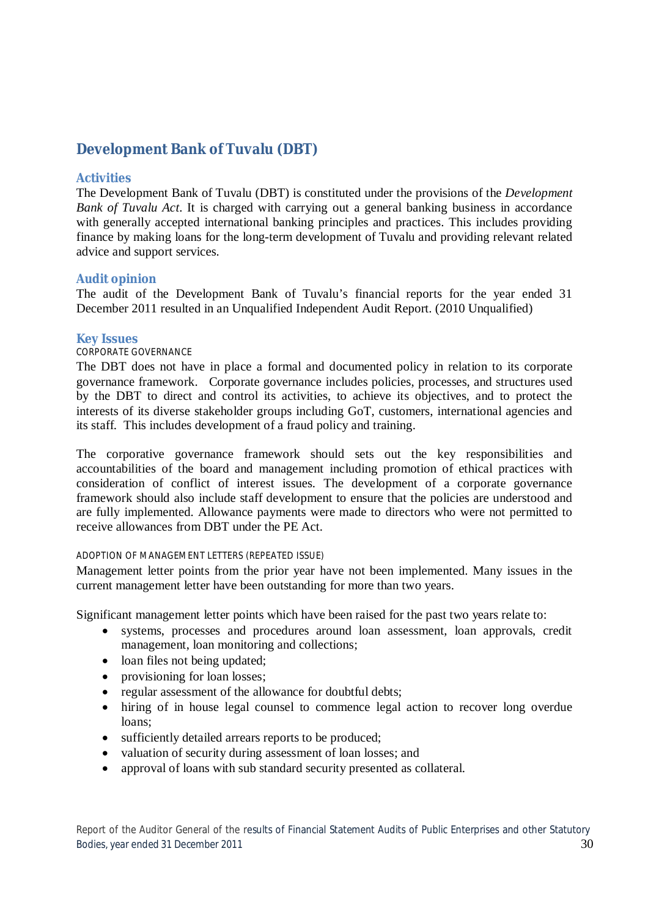## Development Bank of Tuvalu (DBT)

### Activities

The Development Bank of Tuvalu (DBT) is constituted under the provisions of the *Development Bank of Tuvalu Act*. It is charged with carrying out a general banking business in accordance with generally accepted international banking principles and practices. This includes providing finance by making loans for the long-term development of Tuvalu and providing relevant related advice and support services.

### Audit opinion

The audit of the Development Bank of Tuvalu's financial reports for the year ended 31 December 2011 resulted in an Unqualified Independent Audit Report. (2010 Unqualified)

### Key Issues

#### CORPORATE GOVERNANCE

The DBT does not have in place a formal and documented policy in relation to its corporate governance framework. Corporate governance includes policies, processes, and structures used by the DBT to direct and control its activities, to achieve its objectives, and to protect the interests of its diverse stakeholder groups including GoT, customers, international agencies and its staff. This includes development of a fraud policy and training.

The corporative governance framework should sets out the key responsibilities and accountabilities of the board and management including promotion of ethical practices with consideration of conflict of interest issues. The development of a corporate governance framework should also include staff development to ensure that the policies are understood and are fully implemented. Allowance payments were made to directors who were not permitted to receive allowances from DBT under the PE Act.

#### ADOPTION OF MANAGEMENT LETTERS (REPEATED ISSUE)

Management letter points from the prior year have not been implemented. Many issues in the current management letter have been outstanding for more than two years.

Significant management letter points which have been raised for the past two years relate to:

- systems, processes and procedures around loan assessment, loan approvals, credit management, loan monitoring and collections;
- loan files not being updated;
- provisioning for loan losses;
- regular assessment of the allowance for doubtful debts;
- hiring of in house legal counsel to commence legal action to recover long overdue loans;
- sufficiently detailed arrears reports to be produced;
- valuation of security during assessment of loan losses; and
- approval of loans with sub standard security presented as collateral.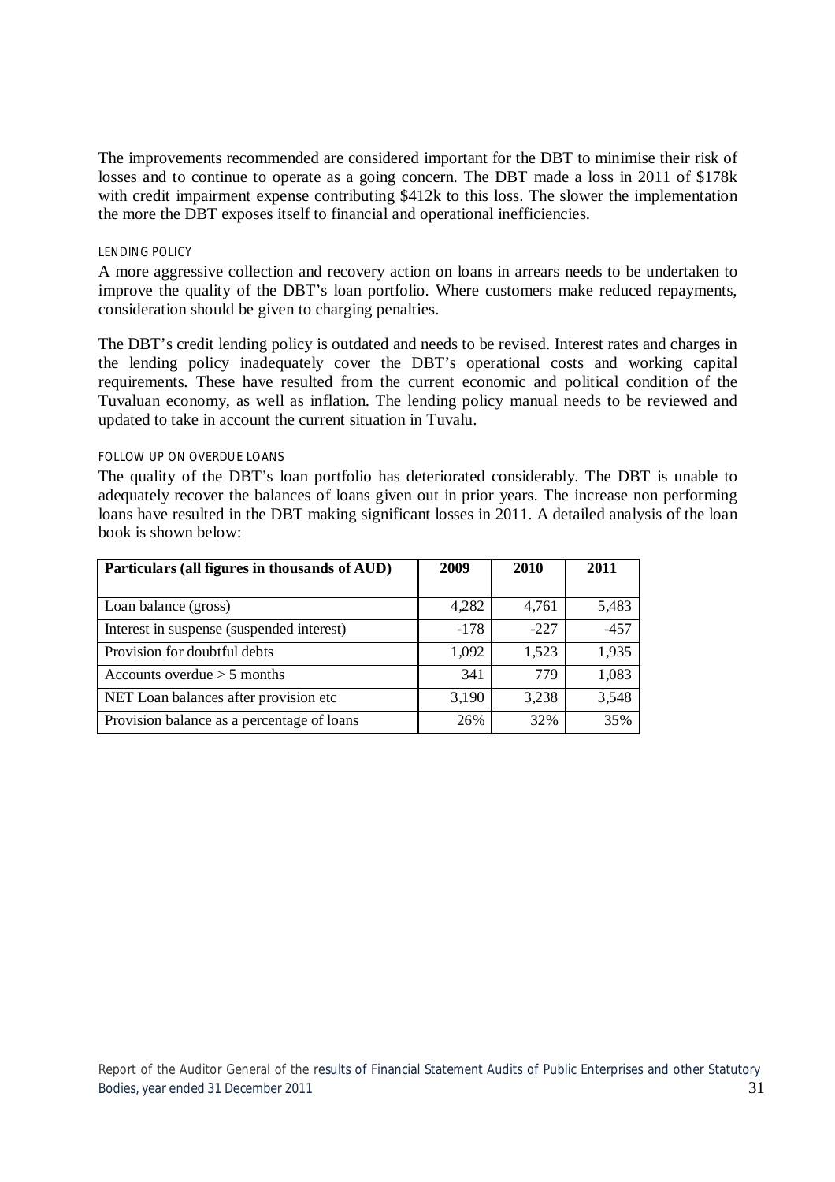The improvements recommended are considered important for the DBT to minimise their risk of losses and to continue to operate as a going concern. The DBT made a loss in 2011 of $178k with credit impairment expense contributing $412k to this loss. The slower the implementation the more the DBT exposes itself to financial and operational inefficiencies.

#### LENDING POLICY

A more aggressive collection and recovery action on loans in arrears needs to be undertaken to improve the quality of the DBT's loan portfolio. Where customers make reduced repayments, consideration should be given to charging penalties.

The DBT's credit lending policy is outdated and needs to be revised. Interest rates and charges in the lending policy inadequately cover the DBT's operational costs and working capital requirements. These have resulted from the current economic and political condition of the Tuvaluan economy, as well as inflation. The lending policy manual needs to be reviewed and updated to take in account the current situation in Tuvalu.

#### FOLLOW UP ON OVERDUE LOANS

The quality of the DBT's loan portfolio has deteriorated considerably. The DBT is unable to adequately recover the balances of loans given out in prior years. The increase non performing loans have resulted in the DBT making significant losses in 2011. A detailed analysis of the loan book is shown below:

| Particulars (all figures in thousands of AUD) | 2009 | 2010 | 2011 |
|---|---|---|---|
| Loan balance (gross) | 4,282 | 4,761 | 5,483 |
| Interest in suspense (suspended interest) | -178 | -227 | -457 |
| Provision for doubtful debts | 1,092 | 1,523 | 1,935 |
| Accounts overdue > 5 months | 341 | 779 | 1,083 |
| NET Loan balances after provision etc | 3,190 | 3,238 | 3,548 |
| Provision balance as a percentage of loans | 26% | 32% | 35% |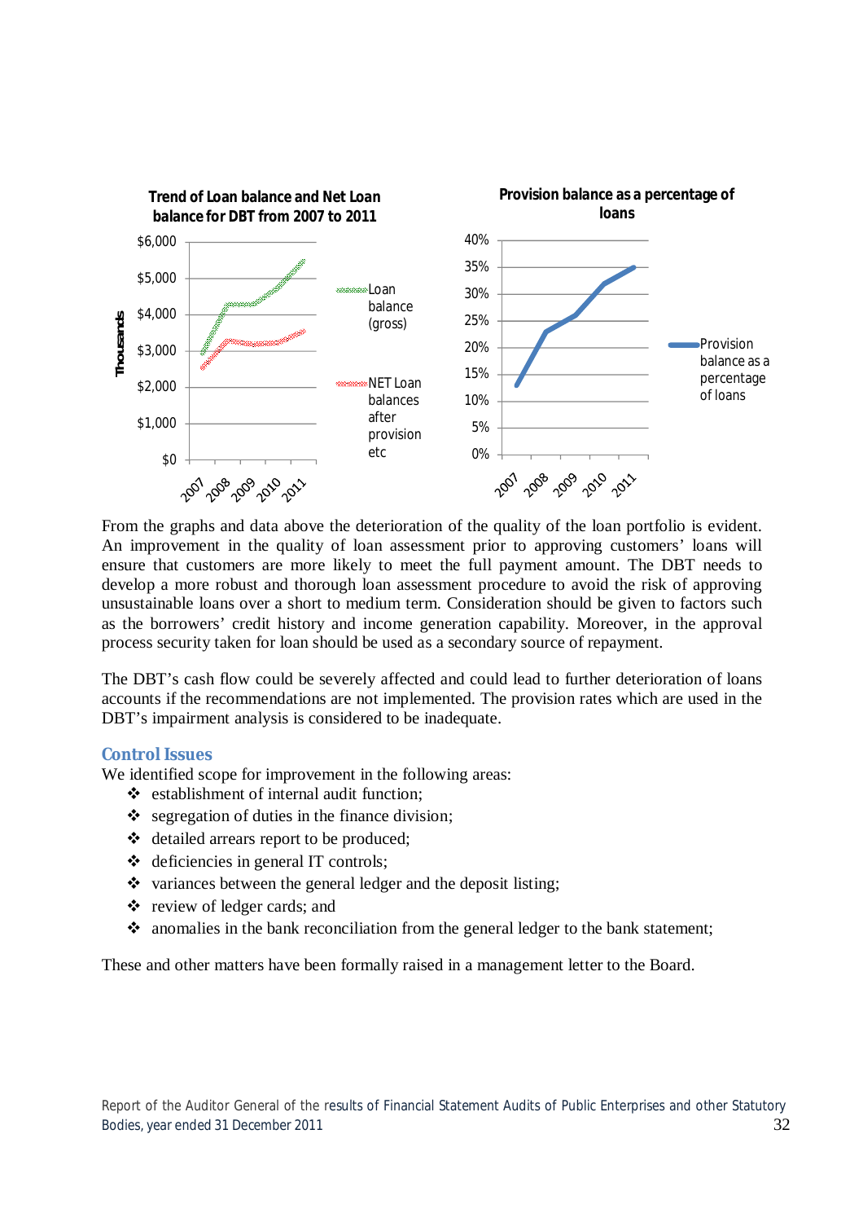**Trend of Loan balance and Net Loan balance for DBT from 2007 to 2011**

**Provision balance as a percentage of loans**

From the graphs and data above the deterioration of the quality of the loan portfolio is evident. An improvement in the quality of loan assessment prior to approving customers' loans will ensure that customers are more likely to meet the full payment amount. The DBT needs to develop a more robust and thorough loan assessment procedure to avoid the risk of approving unsustainable loans over a short to medium term. Consideration should be given to factors such as the borrowers' credit history and income generation capability. Moreover, in the approval process security taken for loan should be used as a secondary source of repayment.

The DBT's cash flow could be severely affected and could lead to further deterioration of loans accounts if the recommendations are not implemented. The provision rates which are used in the DBT's impairment analysis is considered to be inadequate.

### Control Issues

We identified scope for improvement in the following areas:

- establishment of internal audit function;
- segregation of duties in the finance division;
- detailed arrears report to be produced;
- deficiencies in general IT controls;
- variances between the general ledger and the deposit listing;
- review of ledger cards; and
- anomalies in the bank reconciliation from the general ledger to the bank statement;

These and other matters have been formally raised in a management letter to the Board.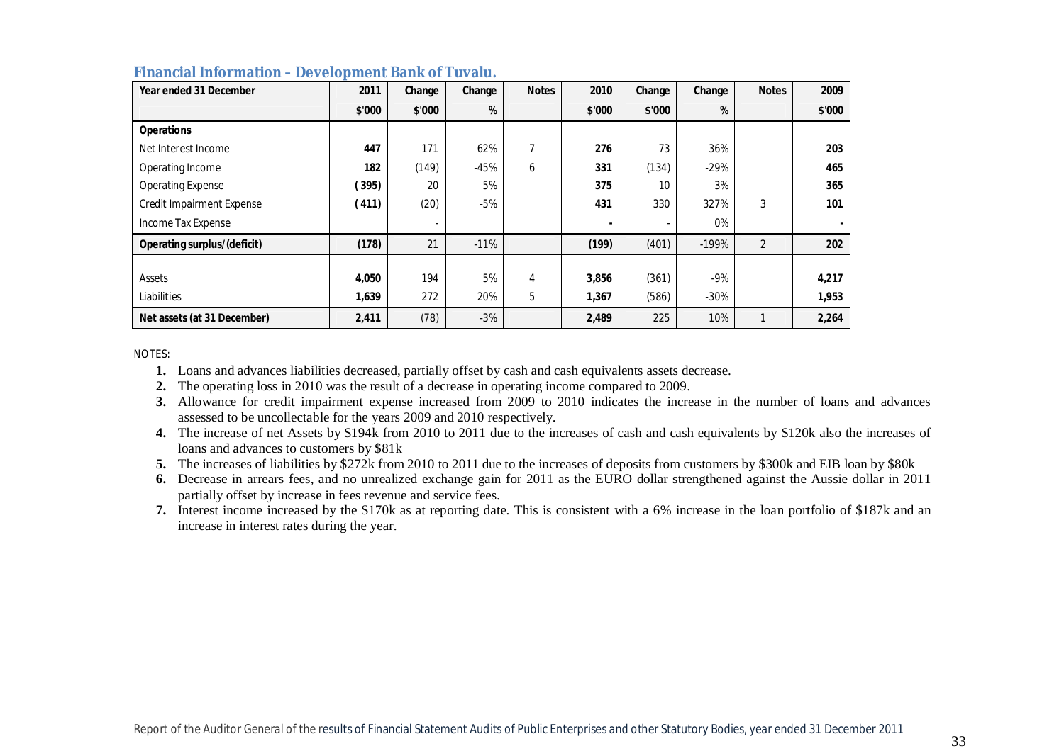### Financial Information – Development Bank of Tuvalu.

| Year ended 31 December | 2011 | Change | Change | Notes | 2010 | Change | Change | Notes | 2009 |
|---|---|---|---|---|---|---|---|---|---|
| | $'000 | $'000 | % | | $'000 | $'000 | % | | $'000 |
| **Operations** | | | | | | | | | |
| Net Interest Income | **447** | 171 | 62% | 7 | **276** | 73 | 36% | | **203** |
| Operating Income | **182** | (149) | -45% | 6 | **331** | (134) | -29% | | **465** |
| Operating Expense | **( 395)** | 20 | 5% | | **375** | 10 | 3% | | **365** |
| Credit Impairment Expense | **( 411)** | (20) | -5% | | **431** | 330 | 327% | 3 | **101** |
| Income Tax Expense | | - | | | **-** | - | 0% | | **-** |
| **Operating surplus/(deficit)** | **(178)** | 21 | -11% | | **(199)** | (401) | -199% | 2 | **202** |
| Assets | **4,050** | 194 | 5% | 4 | **3,856** | (361) | -9% | | **4,217** |
| Liabilities | **1,639** | 272 | 20% | 5 | **1,367** | (586) | -30% | | **1,953** |
| **Net assets (at 31 December)** | **2,411** | (78) | -3% | | **2,489** | 225 | 10% | 1 | **2,264** |

NOTES:

1. Loans and advances liabilities decreased, partially offset by cash and cash equivalents assets decrease.
2. The operating loss in 2010 was the result of a decrease in operating income compared to 2009.
3. Allowance for credit impairment expense increased from 2009 to 2010 indicates the increase in the number of loans and advances assessed to be uncollectable for the years 2009 and 2010 respectively.
4. The increase of net Assets by $194k from 2010 to 2011 due to the increases of cash and cash equivalents by $120k also the increases of loans and advances to customers by $81k
5. The increases of liabilities by $272k from 2010 to 2011 due to the increases of deposits from customers by $300k and EIB loan by $80k
6. Decrease in arrears fees, and no unrealized exchange gain for 2011 as the EURO dollar strengthened against the Aussie dollar in 2011 partially offset by increase in fees revenue and service fees.
7. Interest income increased by the $170k as at reporting date. This is consistent with a 6% increase in the loan portfolio of $187k and an increase in interest rates during the year.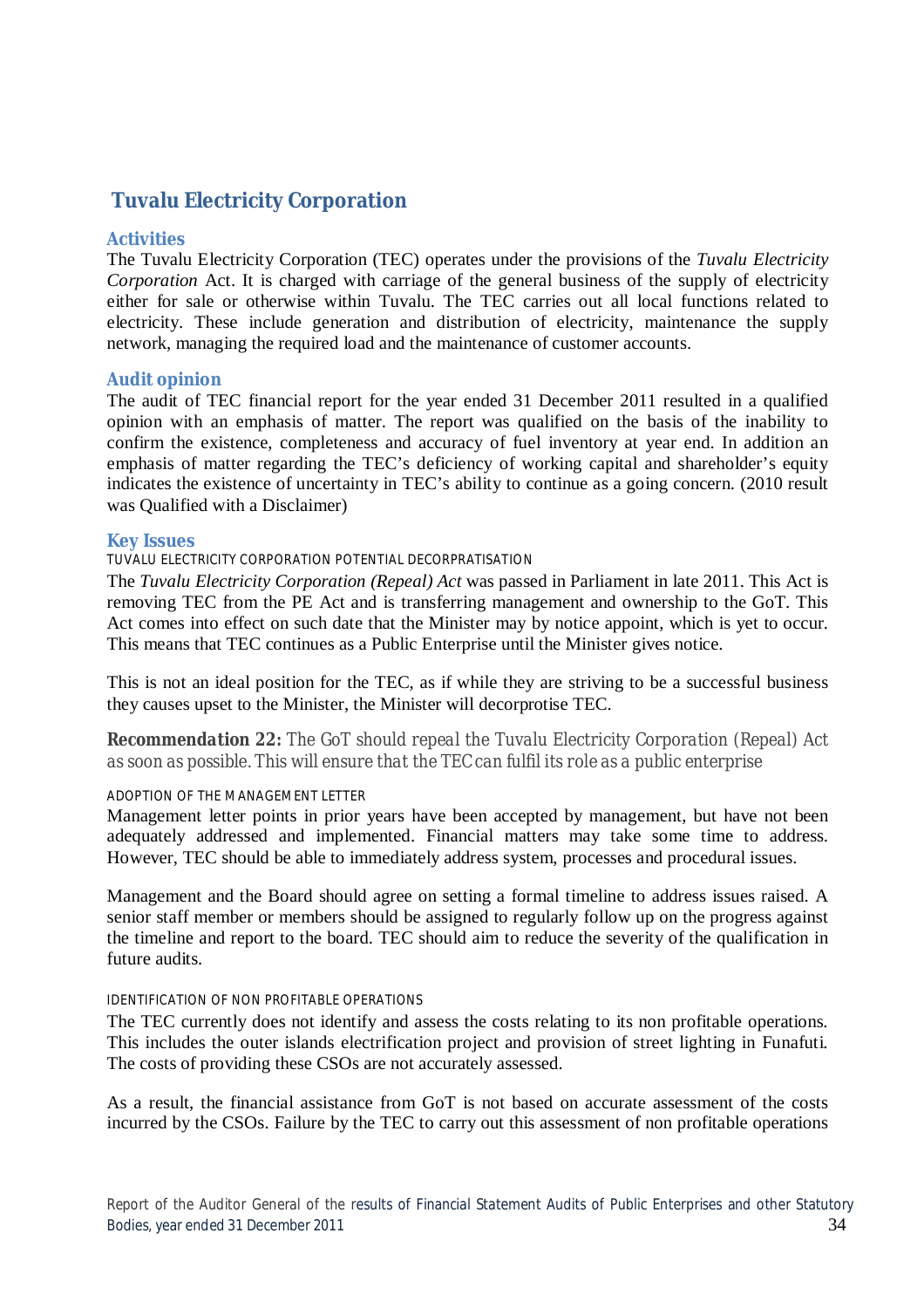## Tuvalu Electricity Corporation

### Activities

The Tuvalu Electricity Corporation (TEC) operates under the provisions of the *Tuvalu Electricity Corporation* Act. It is charged with carriage of the general business of the supply of electricity either for sale or otherwise within Tuvalu. The TEC carries out all local functions related to electricity. These include generation and distribution of electricity, maintenance the supply network, managing the required load and the maintenance of customer accounts.

### Audit opinion

The audit of TEC financial report for the year ended 31 December 2011 resulted in a qualified opinion with an emphasis of matter. The report was qualified on the basis of the inability to confirm the existence, completeness and accuracy of fuel inventory at year end. In addition an emphasis of matter regarding the TEC's deficiency of working capital and shareholder's equity indicates the existence of uncertainty in TEC's ability to continue as a going concern. (2010 result was Qualified with a Disclaimer)

### Key Issues

#### TUVALU ELECTRICITY CORPORATION POTENTIAL DECORPRATISATION

The *Tuvalu Electricity Corporation (Repeal) Act* was passed in Parliament in late 2011. This Act is removing TEC from the PE Act and is transferring management and ownership to the GoT. This Act comes into effect on such date that the Minister may by notice appoint, which is yet to occur. This means that TEC continues as a Public Enterprise until the Minister gives notice.

This is not an ideal position for the TEC, as if while they are striving to be a successful business they causes upset to the Minister, the Minister will decorprotise TEC.

**Recommendation 22:** The GoT should repeal the Tuvalu Electricity Corporation (Repeal) Act as soon as possible. This will ensure that the TEC can fulfil its role as a public enterprise

#### ADOPTION OF THE MANAGEMENT LETTER

Management letter points in prior years have been accepted by management, but have not been adequately addressed and implemented. Financial matters may take some time to address. However, TEC should be able to immediately address system, processes and procedural issues.

Management and the Board should agree on setting a formal timeline to address issues raised. A senior staff member or members should be assigned to regularly follow up on the progress against the timeline and report to the board. TEC should aim to reduce the severity of the qualification in future audits.

#### IDENTIFICATION OF NON PROFITABLE OPERATIONS

The TEC currently does not identify and assess the costs relating to its non profitable operations. This includes the outer islands electrification project and provision of street lighting in Funafuti. The costs of providing these CSOs are not accurately assessed.

As a result, the financial assistance from GoT is not based on accurate assessment of the costs incurred by the CSOs. Failure by the TEC to carry out this assessment of non profitable operations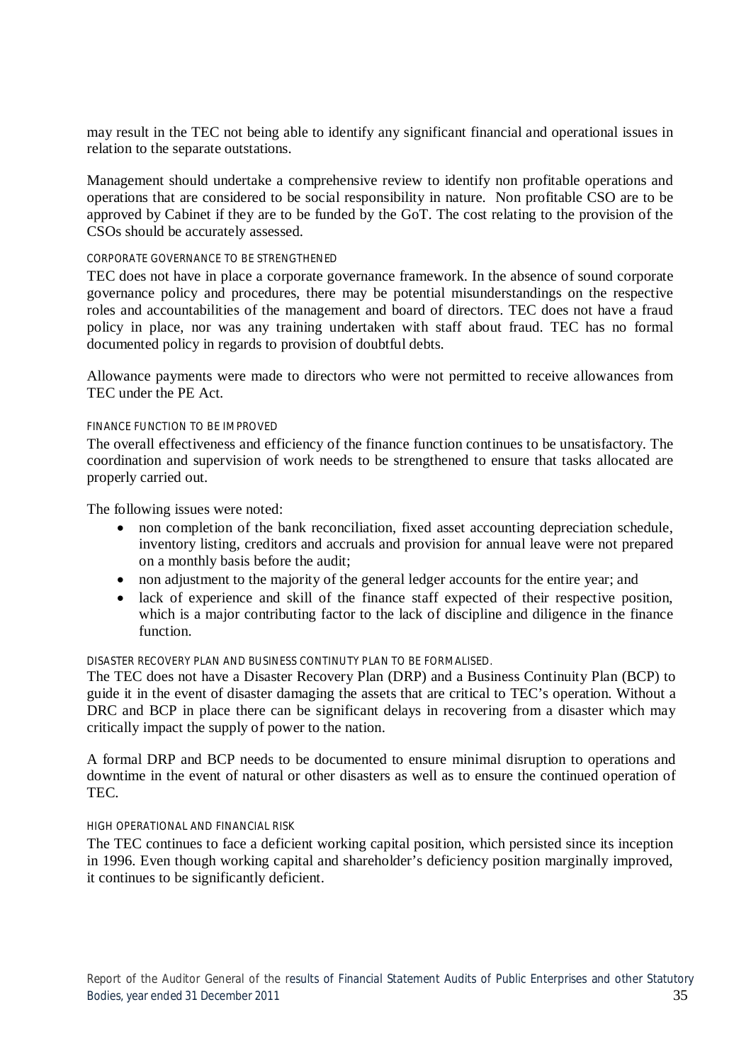may result in the TEC not being able to identify any significant financial and operational issues in relation to the separate outstations.

Management should undertake a comprehensive review to identify non profitable operations and operations that are considered to be social responsibility in nature. Non profitable CSO are to be approved by Cabinet if they are to be funded by the GoT. The cost relating to the provision of the CSOs should be accurately assessed.

#### CORPORATE GOVERNANCE TO BE STRENGTHENED

TEC does not have in place a corporate governance framework. In the absence of sound corporate governance policy and procedures, there may be potential misunderstandings on the respective roles and accountabilities of the management and board of directors. TEC does not have a fraud policy in place, nor was any training undertaken with staff about fraud. TEC has no formal documented policy in regards to provision of doubtful debts.

Allowance payments were made to directors who were not permitted to receive allowances from TEC under the PE Act.

#### FINANCE FUNCTION TO BE IMPROVED

The overall effectiveness and efficiency of the finance function continues to be unsatisfactory. The coordination and supervision of work needs to be strengthened to ensure that tasks allocated are properly carried out.

The following issues were noted:

- non completion of the bank reconciliation, fixed asset accounting depreciation schedule, inventory listing, creditors and accruals and provision for annual leave were not prepared on a monthly basis before the audit;
- non adjustment to the majority of the general ledger accounts for the entire year; and
- lack of experience and skill of the finance staff expected of their respective position, which is a major contributing factor to the lack of discipline and diligence in the finance function.

#### DISASTER RECOVERY PLAN AND BUSINESS CONTINUITY PLAN TO BE FORMALISED.

The TEC does not have a Disaster Recovery Plan (DRP) and a Business Continuity Plan (BCP) to guide it in the event of disaster damaging the assets that are critical to TEC's operation. Without a DRC and BCP in place there can be significant delays in recovering from a disaster which may critically impact the supply of power to the nation.

A formal DRP and BCP needs to be documented to ensure minimal disruption to operations and downtime in the event of natural or other disasters as well as to ensure the continued operation of TEC.

#### HIGH OPERATIONAL AND FINANCIAL RISK

The TEC continues to face a deficient working capital position, which persisted since its inception in 1996. Even though working capital and shareholder's deficiency position marginally improved, it continues to be significantly deficient.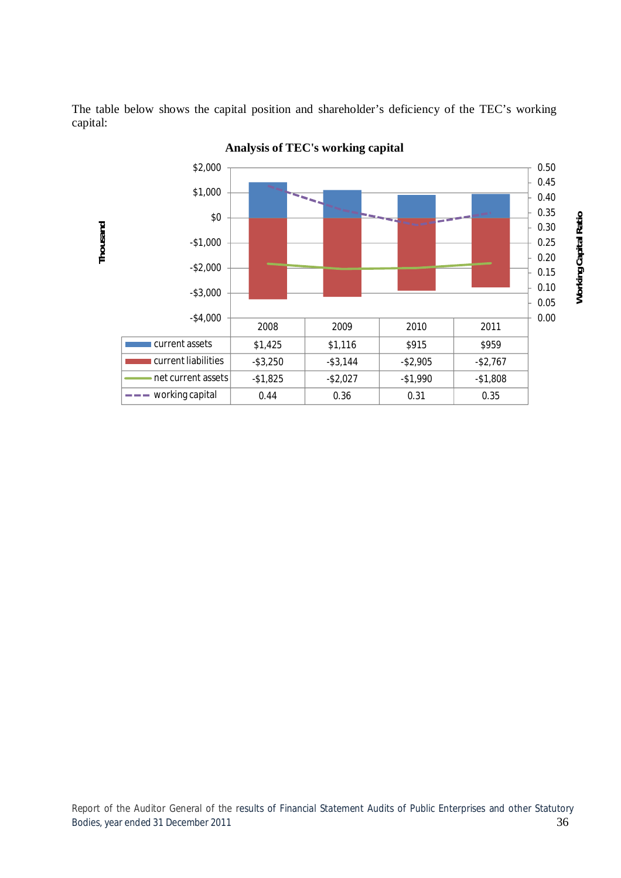The table below shows the capital position and shareholder's deficiency of the TEC's working capital:

**Analysis of TEC's working capital**

| | 2008 | 2009 | 2010 | 2011 |
|---|---|---|---|---|
| current assets | $1,425 | $1,116 | $915 | $959 |
| current liabilities | -$3,250 | -$3,144 | -$2,905 | -$2,767 |
| net current assets | -$1,825 | -$2,027 | -$1,990 | -$1,808 |
| working capital | 0.44 | 0.36 | 0.31 | 0.35 |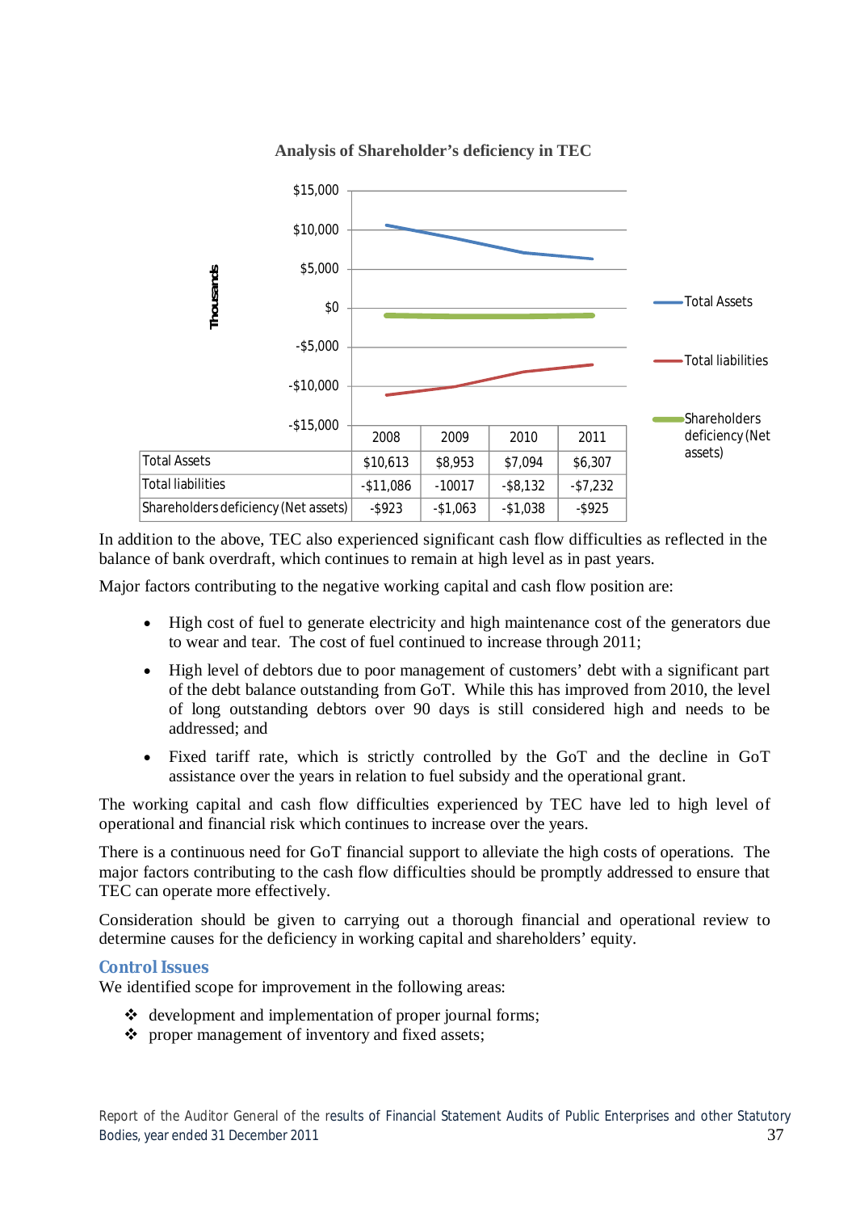**Analysis of Shareholder's deficiency in TEC**

| | 2008 | 2009 | 2010 | 2011 |
|---|---|---|---|---|
| Total Assets | $10,613 | $8,953 | $7,094 | $6,307 |
| Total liabilities | -$11,086 | -10017 | -$8,132 | -$7,232 |
| Shareholders deficiency (Net assets) | -$923 | -$1,063 | -$1,038 | -$925 |

In addition to the above, TEC also experienced significant cash flow difficulties as reflected in the balance of bank overdraft, which continues to remain at high level as in past years.

Major factors contributing to the negative working capital and cash flow position are:

- High cost of fuel to generate electricity and high maintenance cost of the generators due to wear and tear. The cost of fuel continued to increase through 2011;
- High level of debtors due to poor management of customers' debt with a significant part of the debt balance outstanding from GoT. While this has improved from 2010, the level of long outstanding debtors over 90 days is still considered high and needs to be addressed; and
- Fixed tariff rate, which is strictly controlled by the GoT and the decline in GoT assistance over the years in relation to fuel subsidy and the operational grant.

The working capital and cash flow difficulties experienced by TEC have led to high level of operational and financial risk which continues to increase over the years.

There is a continuous need for GoT financial support to alleviate the high costs of operations. The major factors contributing to the cash flow difficulties should be promptly addressed to ensure that TEC can operate more effectively.

Consideration should be given to carrying out a thorough financial and operational review to determine causes for the deficiency in working capital and shareholders' equity.

### Control Issues

We identified scope for improvement in the following areas:

- development and implementation of proper journal forms;
- proper management of inventory and fixed assets;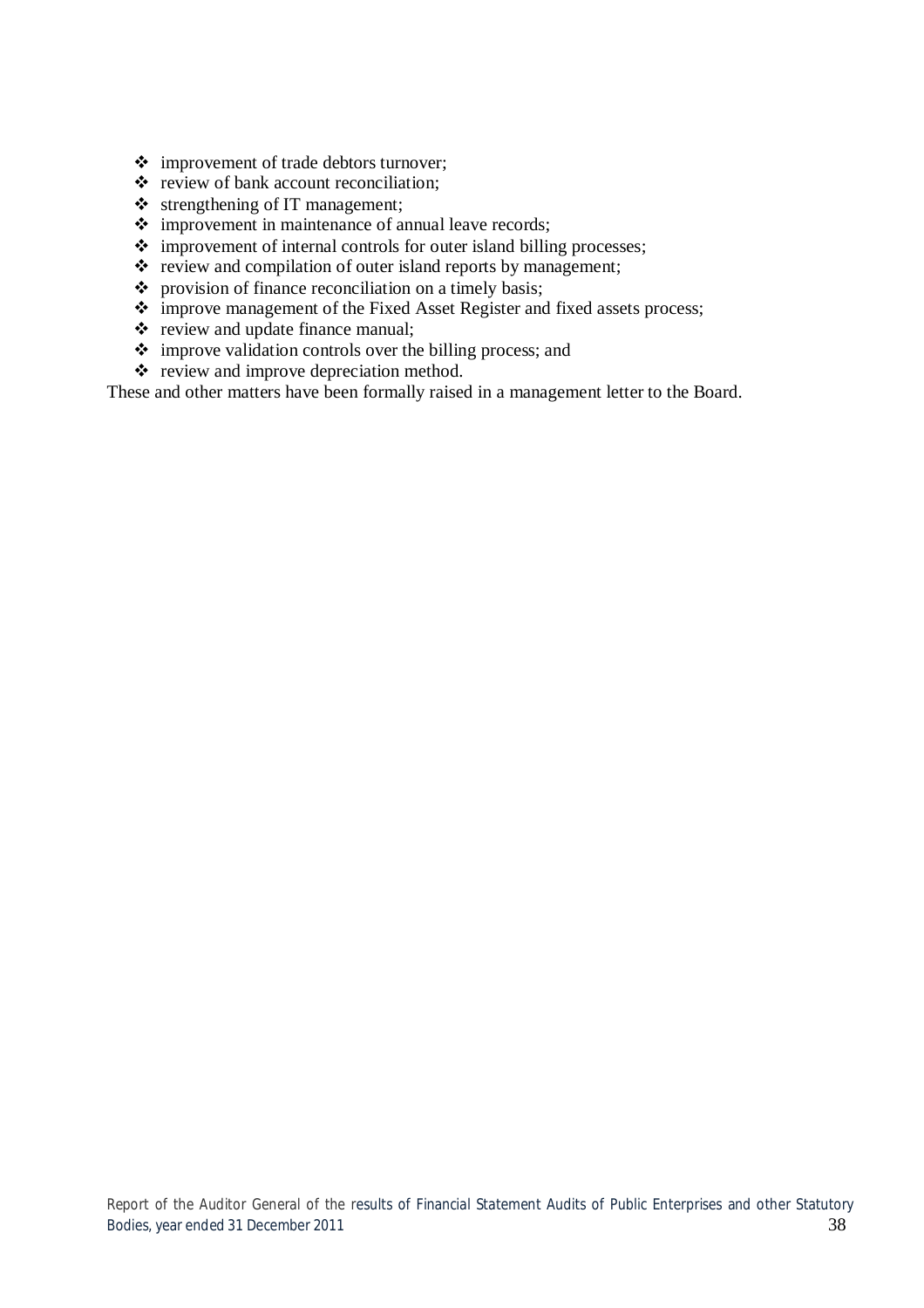- improvement of trade debtors turnover;
- review of bank account reconciliation;
- strengthening of IT management;
- improvement in maintenance of annual leave records;
- improvement of internal controls for outer island billing processes;
- review and compilation of outer island reports by management;
- provision of finance reconciliation on a timely basis;
- improve management of the Fixed Asset Register and fixed assets process;
- review and update finance manual;
- improve validation controls over the billing process; and
- review and improve depreciation method.

These and other matters have been formally raised in a management letter to the Board.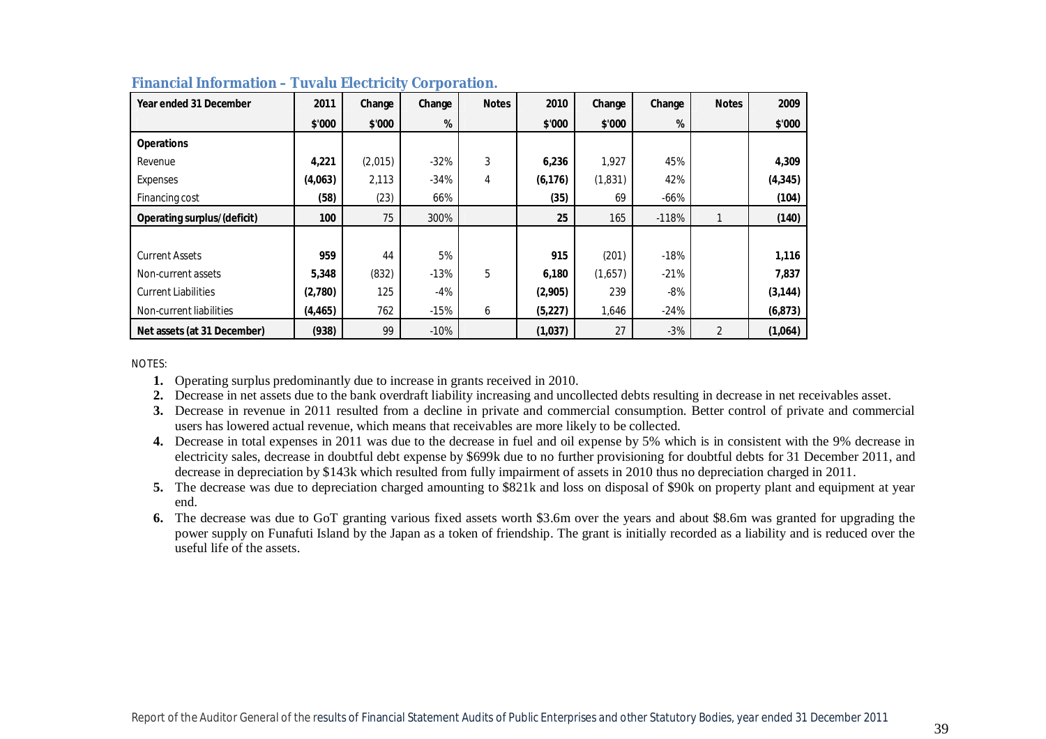### Financial Information – Tuvalu Electricity Corporation.

| Year ended 31 December | 2011 | Change | Change | Notes | 2010 | Change | Change | Notes | 2009 |
|---|---|---|---|---|---|---|---|---|---|
| | $'000 | $'000 | % | | $'000 | $'000 | % | | $'000 |
| **Operations** | | | | | | | | | |
| Revenue | **4,221** | (2,015) | -32% | 3 | **6,236** | 1,927 | 45% | | **4,309** |
| Expenses | **(4,063)** | 2,113 | -34% | 4 | **(6,176)** | (1,831) | 42% | | **(4,345)** |
| Financing cost | **(58)** | (23) | 66% | | **(35)** | 69 | -66% | | **(104)** |
| **Operating surplus/(deficit)** | **100** | 75 | 300% | | **25** | 165 | -118% | 1 | **(140)** |
| | | | | | | | | | |
| Current Assets | **959** | 44 | 5% | | **915** | (201) | -18% | | **1,116** |
| Non-current assets | **5,348** | (832) | -13% | 5 | **6,180** | (1,657) | -21% | | **7,837** |
| Current Liabilities | **(2,780)** | 125 | -4% | | **(2,905)** | 239 | -8% | | **(3,144)** |
| Non-current liabilities | **(4,465)** | 762 | -15% | 6 | **(5,227)** | 1,646 | -24% | | **(6,873)** |
| **Net assets (at 31 December)** | **(938)** | 99 | -10% | | **(1,037)** | 27 | -3% | 2 | **(1,064)** |

NOTES:

1. Operating surplus predominantly due to increase in grants received in 2010.
2. Decrease in net assets due to the bank overdraft liability increasing and uncollected debts resulting in decrease in net receivables asset.
3. Decrease in revenue in 2011 resulted from a decline in private and commercial consumption. Better control of private and commercial users has lowered actual revenue, which means that receivables are more likely to be collected.
4. Decrease in total expenses in 2011 was due to the decrease in fuel and oil expense by 5% which is in consistent with the 9% decrease in electricity sales, decrease in doubtful debt expense by $699k due to no further provisioning for doubtful debts for 31 December 2011, and decrease in depreciation by $143k which resulted from fully impairment of assets in 2010 thus no depreciation charged in 2011.
5. The decrease was due to depreciation charged amounting to $821k and loss on disposal of $90k on property plant and equipment at year end.
6. The decrease was due to GoT granting various fixed assets worth $3.6m over the years and about $8.6m was granted for upgrading the power supply on Funafuti Island by the Japan as a token of friendship. The grant is initially recorded as a liability and is reduced over the useful life of the assets.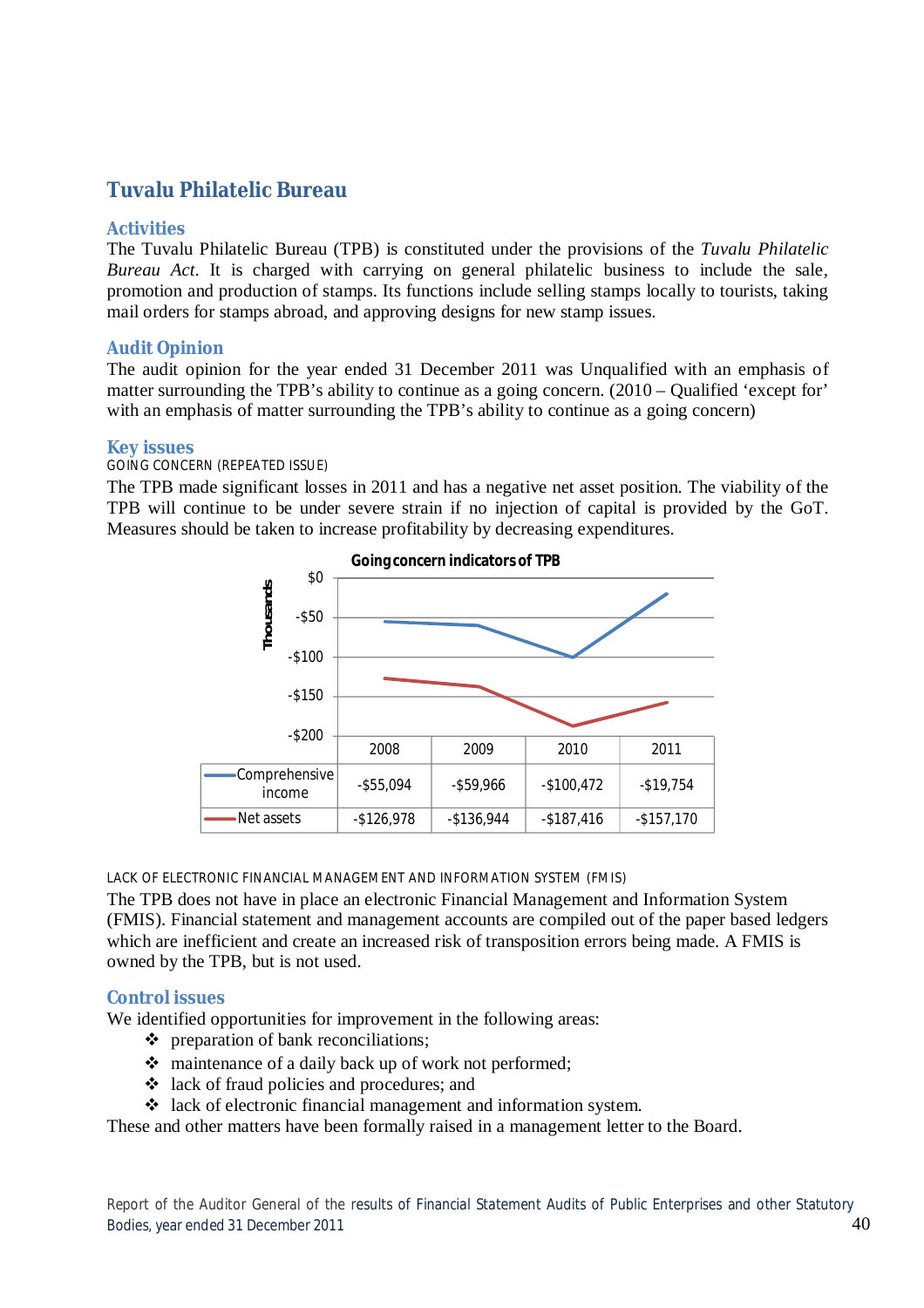## Tuvalu Philatelic Bureau

### Activities

The Tuvalu Philatelic Bureau (TPB) is constituted under the provisions of the *Tuvalu Philatelic Bureau Act*. It is charged with carrying on general philatelic business to include the sale, promotion and production of stamps. Its functions include selling stamps locally to tourists, taking mail orders for stamps abroad, and approving designs for new stamp issues.

### Audit Opinion

The audit opinion for the year ended 31 December 2011 was Unqualified with an emphasis of matter surrounding the TPB's ability to continue as a going concern. (2010 – Qualified 'except for' with an emphasis of matter surrounding the TPB's ability to continue as a going concern)

### Key issues

GOING CONCERN (REPEATED ISSUE)

The TPB made significant losses in 2011 and has a negative net asset position. The viability of the TPB will continue to be under severe strain if no injection of capital is provided by the GoT. Measures should be taken to increase profitability by decreasing expenditures.

**Going concern indicators of TPB**

|  | 2008 | 2009 | 2010 | 2011 |
|---|---|---|---|---|
| Comprehensive income | -$55,094 | -$59,966 | -$100,472 | -$19,754 |
| Net assets | -$126,978 | -$136,944 | -$187,416 | -$157,170 |

LACK OF ELECTRONIC FINANCIAL MANAGEMENT AND INFORMATION SYSTEM (FMIS)

The TPB does not have in place an electronic Financial Management and Information System (FMIS). Financial statement and management accounts are compiled out of the paper based ledgers which are inefficient and create an increased risk of transposition errors being made. A FMIS is owned by the TPB, but is not used.

### Control issues

We identified opportunities for improvement in the following areas:

- preparation of bank reconciliations;
- maintenance of a daily back up of work not performed;
- lack of fraud policies and procedures; and
- lack of electronic financial management and information system.

These and other matters have been formally raised in a management letter to the Board.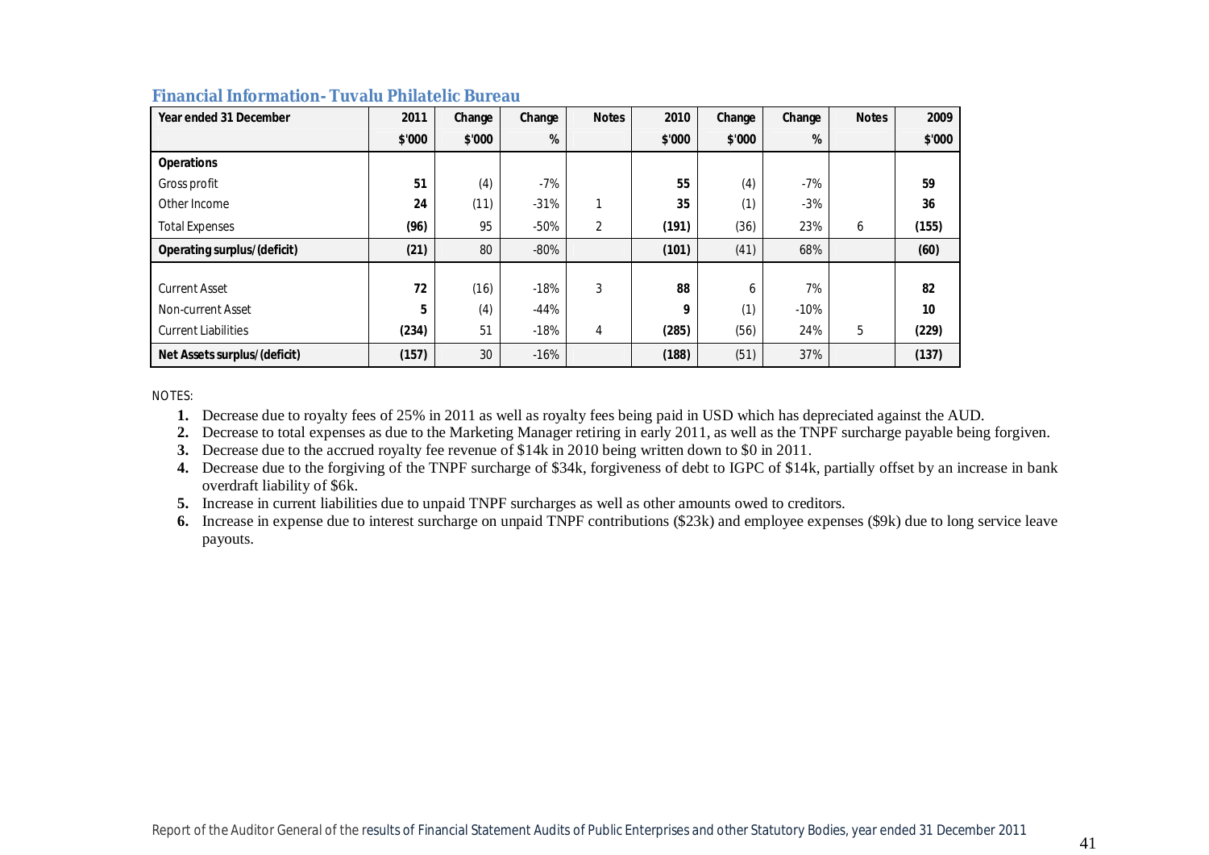### Financial Information- Tuvalu Philatelic Bureau

| Year ended 31 December | 2011 | Change | Change | Notes | 2010 | Change | Change | Notes | 2009 |
|---|---|---|---|---|---|---|---|---|---|
| | $'000 | $'000 | % | | $'000 | $'000 | % | | $'000 |
| **Operations** | | | | | | | | | |
| Gross profit | **51** | (4) | -7% | | **55** | (4) | -7% | | **59** |
| Other Income | **24** | (11) | -31% | 1 | **35** | (1) | -3% | | **36** |
| Total Expenses | **(96)** | 95 | -50% | 2 | **(191)** | (36) | 23% | 6 | **(155)** |
| **Operating surplus/(deficit)** | **(21)** | 80 | -80% | | **(101)** | (41) | 68% | | **(60)** |
| Current Asset | **72** | (16) | -18% | 3 | **88** | 6 | 7% | | **82** |
| Non-current Asset | **5** | (4) | -44% | | **9** | (1) | -10% | | **10** |
| Current Liabilities | **(234)** | 51 | -18% | 4 | **(285)** | (56) | 24% | 5 | **(229)** |
| **Net Assets surplus/(deficit)** | **(157)** | 30 | -16% | | **(188)** | (51) | 37% | | **(137)** |

NOTES:

1. Decrease due to royalty fees of 25% in 2011 as well as royalty fees being paid in USD which has depreciated against the AUD.
2. Decrease to total expenses as due to the Marketing Manager retiring in early 2011, as well as the TNPF surcharge payable being forgiven.
3. Decrease due to the accrued royalty fee revenue of $14k in 2010 being written down to $0 in 2011.
4. Decrease due to the forgiving of the TNPF surcharge of $34k, forgiveness of debt to IGPC of $14k, partially offset by an increase in bank overdraft liability of $6k.
5. Increase in current liabilities due to unpaid TNPF surcharges as well as other amounts owed to creditors.
6. Increase in expense due to interest surcharge on unpaid TNPF contributions ($23k) and employee expenses ($9k) due to long service leave payouts.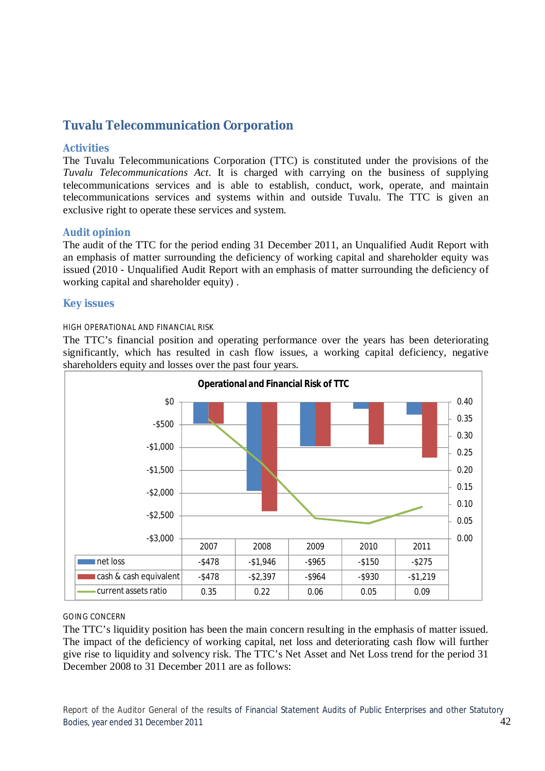## Tuvalu Telecommunication Corporation

### Activities

The Tuvalu Telecommunications Corporation (TTC) is constituted under the provisions of the *Tuvalu Telecommunications Act*. It is charged with carrying on the business of supplying telecommunications services and is able to establish, conduct, work, operate, and maintain telecommunications services and systems within and outside Tuvalu. The TTC is given an exclusive right to operate these services and system.

### Audit opinion

The audit of the TTC for the period ending 31 December 2011, an Unqualified Audit Report with an emphasis of matter surrounding the deficiency of working capital and shareholder equity was issued (2010 - Unqualified Audit Report with an emphasis of matter surrounding the deficiency of working capital and shareholder equity) .

### Key issues

HIGH OPERATIONAL AND FINANCIAL RISK

The TTC's financial position and operating performance over the years has been deteriorating significantly, which has resulted in cash flow issues, a working capital deficiency, negative shareholders equity and losses over the past four years.

**Operational and Financial Risk of TTC**

| | 2007 | 2008 | 2009 | 2010 | 2011 |
|---|---|---|---|---|---|
| net loss | -$478 | -$1,946 | -$965 | -$150 | -$275 |
| cash & cash equivalent | -$478 | -$2,397 | -$964 | -$930 | -$1,219 |
| current assets ratio | 0.35 | 0.22 | 0.06 | 0.05 | 0.09 |

GOING CONCERN

The TTC's liquidity position has been the main concern resulting in the emphasis of matter issued. The impact of the deficiency of working capital, net loss and deteriorating cash flow will further give rise to liquidity and solvency risk. The TTC's Net Asset and Net Loss trend for the period 31 December 2008 to 31 December 2011 are as follows: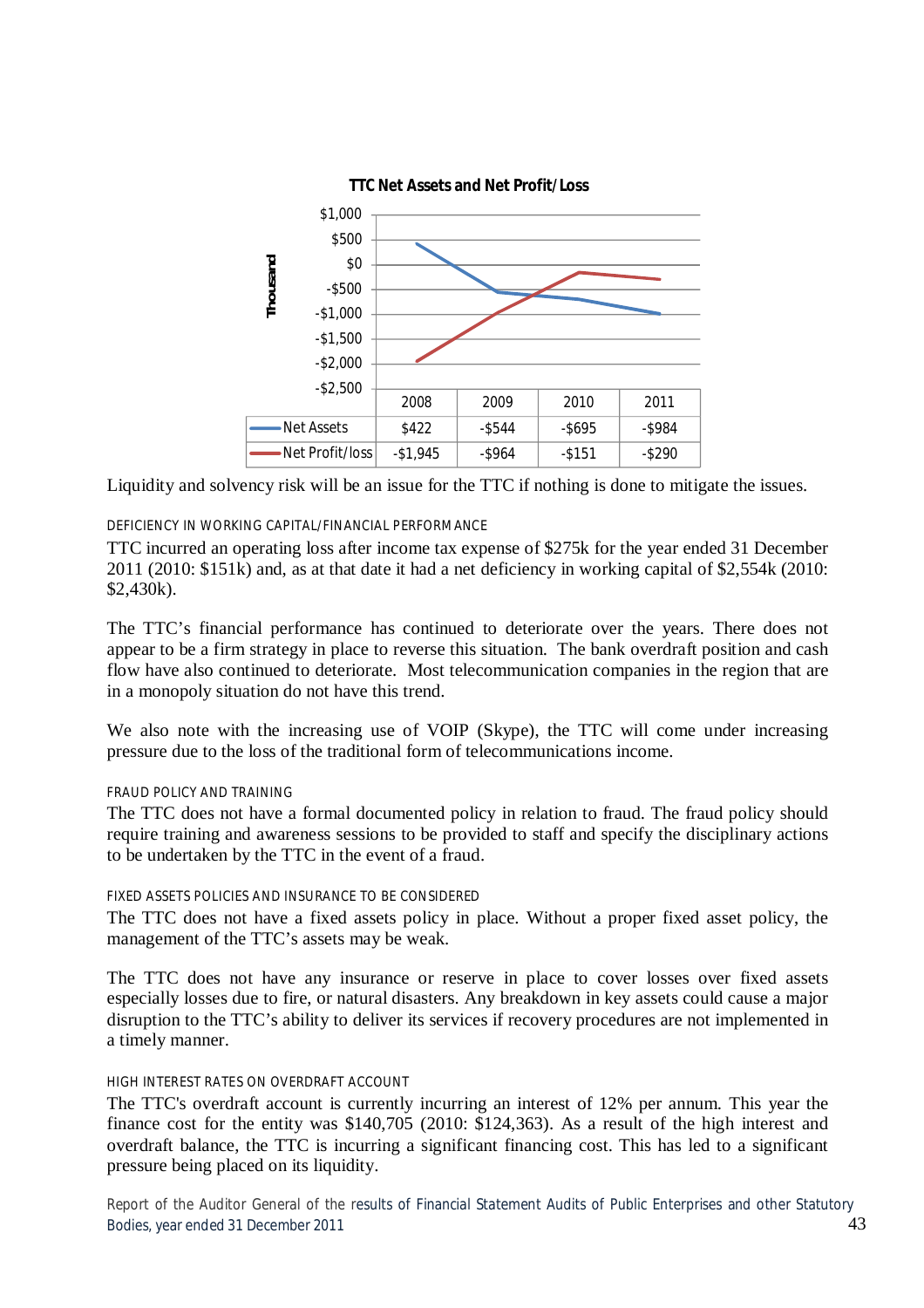**TTC Net Assets and Net Profit/Loss**

| | 2008 | 2009 | 2010 | 2011 |
|---|---|---|---|---|
| Net Assets | $422 | -$544 | -$695 | -$984 |
| Net Profit/loss | -$1,945 | -$964 | -$151 | -$290 |

Liquidity and solvency risk will be an issue for the TTC if nothing is done to mitigate the issues.

#### DEFICIENCY IN WORKING CAPITAL/FINANCIAL PERFORMANCE

TTC incurred an operating loss after income tax expense of $275k for the year ended 31 December 2011 (2010: $151k) and, as at that date it had a net deficiency in working capital of $2,554k (2010: $2,430k).

The TTC's financial performance has continued to deteriorate over the years. There does not appear to be a firm strategy in place to reverse this situation. The bank overdraft position and cash flow have also continued to deteriorate. Most telecommunication companies in the region that are in a monopoly situation do not have this trend.

We also note with the increasing use of VOIP (Skype), the TTC will come under increasing pressure due to the loss of the traditional form of telecommunications income.

#### FRAUD POLICY AND TRAINING

The TTC does not have a formal documented policy in relation to fraud. The fraud policy should require training and awareness sessions to be provided to staff and specify the disciplinary actions to be undertaken by the TTC in the event of a fraud.

#### FIXED ASSETS POLICIES AND INSURANCE TO BE CONSIDERED

The TTC does not have a fixed assets policy in place. Without a proper fixed asset policy, the management of the TTC's assets may be weak.

The TTC does not have any insurance or reserve in place to cover losses over fixed assets especially losses due to fire, or natural disasters. Any breakdown in key assets could cause a major disruption to the TTC's ability to deliver its services if recovery procedures are not implemented in a timely manner.

#### HIGH INTEREST RATES ON OVERDRAFT ACCOUNT

The TTC's overdraft account is currently incurring an interest of 12% per annum. This year the finance cost for the entity was $140,705 (2010: $124,363). As a result of the high interest and overdraft balance, the TTC is incurring a significant financing cost. This has led to a significant pressure being placed on its liquidity.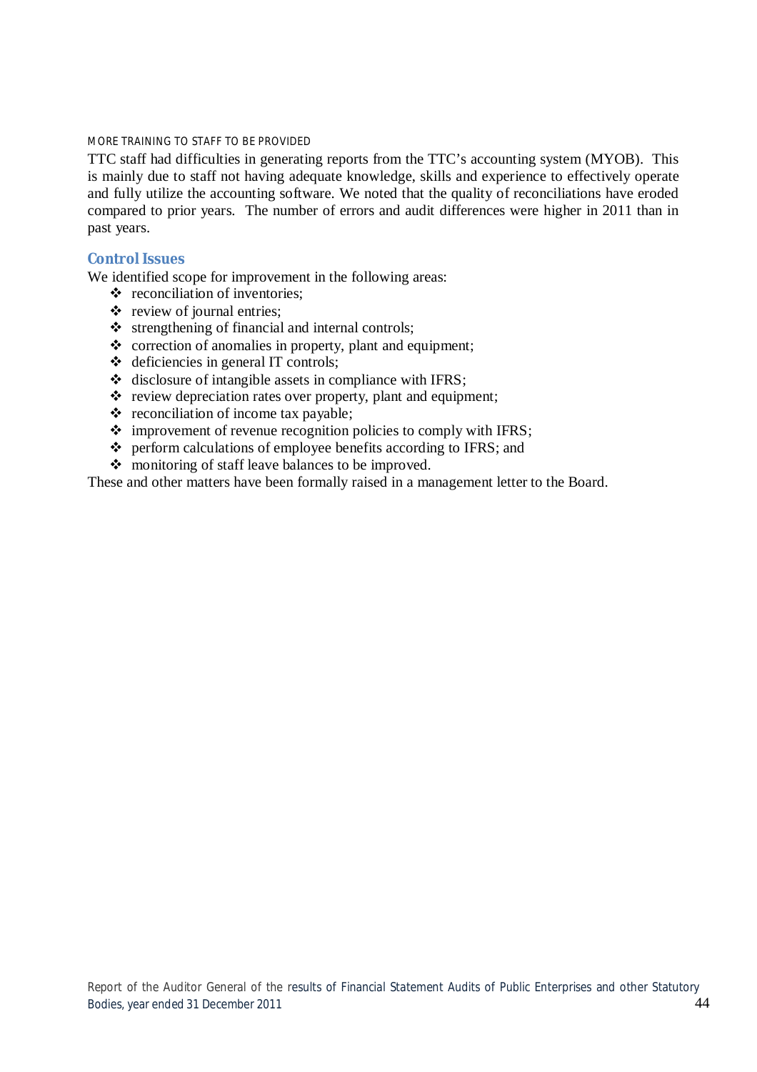#### MORE TRAINING TO STAFF TO BE PROVIDED

TTC staff had difficulties in generating reports from the TTC's accounting system (MYOB). This is mainly due to staff not having adequate knowledge, skills and experience to effectively operate and fully utilize the accounting software. We noted that the quality of reconciliations have eroded compared to prior years. The number of errors and audit differences were higher in 2011 than in past years.

### Control Issues

We identified scope for improvement in the following areas:

- reconciliation of inventories;
- review of journal entries;
- strengthening of financial and internal controls;
- correction of anomalies in property, plant and equipment;
- deficiencies in general IT controls;
- disclosure of intangible assets in compliance with IFRS;
- review depreciation rates over property, plant and equipment;
- reconciliation of income tax payable;
- improvement of revenue recognition policies to comply with IFRS;
- perform calculations of employee benefits according to IFRS; and
- monitoring of staff leave balances to be improved.

These and other matters have been formally raised in a management letter to the Board.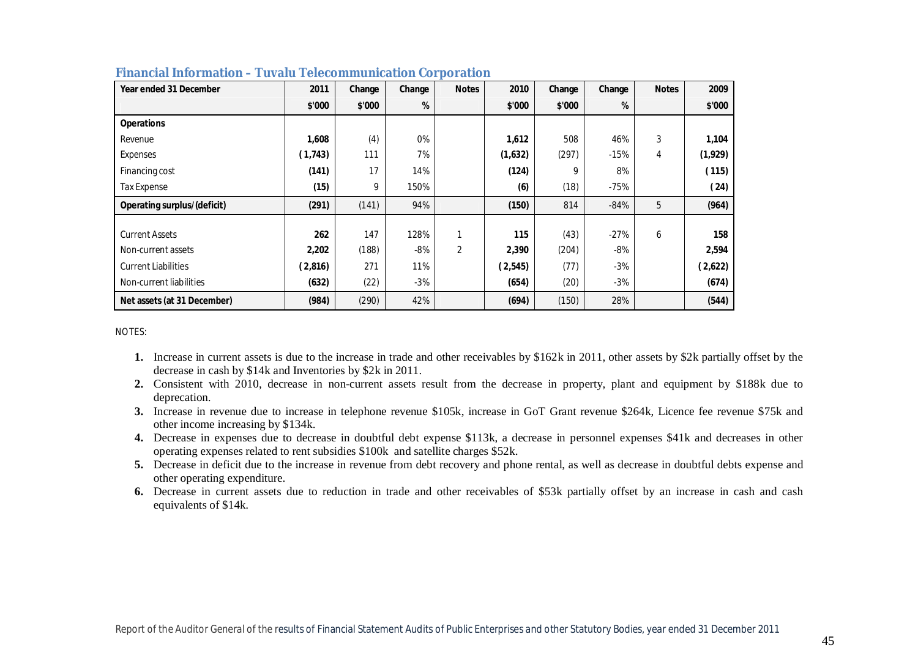### Financial Information – Tuvalu Telecommunication Corporation

| Year ended 31 December | 2011 | Change | Change | Notes | 2010 | Change | Change | Notes | 2009 |
|---|---|---|---|---|---|---|---|---|---|
| | $'000 | $'000 | % | | $'000 | $'000 | % | | $'000 |
| **Operations** | | | | | | | | | |
| Revenue | **1,608** | (4) | 0% | | **1,612** | 508 | 46% | 3 | **1,104** |
| Expenses | **( 1,743)** | 111 | 7% | | **(1,632)** | (297) | -15% | 4 | **(1,929)** |
| Financing cost | **(141)** | 17 | 14% | | **(124)** | 9 | 8% | | **( 115)** |
| Tax Expense | **(15)** | 9 | 150% | | **(6)** | (18) | -75% | | **( 24)** |
| **Operating surplus/(deficit)** | **(291)** | (141) | 94% | | **(150)** | 814 | -84% | 5 | **(964)** |
| Current Assets | **262** | 147 | 128% | 1 | **115** | (43) | -27% | 6 | **158** |
| Non-current assets | **2,202** | (188) | -8% | 2 | **2,390** | (204) | -8% | | **2,594** |
| Current Liabilities | **( 2,816)** | 271 | 11% | | **( 2,545)** | (77) | -3% | | **( 2,622)** |
| Non-current liabilities | **(632)** | (22) | -3% | | **(654)** | (20) | -3% | | **(674)** |
| **Net assets (at 31 December)** | **(984)** | (290) | 42% | | **(694)** | (150) | 28% | | **(544)** |

NOTES:

1. Increase in current assets is due to the increase in trade and other receivables by $162k in 2011, other assets by $2k partially offset by the decrease in cash by $14k and Inventories by $2k in 2011.
2. Consistent with 2010, decrease in non-current assets result from the decrease in property, plant and equipment by $188k due to deprecation.
3. Increase in revenue due to increase in telephone revenue $105k, increase in GoT Grant revenue $264k, Licence fee revenue $75k and other income increasing by $134k.
4. Decrease in expenses due to decrease in doubtful debt expense $113k, a decrease in personnel expenses $41k and decreases in other operating expenses related to rent subsidies $100k and satellite charges $52k.
5. Decrease in deficit due to the increase in revenue from debt recovery and phone rental, as well as decrease in doubtful debts expense and other operating expenditure.
6. Decrease in current assets due to reduction in trade and other receivables of $53k partially offset by an increase in cash and cash equivalents of $14k.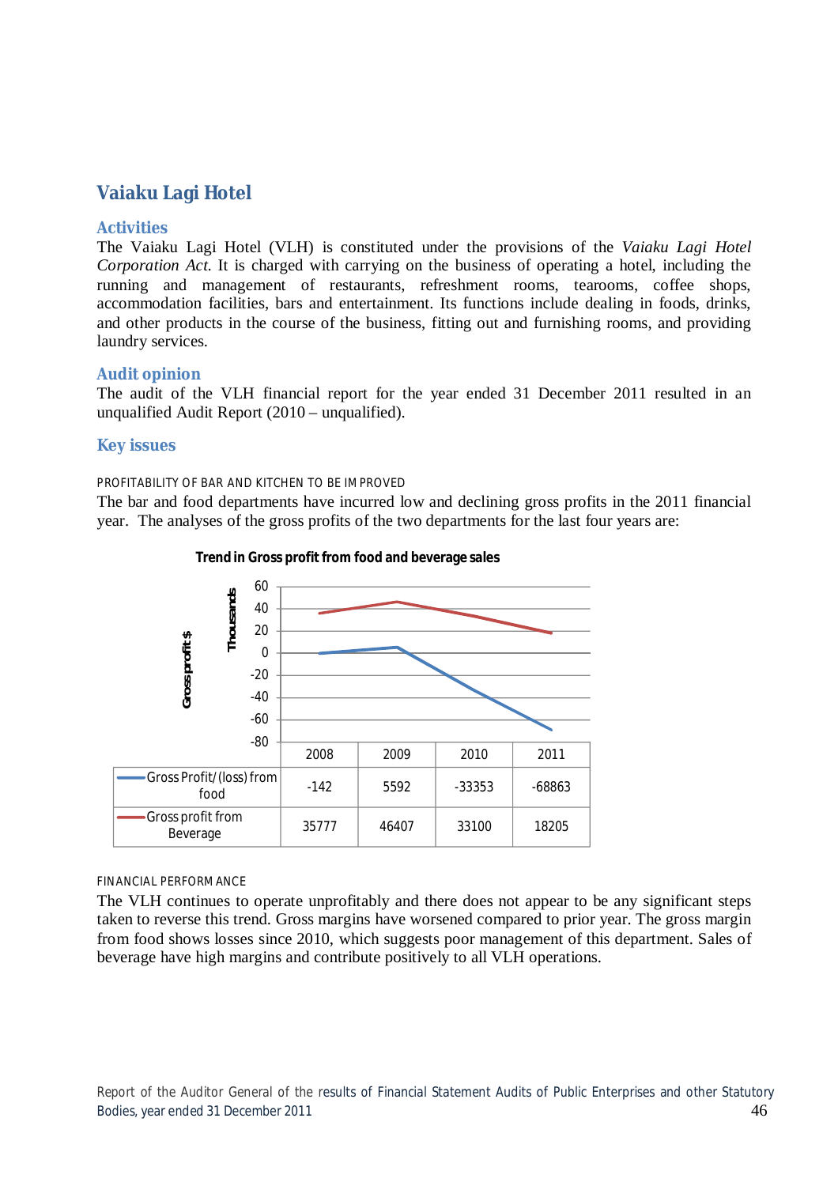## Vaiaku Lagi Hotel

### Activities

The Vaiaku Lagi Hotel (VLH) is constituted under the provisions of the *Vaiaku Lagi Hotel Corporation Act*. It is charged with carrying on the business of operating a hotel, including the running and management of restaurants, refreshment rooms, tearooms, coffee shops, accommodation facilities, bars and entertainment. Its functions include dealing in foods, drinks, and other products in the course of the business, fitting out and furnishing rooms, and providing laundry services.

### Audit opinion

The audit of the VLH financial report for the year ended 31 December 2011 resulted in an unqualified Audit Report (2010 – unqualified).

### Key issues

PROFITABILITY OF BAR AND KITCHEN TO BE IMPROVED

The bar and food departments have incurred low and declining gross profits in the 2011 financial year. The analyses of the gross profits of the two departments for the last four years are:

**Trend in Gross profit from food and beverage sales**

| | 2008 | 2009 | 2010 | 2011 |
|---|---|---|---|---|
| Gross Profit/(loss) from food | -142 | 5592 | -33353 | -68863 |
| Gross profit from Beverage | 35777 | 46407 | 33100 | 18205 |

FINANCIAL PERFORMANCE

The VLH continues to operate unprofitably and there does not appear to be any significant steps taken to reverse this trend. Gross margins have worsened compared to prior year. The gross margin from food shows losses since 2010, which suggests poor management of this department. Sales of beverage have high margins and contribute positively to all VLH operations.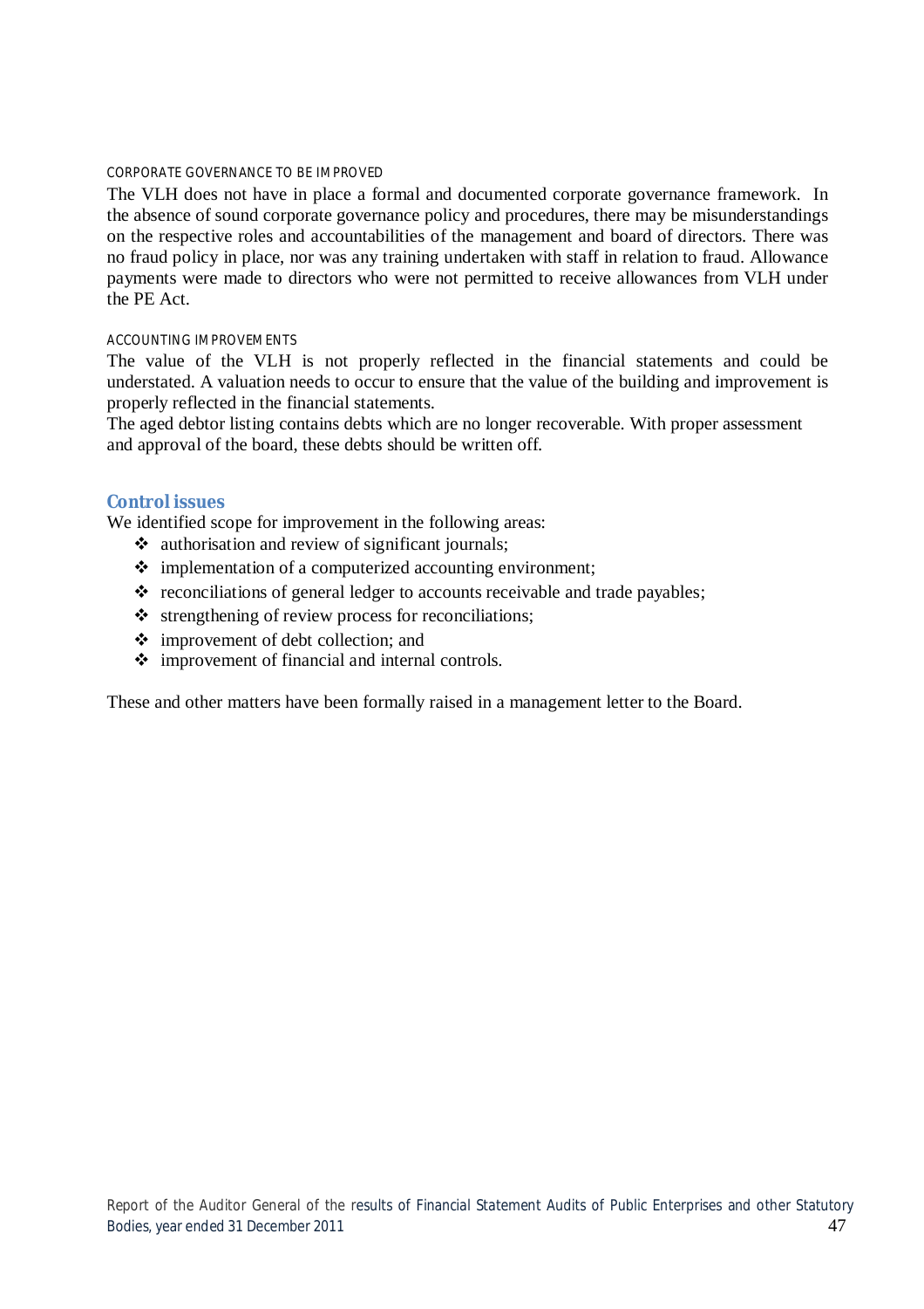#### CORPORATE GOVERNANCE TO BE IMPROVED

The VLH does not have in place a formal and documented corporate governance framework. In the absence of sound corporate governance policy and procedures, there may be misunderstandings on the respective roles and accountabilities of the management and board of directors. There was no fraud policy in place, nor was any training undertaken with staff in relation to fraud. Allowance payments were made to directors who were not permitted to receive allowances from VLH under the PE Act.

#### ACCOUNTING IMPROVEMENTS

The value of the VLH is not properly reflected in the financial statements and could be understated. A valuation needs to occur to ensure that the value of the building and improvement is properly reflected in the financial statements.

The aged debtor listing contains debts which are no longer recoverable. With proper assessment and approval of the board, these debts should be written off.

### Control issues

We identified scope for improvement in the following areas:

- authorisation and review of significant journals;
- implementation of a computerized accounting environment;
- reconciliations of general ledger to accounts receivable and trade payables;
- strengthening of review process for reconciliations;
- improvement of debt collection; and
- improvement of financial and internal controls.

These and other matters have been formally raised in a management letter to the Board.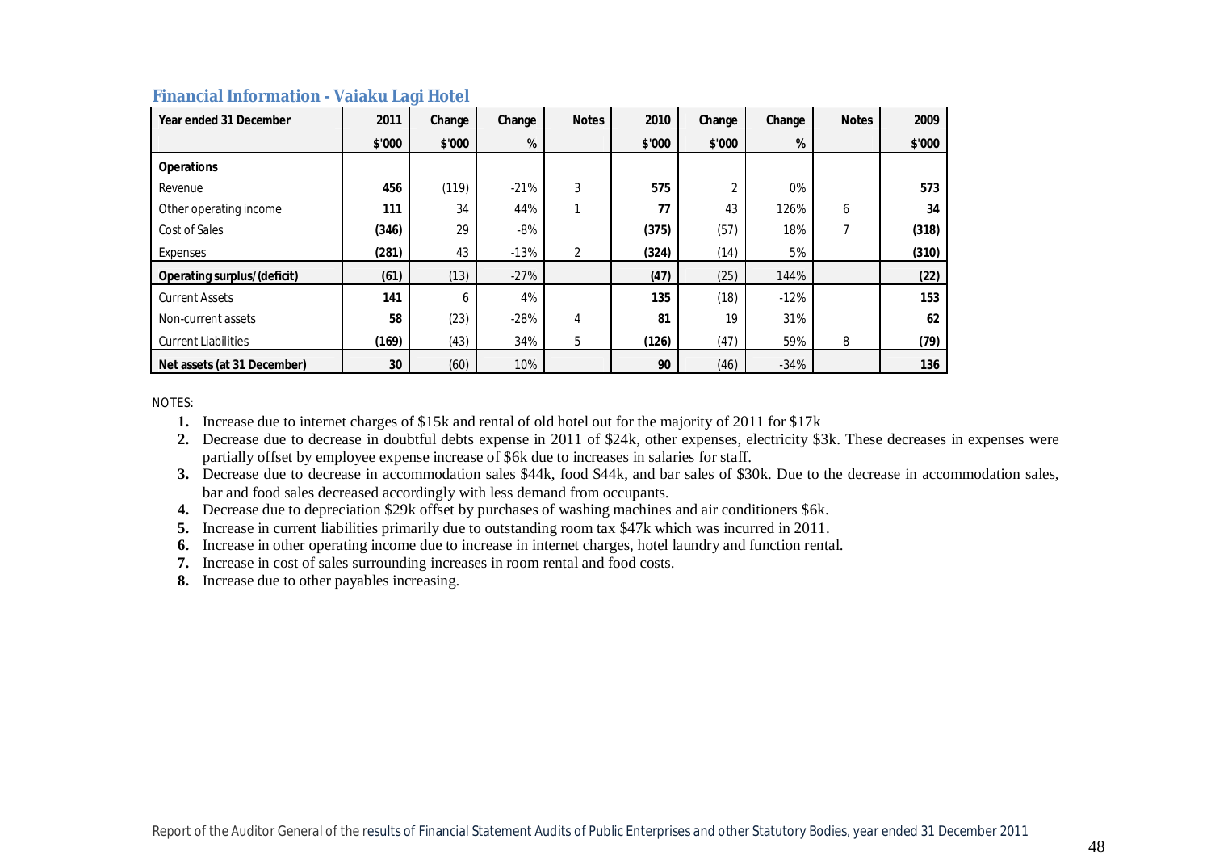### Financial Information - Vaiaku Lagi Hotel

| Year ended 31 December | 2011 | Change | Change | Notes | 2010 | Change | Change | Notes | 2009 |
|---|---|---|---|---|---|---|---|---|---|
| | $'000 | $'000 | % | | $'000 | $'000 | % | | $'000 |
| **Operations** | | | | | | | | | |
| Revenue | **456** | (119) | -21% | 3 | **575** | 2 | 0% | | **573** |
| Other operating income | **111** | 34 | 44% | 1 | **77** | 43 | 126% | 6 | **34** |
| Cost of Sales | **(346)** | 29 | -8% | | **(375)** | (57) | 18% | 7 | **(318)** |
| Expenses | **(281)** | 43 | -13% | 2 | **(324)** | (14) | 5% | | **(310)** |
| **Operating surplus/(deficit)** | **(61)** | (13) | -27% | | **(47)** | (25) | 144% | | **(22)** |
| Current Assets | **141** | 6 | 4% | | **135** | (18) | -12% | | **153** |
| Non-current assets | **58** | (23) | -28% | 4 | **81** | 19 | 31% | | **62** |
| Current Liabilities | **(169)** | (43) | 34% | 5 | **(126)** | (47) | 59% | 8 | **(79)** |
| **Net assets (at 31 December)** | **30** | (60) | 10% | | **90** | (46) | -34% | | **136** |

NOTES:

1. Increase due to internet charges of $15k and rental of old hotel out for the majority of 2011 for $17k
2. Decrease due to decrease in doubtful debts expense in 2011 of $24k, other expenses, electricity $3k. These decreases in expenses were partially offset by employee expense increase of $6k due to increases in salaries for staff.
3. Decrease due to decrease in accommodation sales $44k, food $44k, and bar sales of $30k. Due to the decrease in accommodation sales, bar and food sales decreased accordingly with less demand from occupants.
4. Decrease due to depreciation $29k offset by purchases of washing machines and air conditioners $6k.
5. Increase in current liabilities primarily due to outstanding room tax $47k which was incurred in 2011.
6. Increase in other operating income due to increase in internet charges, hotel laundry and function rental.
7. Increase in cost of sales surrounding increases in room rental and food costs.
8. Increase due to other payables increasing.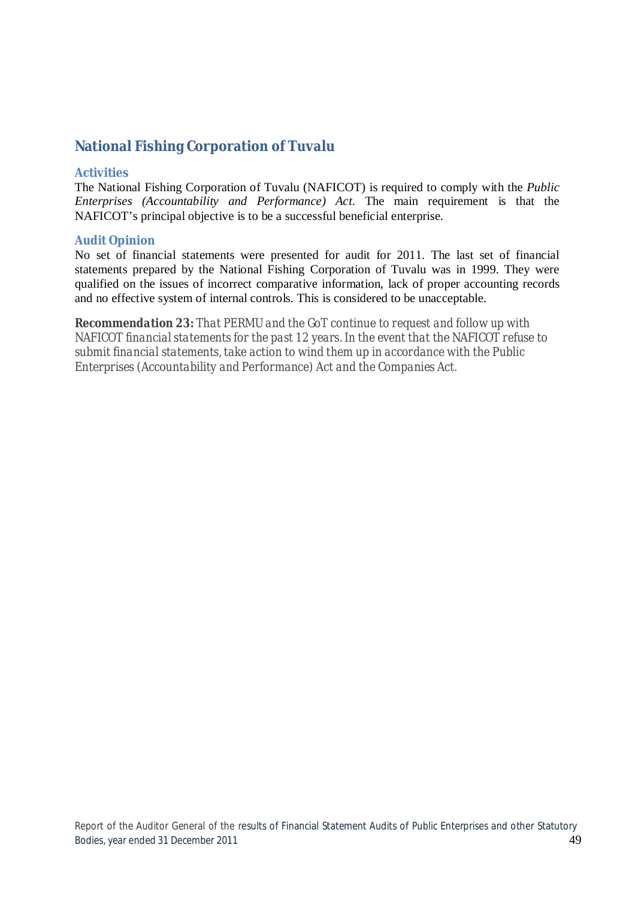## National Fishing Corporation of Tuvalu

### Activities

The National Fishing Corporation of Tuvalu (NAFICOT) is required to comply with the *Public Enterprises (Accountability and Performance) Act*. The main requirement is that the NAFICOT's principal objective is to be a successful beneficial enterprise.

### Audit Opinion

No set of financial statements were presented for audit for 2011. The last set of financial statements prepared by the National Fishing Corporation of Tuvalu was in 1999. They were qualified on the issues of incorrect comparative information, lack of proper accounting records and no effective system of internal controls. This is considered to be unacceptable.

**Recommendation 23:** *That PERMU and the GoT continue to request and follow up with NAFICOT financial statements for the past 12 years. In the event that the NAFICOT refuse to submit financial statements, take action to wind them up in accordance with the Public Enterprises (Accountability and Performance) Act and the Companies Act.*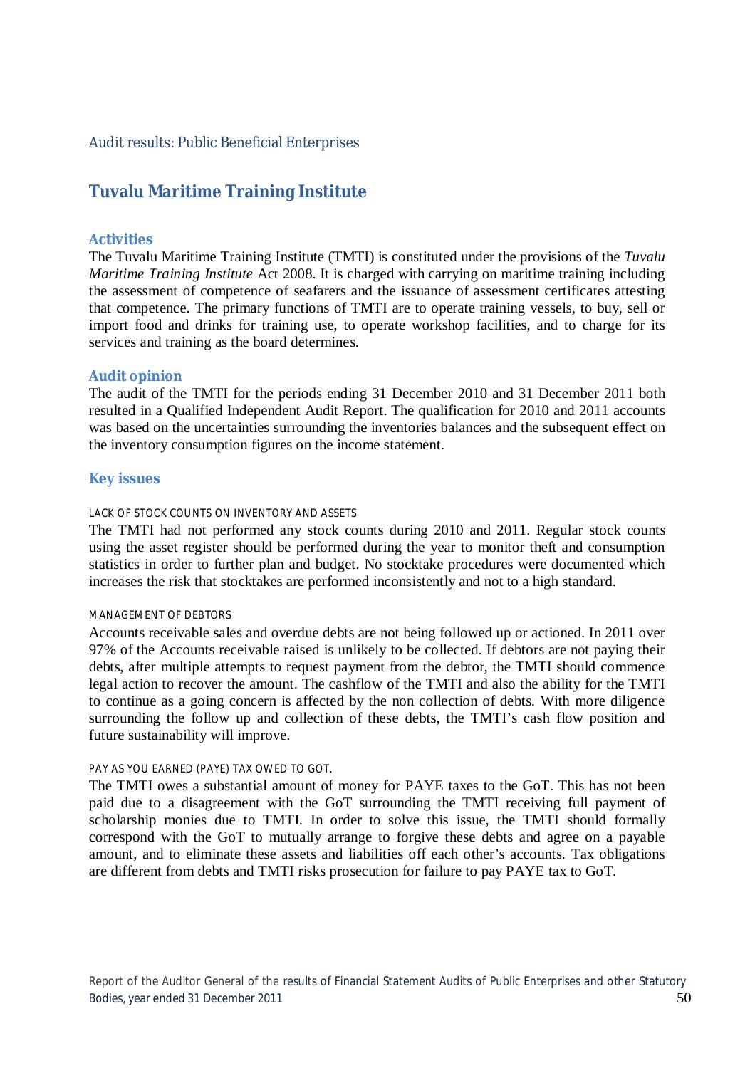Audit results: Public Beneficial Enterprises

# Tuvalu Maritime Training Institute

## Activities

The Tuvalu Maritime Training Institute (TMTI) is constituted under the provisions of the *Tuvalu Maritime Training Institute* Act 2008. It is charged with carrying on maritime training including the assessment of competence of seafarers and the issuance of assessment certificates attesting that competence. The primary functions of TMTI are to operate training vessels, to buy, sell or import food and drinks for training use, to operate workshop facilities, and to charge for its services and training as the board determines.

## Audit opinion

The audit of the TMTI for the periods ending 31 December 2010 and 31 December 2011 both resulted in a Qualified Independent Audit Report. The qualification for 2010 and 2011 accounts was based on the uncertainties surrounding the inventories balances and the subsequent effect on the inventory consumption figures on the income statement.

## Key issues

### LACK OF STOCK COUNTS ON INVENTORY AND ASSETS

The TMTI had not performed any stock counts during 2010 and 2011. Regular stock counts using the asset register should be performed during the year to monitor theft and consumption statistics in order to further plan and budget. No stocktake procedures were documented which increases the risk that stocktakes are performed inconsistently and not to a high standard.

### MANAGEMENT OF DEBTORS

Accounts receivable sales and overdue debts are not being followed up or actioned. In 2011 over 97% of the Accounts receivable raised is unlikely to be collected. If debtors are not paying their debts, after multiple attempts to request payment from the debtor, the TMTI should commence legal action to recover the amount. The cashflow of the TMTI and also the ability for the TMTI to continue as a going concern is affected by the non collection of debts. With more diligence surrounding the follow up and collection of these debts, the TMTI's cash flow position and future sustainability will improve.

### PAY AS YOU EARNED (PAYE) TAX OWED TO GOT.

The TMTI owes a substantial amount of money for PAYE taxes to the GoT. This has not been paid due to a disagreement with the GoT surrounding the TMTI receiving full payment of scholarship monies due to TMTI. In order to solve this issue, the TMTI should formally correspond with the GoT to mutually arrange to forgive these debts and agree on a payable amount, and to eliminate these assets and liabilities off each other's accounts. Tax obligations are different from debts and TMTI risks prosecution for failure to pay PAYE tax to GoT.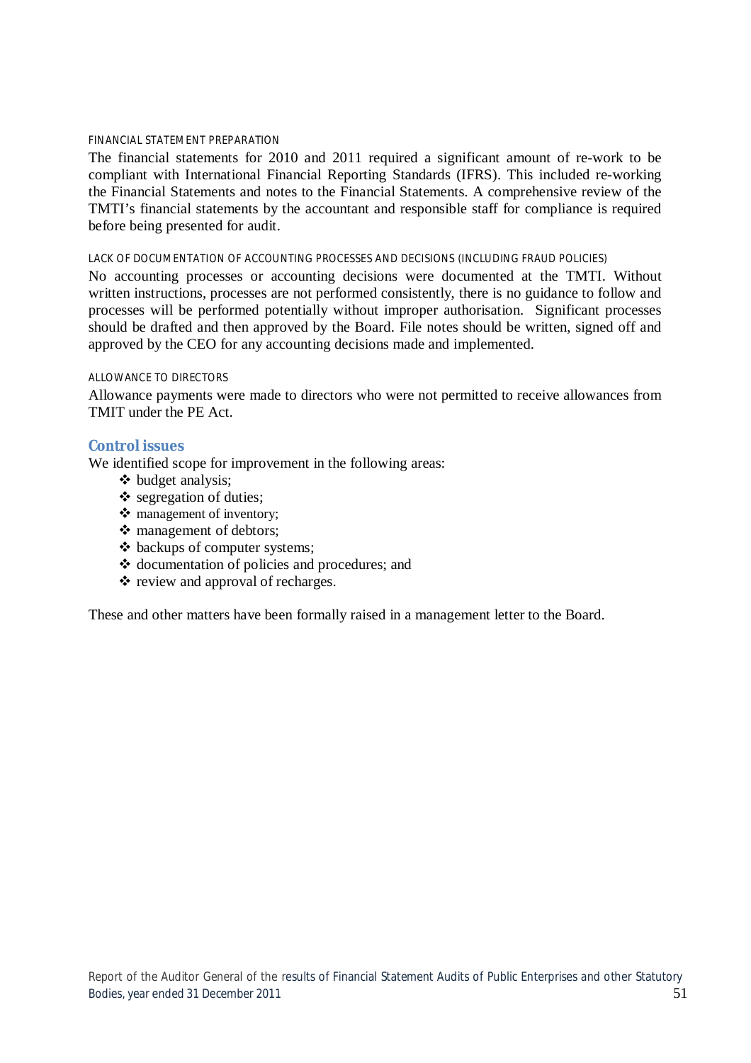#### FINANCIAL STATEMENT PREPARATION

The financial statements for 2010 and 2011 required a significant amount of re-work to be compliant with International Financial Reporting Standards (IFRS). This included re-working the Financial Statements and notes to the Financial Statements. A comprehensive review of the TMTI's financial statements by the accountant and responsible staff for compliance is required before being presented for audit.

#### LACK OF DOCUMENTATION OF ACCOUNTING PROCESSES AND DECISIONS (INCLUDING FRAUD POLICIES)

No accounting processes or accounting decisions were documented at the TMTI. Without written instructions, processes are not performed consistently, there is no guidance to follow and processes will be performed potentially without improper authorisation. Significant processes should be drafted and then approved by the Board. File notes should be written, signed off and approved by the CEO for any accounting decisions made and implemented.

#### ALLOWANCE TO DIRECTORS

Allowance payments were made to directors who were not permitted to receive allowances from TMIT under the PE Act.

### Control issues

We identified scope for improvement in the following areas:

- budget analysis;
- segregation of duties;
- management of inventory;
- management of debtors;
- backups of computer systems;
- documentation of policies and procedures; and
- review and approval of recharges.

These and other matters have been formally raised in a management letter to the Board.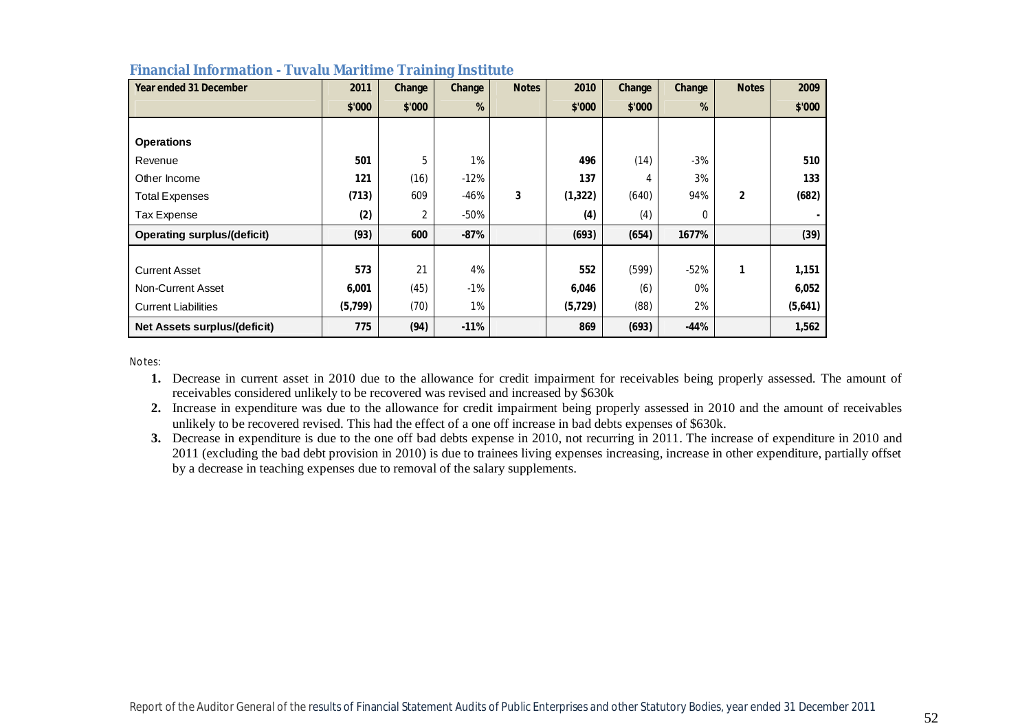## Financial Information - Tuvalu Maritime Training Institute

| Year ended 31 December | 2011 | Change | Change | Notes | 2010 | Change | Change | Notes | 2009 |
|---|---|---|---|---|---|---|---|---|---|
| | $'000 | $'000 | % | | $'000 | $'000 | % | | $'000 |
| **Operations** | | | | | | | | | |
| Revenue | **501** | 5 | 1% | | **496** | (14) | -3% | | **510** |
| Other Income | **121** | (16) | -12% | | **137** | 4 | 3% | | **133** |
| Total Expenses | **(713)** | 609 | -46% | **3** | **(1,322)** | (640) | 94% | **2** | **(682)** |
| Tax Expense | **(2)** | 2 | -50% | | **(4)** | (4) | 0 | | **-** |
| **Operating surplus/(deficit)** | **(93)** | **600** | **-87%** | | **(693)** | **(654)** | **1677%** | | **(39)** |
| Current Asset | **573** | 21 | 4% | | **552** | (599) | -52% | **1** | **1,151** |
| Non-Current Asset | **6,001** | (45) | -1% | | **6,046** | (6) | 0% | | **6,052** |
| Current Liabilities | **(5,799)** | (70) | 1% | | **(5,729)** | (88) | 2% | | **(5,641)** |
| **Net Assets surplus/(deficit)** | **775** | **(94)** | **-11%** | | **869** | **(693)** | **-44%** | | **1,562** |

Notes:

1. Decrease in current asset in 2010 due to the allowance for credit impairment for receivables being properly assessed. The amount of receivables considered unlikely to be recovered was revised and increased by $630k
2. Increase in expenditure was due to the allowance for credit impairment being properly assessed in 2010 and the amount of receivables unlikely to be recovered revised. This had the effect of a one off increase in bad debts expenses of $630k.
3. Decrease in expenditure is due to the one off bad debts expense in 2010, not recurring in 2011. The increase of expenditure in 2010 and 2011 (excluding the bad debt provision in 2010) is due to trainees living expenses increasing, increase in other expenditure, partially offset by a decrease in teaching expenses due to removal of the salary supplements.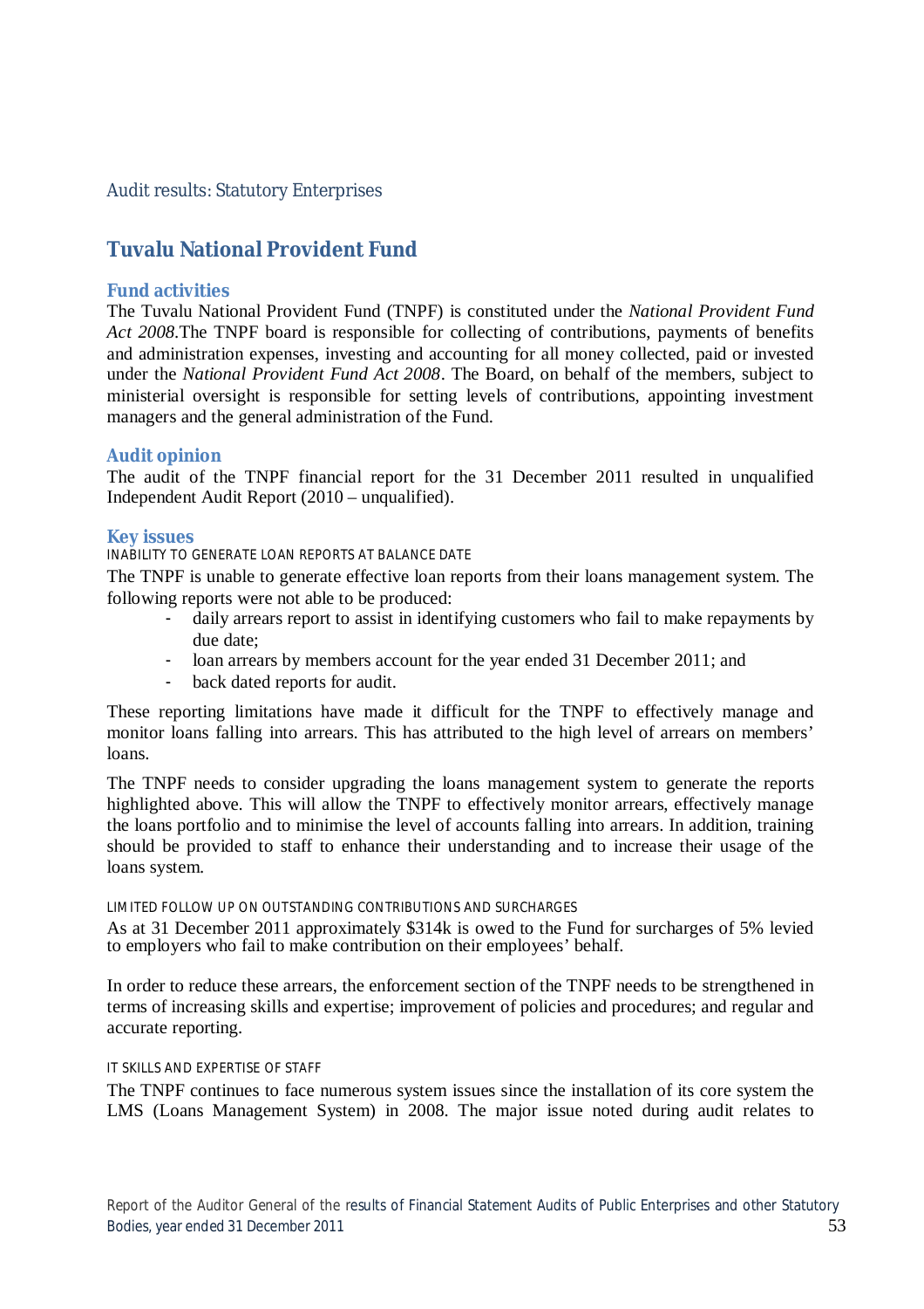Audit results: Statutory Enterprises

## Tuvalu National Provident Fund

### Fund activities

The Tuvalu National Provident Fund (TNPF) is constituted under the *National Provident Fund Act 2008*.The TNPF board is responsible for collecting of contributions, payments of benefits and administration expenses, investing and accounting for all money collected, paid or invested under the *National Provident Fund Act 2008*. The Board, on behalf of the members, subject to ministerial oversight is responsible for setting levels of contributions, appointing investment managers and the general administration of the Fund.

### Audit opinion

The audit of the TNPF financial report for the 31 December 2011 resulted in unqualified Independent Audit Report (2010 – unqualified).

### Key issues

#### INABILITY TO GENERATE LOAN REPORTS AT BALANCE DATE

The TNPF is unable to generate effective loan reports from their loans management system. The following reports were not able to be produced:

- daily arrears report to assist in identifying customers who fail to make repayments by due date;
- loan arrears by members account for the year ended 31 December 2011; and
- back dated reports for audit.

These reporting limitations have made it difficult for the TNPF to effectively manage and monitor loans falling into arrears. This has attributed to the high level of arrears on members' loans.

The TNPF needs to consider upgrading the loans management system to generate the reports highlighted above. This will allow the TNPF to effectively monitor arrears, effectively manage the loans portfolio and to minimise the level of accounts falling into arrears. In addition, training should be provided to staff to enhance their understanding and to increase their usage of the loans system.

#### LIMITED FOLLOW UP ON OUTSTANDING CONTRIBUTIONS AND SURCHARGES

As at 31 December 2011 approximately $314k is owed to the Fund for surcharges of 5% levied to employers who fail to make contribution on their employees' behalf.

In order to reduce these arrears, the enforcement section of the TNPF needs to be strengthened in terms of increasing skills and expertise; improvement of policies and procedures; and regular and accurate reporting.

#### IT SKILLS AND EXPERTISE OF STAFF

The TNPF continues to face numerous system issues since the installation of its core system the LMS (Loans Management System) in 2008. The major issue noted during audit relates to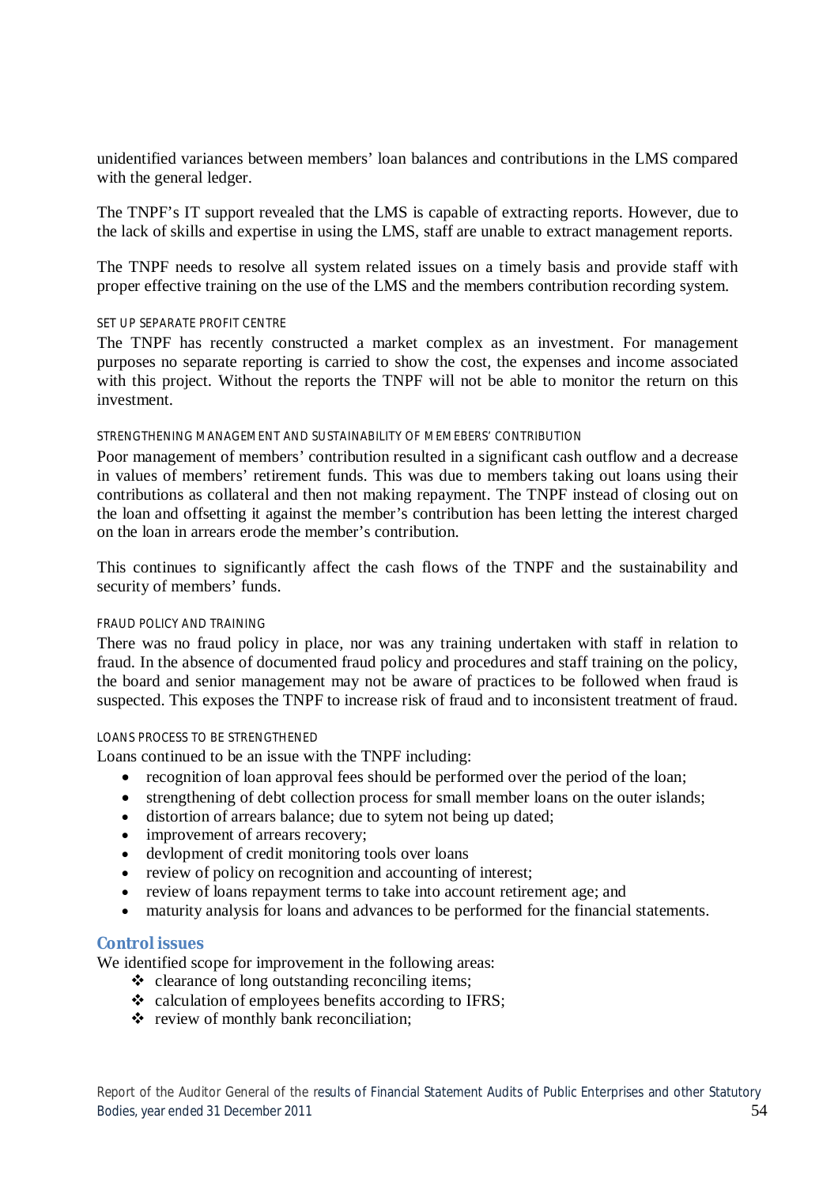unidentified variances between members' loan balances and contributions in the LMS compared with the general ledger.

The TNPF's IT support revealed that the LMS is capable of extracting reports. However, due to the lack of skills and expertise in using the LMS, staff are unable to extract management reports.

The TNPF needs to resolve all system related issues on a timely basis and provide staff with proper effective training on the use of the LMS and the members contribution recording system.

#### SET UP SEPARATE PROFIT CENTRE

The TNPF has recently constructed a market complex as an investment. For management purposes no separate reporting is carried to show the cost, the expenses and income associated with this project. Without the reports the TNPF will not be able to monitor the return on this investment.

#### STRENGTHENING MANAGEMENT AND SUSTAINABILITY OF MEMEBERS' CONTRIBUTION

Poor management of members' contribution resulted in a significant cash outflow and a decrease in values of members' retirement funds. This was due to members taking out loans using their contributions as collateral and then not making repayment. The TNPF instead of closing out on the loan and offsetting it against the member's contribution has been letting the interest charged on the loan in arrears erode the member's contribution.

This continues to significantly affect the cash flows of the TNPF and the sustainability and security of members' funds.

#### FRAUD POLICY AND TRAINING

There was no fraud policy in place, nor was any training undertaken with staff in relation to fraud. In the absence of documented fraud policy and procedures and staff training on the policy, the board and senior management may not be aware of practices to be followed when fraud is suspected. This exposes the TNPF to increase risk of fraud and to inconsistent treatment of fraud.

#### LOANS PROCESS TO BE STRENGTHENED

Loans continued to be an issue with the TNPF including:

- recognition of loan approval fees should be performed over the period of the loan;
- strengthening of debt collection process for small member loans on the outer islands;
- distortion of arrears balance; due to sytem not being up dated;
- improvement of arrears recovery;
- devlopment of credit monitoring tools over loans
- review of policy on recognition and accounting of interest;
- review of loans repayment terms to take into account retirement age; and
- maturity analysis for loans and advances to be performed for the financial statements.

### Control issues

We identified scope for improvement in the following areas:

- clearance of long outstanding reconciling items;
- calculation of employees benefits according to IFRS;
- review of monthly bank reconciliation;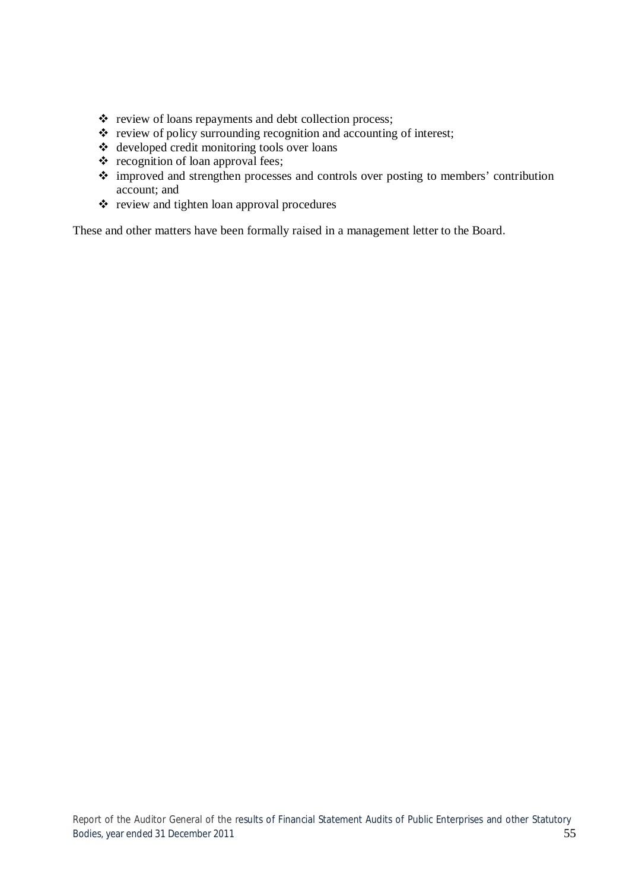- review of loans repayments and debt collection process;
- review of policy surrounding recognition and accounting of interest;
- developed credit monitoring tools over loans
- recognition of loan approval fees;
- improved and strengthen processes and controls over posting to members' contribution account; and
- review and tighten loan approval procedures

These and other matters have been formally raised in a management letter to the Board.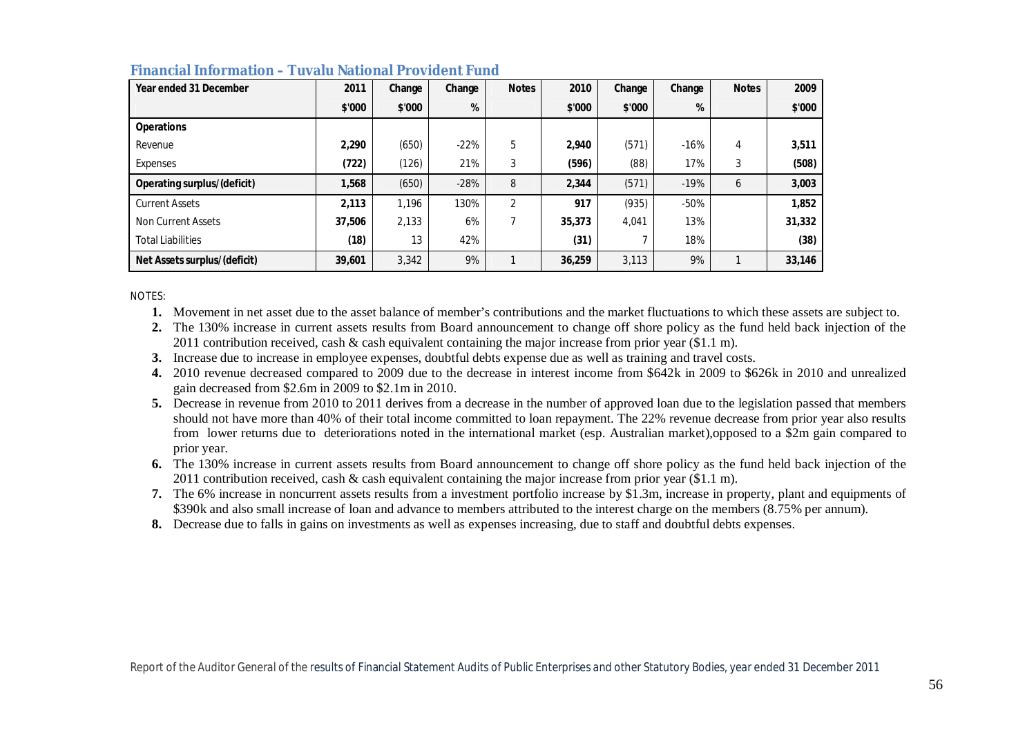## Financial Information – Tuvalu National Provident Fund

| Year ended 31 December | 2011 | Change | Change | Notes | 2010 | Change | Change | Notes | 2009 |
|---|---|---|---|---|---|---|---|---|---|
| | $'000 | $'000 | % | | $'000 | $'000 | % | | $'000 |
| **Operations** | | | | | | | | | |
| Revenue | **2,290** | (650) | -22% | 5 | **2,940** | (571) | -16% | 4 | **3,511** |
| Expenses | **(722)** | (126) | 21% | 3 | **(596)** | (88) | 17% | 3 | **(508)** |
| **Operating surplus/(deficit)** | **1,568** | (650) | -28% | 8 | **2,344** | (571) | -19% | 6 | **3,003** |
| Current Assets | **2,113** | 1,196 | 130% | 2 | **917** | (935) | -50% | | **1,852** |
| Non Current Assets | **37,506** | 2,133 | 6% | 7 | **35,373** | 4,041 | 13% | | **31,332** |
| Total Liabilities | **(18)** | 13 | 42% | | **(31)** | 7 | 18% | | **(38)** |
| **Net Assets surplus/(deficit)** | **39,601** | 3,342 | 9% | 1 | **36,259** | 3,113 | 9% | 1 | **33,146** |

NOTES:

1. Movement in net asset due to the asset balance of member's contributions and the market fluctuations to which these assets are subject to.
2. The 130% increase in current assets results from Board announcement to change off shore policy as the fund held back injection of the 2011 contribution received, cash & cash equivalent containing the major increase from prior year ($1.1 m).
3. Increase due to increase in employee expenses, doubtful debts expense due as well as training and travel costs.
4. 2010 revenue decreased compared to 2009 due to the decrease in interest income from $642k in 2009 to $626k in 2010 and unrealized gain decreased from $2.6m in 2009 to $2.1m in 2010.
5. Decrease in revenue from 2010 to 2011 derives from a decrease in the number of approved loan due to the legislation passed that members should not have more than 40% of their total income committed to loan repayment. The 22% revenue decrease from prior year also results from lower returns due to deteriorations noted in the international market (esp. Australian market),opposed to a $2m gain compared to prior year.
6. The 130% increase in current assets results from Board announcement to change off shore policy as the fund held back injection of the 2011 contribution received, cash & cash equivalent containing the major increase from prior year ($1.1 m).
7. The 6% increase in noncurrent assets results from a investment portfolio increase by $1.3m, increase in property, plant and equipments of $390k and also small increase of loan and advance to members attributed to the interest charge on the members (8.75% per annum).
8. Decrease due to falls in gains on investments as well as expenses increasing, due to staff and doubtful debts expenses.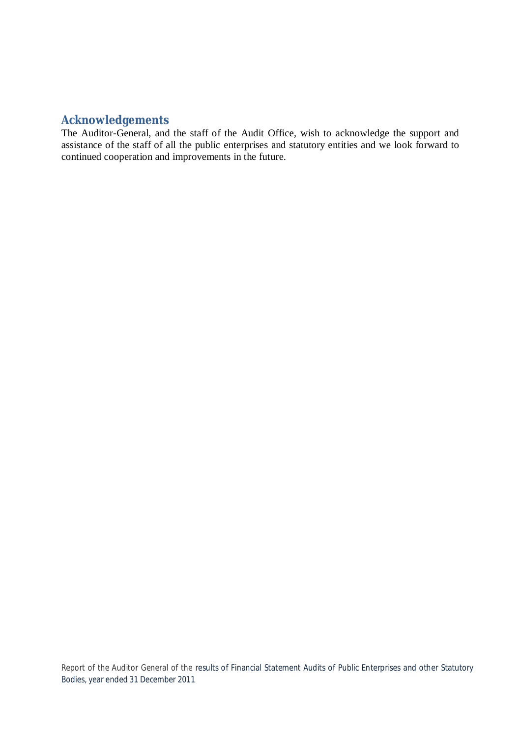## Acknowledgements

The Auditor-General, and the staff of the Audit Office, wish to acknowledge the support and assistance of the staff of all the public enterprises and statutory entities and we look forward to continued cooperation and improvements in the future.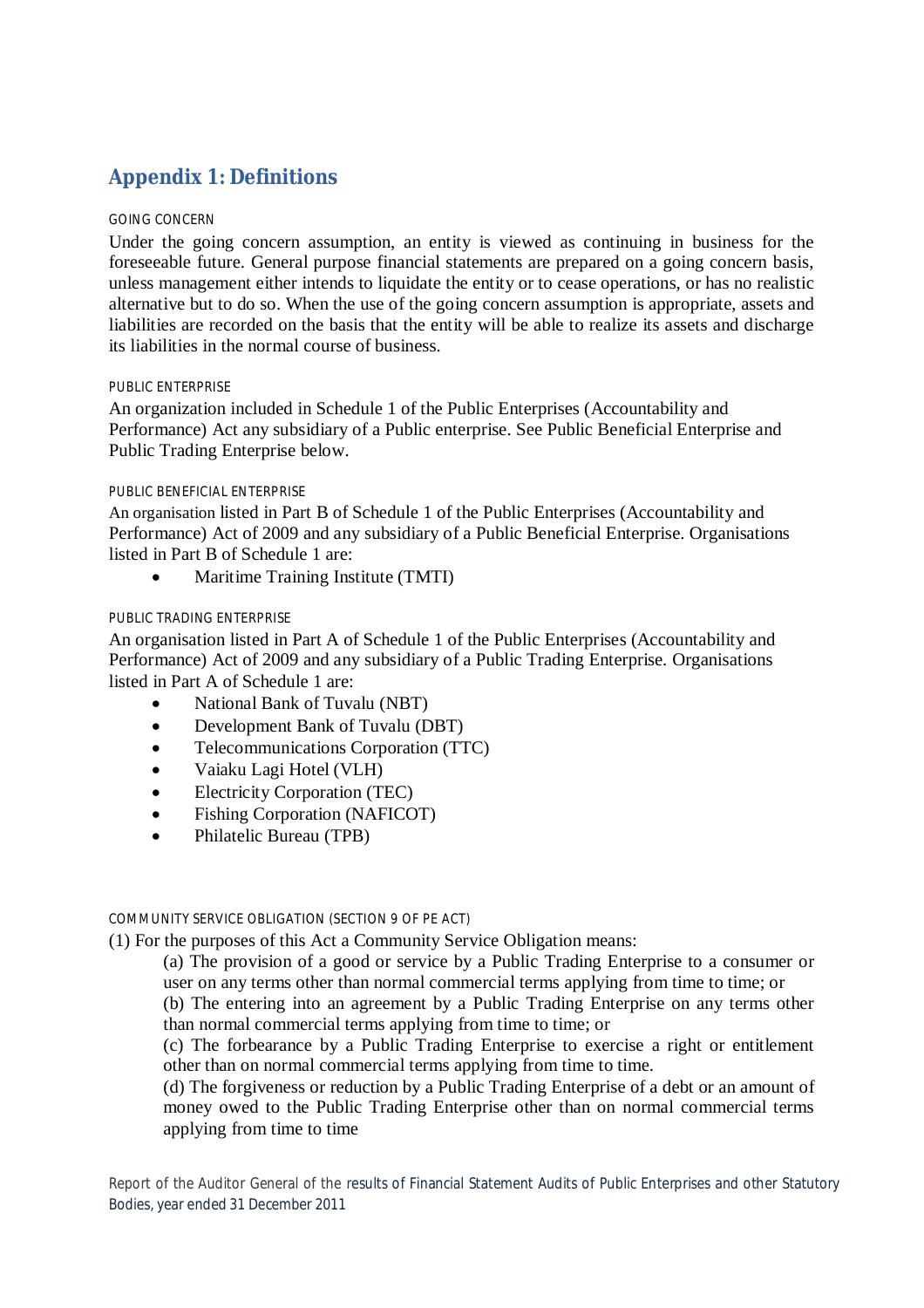## Appendix 1: Definitions

#### GOING CONCERN

Under the going concern assumption, an entity is viewed as continuing in business for the foreseeable future. General purpose financial statements are prepared on a going concern basis, unless management either intends to liquidate the entity or to cease operations, or has no realistic alternative but to do so. When the use of the going concern assumption is appropriate, assets and liabilities are recorded on the basis that the entity will be able to realize its assets and discharge its liabilities in the normal course of business.

#### PUBLIC ENTERPRISE

An organization included in Schedule 1 of the Public Enterprises (Accountability and Performance) Act any subsidiary of a Public enterprise. See Public Beneficial Enterprise and Public Trading Enterprise below.

#### PUBLIC BENEFICIAL ENTERPRISE

An organisation listed in Part B of Schedule 1 of the Public Enterprises (Accountability and Performance) Act of 2009 and any subsidiary of a Public Beneficial Enterprise. Organisations listed in Part B of Schedule 1 are:

- Maritime Training Institute (TMTI)

#### PUBLIC TRADING ENTERPRISE

An organisation listed in Part A of Schedule 1 of the Public Enterprises (Accountability and Performance) Act of 2009 and any subsidiary of a Public Trading Enterprise. Organisations listed in Part A of Schedule 1 are:

- National Bank of Tuvalu (NBT)
- Development Bank of Tuvalu (DBT)
- Telecommunications Corporation (TTC)
- Vaiaku Lagi Hotel (VLH)
- Electricity Corporation (TEC)
- Fishing Corporation (NAFICOT)
- Philatelic Bureau (TPB)

#### COMMUNITY SERVICE OBLIGATION (SECTION 9 OF PE ACT)

(1) For the purposes of this Act a Community Service Obligation means:

(a) The provision of a good or service by a Public Trading Enterprise to a consumer or user on any terms other than normal commercial terms applying from time to time; or

(b) The entering into an agreement by a Public Trading Enterprise on any terms other than normal commercial terms applying from time to time; or

(c) The forbearance by a Public Trading Enterprise to exercise a right or entitlement other than on normal commercial terms applying from time to time.

(d) The forgiveness or reduction by a Public Trading Enterprise of a debt or an amount of money owed to the Public Trading Enterprise other than on normal commercial terms applying from time to time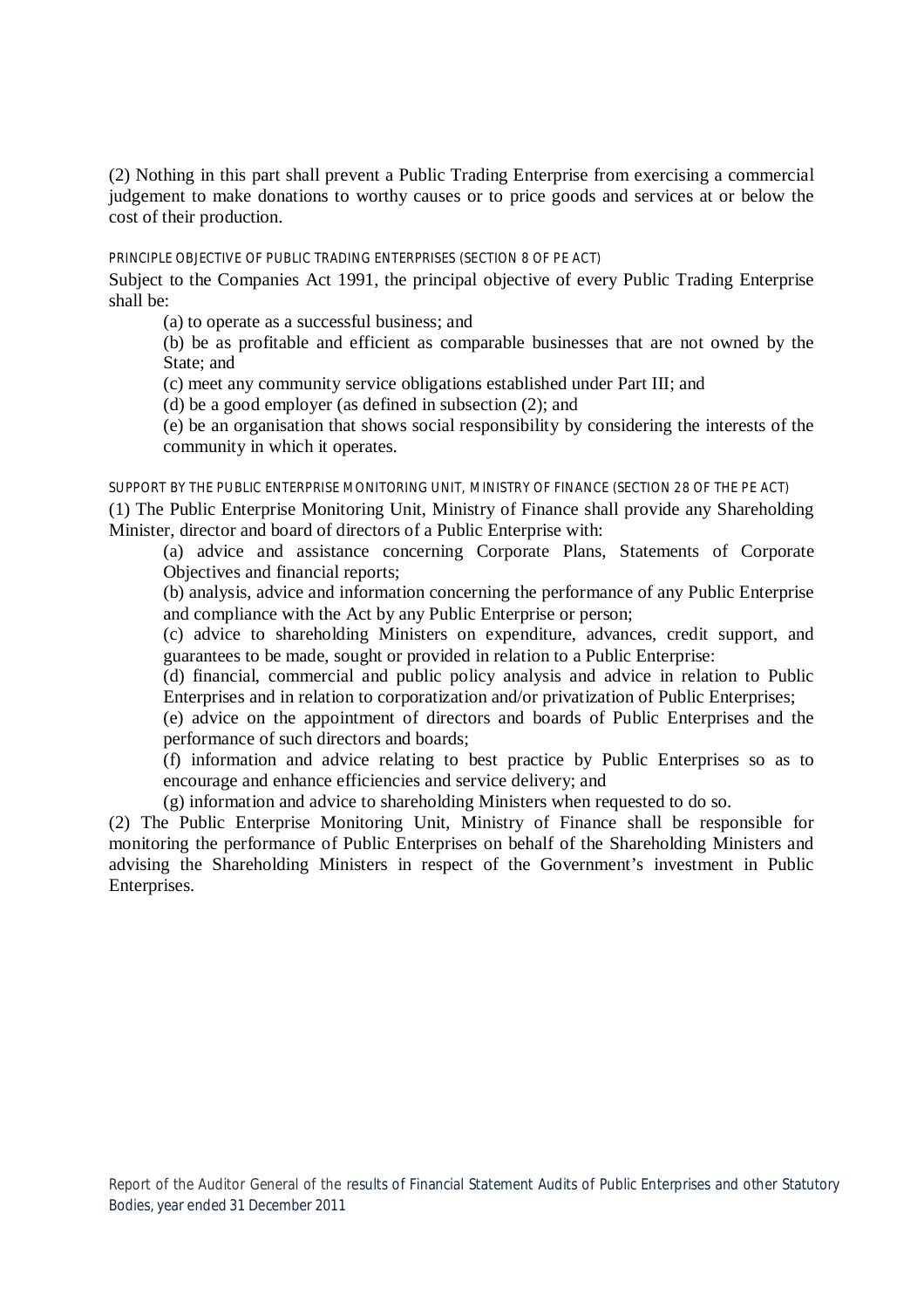(2) Nothing in this part shall prevent a Public Trading Enterprise from exercising a commercial judgement to make donations to worthy causes or to price goods and services at or below the cost of their production.

###### PRINCIPLE OBJECTIVE OF PUBLIC TRADING ENTERPRISES (SECTION 8 OF PE ACT)

Subject to the Companies Act 1991, the principal objective of every Public Trading Enterprise shall be:

(a) to operate as a successful business; and

(b) be as profitable and efficient as comparable businesses that are not owned by the State; and

(c) meet any community service obligations established under Part III; and

(d) be a good employer (as defined in subsection (2); and

(e) be an organisation that shows social responsibility by considering the interests of the community in which it operates.

###### SUPPORT BY THE PUBLIC ENTERPRISE MONITORING UNIT, MINISTRY OF FINANCE (SECTION 28 OF THE PE ACT)

(1) The Public Enterprise Monitoring Unit, Ministry of Finance shall provide any Shareholding Minister, director and board of directors of a Public Enterprise with:

(a) advice and assistance concerning Corporate Plans, Statements of Corporate Objectives and financial reports;

(b) analysis, advice and information concerning the performance of any Public Enterprise and compliance with the Act by any Public Enterprise or person;

(c) advice to shareholding Ministers on expenditure, advances, credit support, and guarantees to be made, sought or provided in relation to a Public Enterprise:

(d) financial, commercial and public policy analysis and advice in relation to Public Enterprises and in relation to corporatization and/or privatization of Public Enterprises;

(e) advice on the appointment of directors and boards of Public Enterprises and the performance of such directors and boards;

(f) information and advice relating to best practice by Public Enterprises so as to encourage and enhance efficiencies and service delivery; and

(g) information and advice to shareholding Ministers when requested to do so.

(2) The Public Enterprise Monitoring Unit, Ministry of Finance shall be responsible for monitoring the performance of Public Enterprises on behalf of the Shareholding Ministers and advising the Shareholding Ministers in respect of the Government's investment in Public Enterprises.